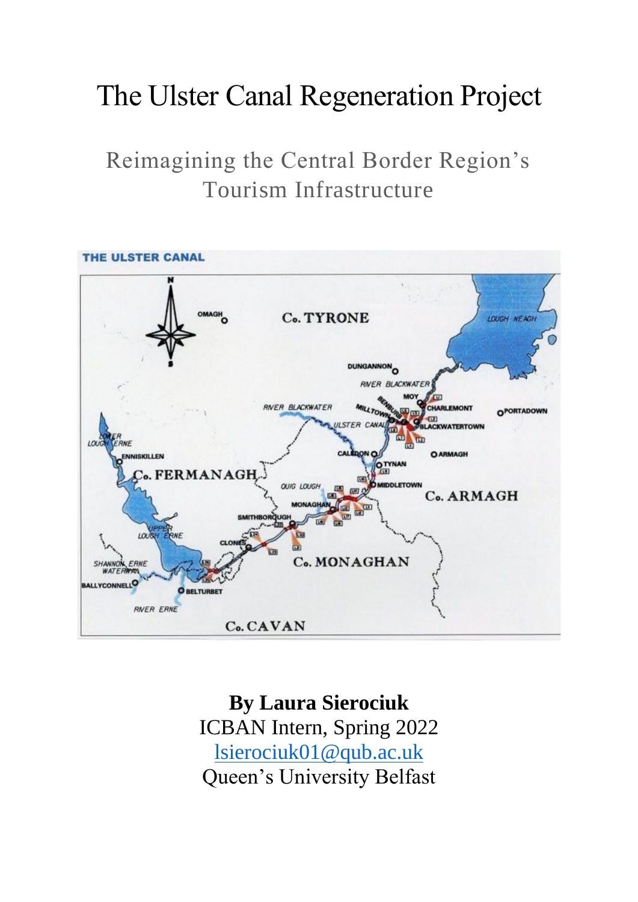# The Ulster Canal Regeneration Project

## Reimagining the Central Border Region's Tourism Infrastructure

**By Laura Sierociuk**
ICBAN Intern, Spring 2022
lsierociuk01@qub.ac.uk
Queen's University Belfast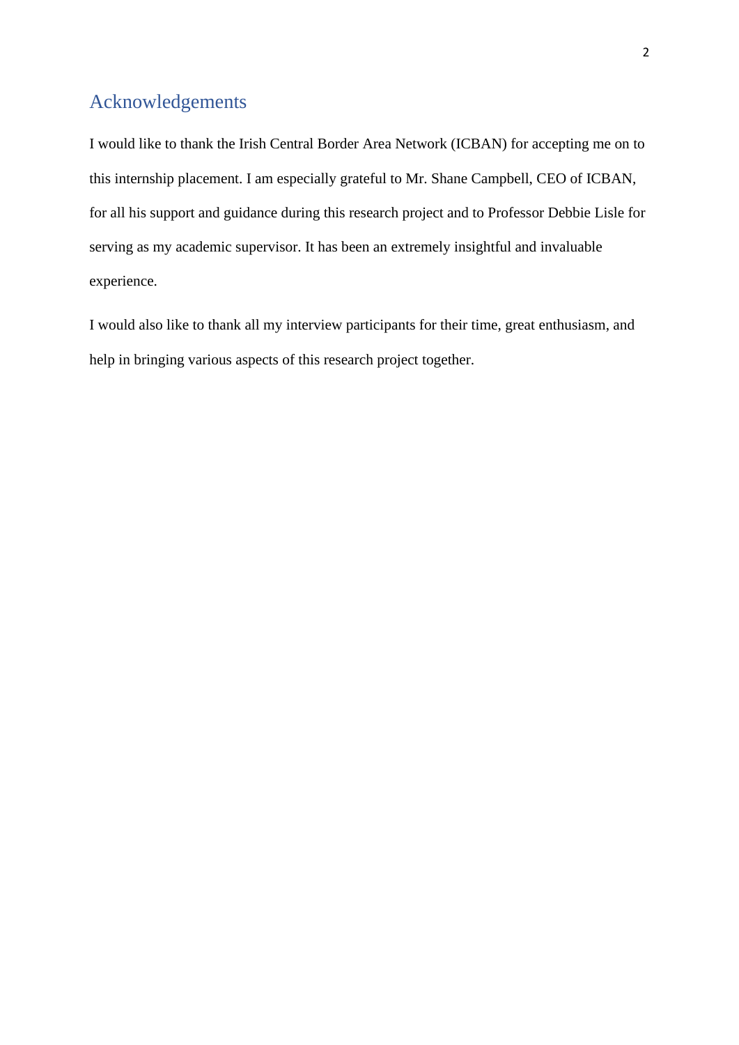# Acknowledgements

I would like to thank the Irish Central Border Area Network (ICBAN) for accepting me on to this internship placement. I am especially grateful to Mr. Shane Campbell, CEO of ICBAN, for all his support and guidance during this research project and to Professor Debbie Lisle for serving as my academic supervisor. It has been an extremely insightful and invaluable experience.

I would also like to thank all my interview participants for their time, great enthusiasm, and help in bringing various aspects of this research project together.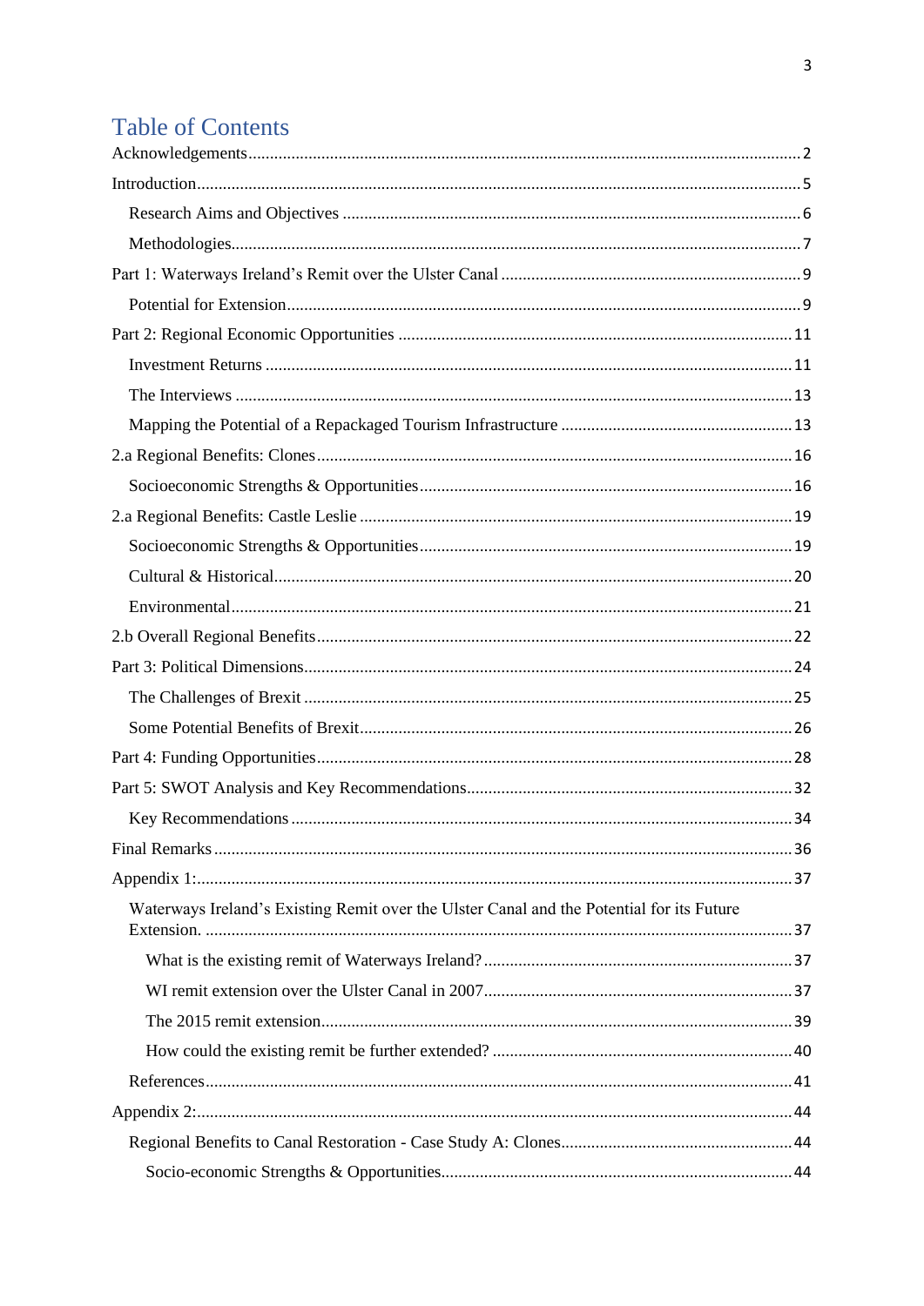# Table of Contents

Acknowledgements........................................................................................................2

Introduction..................................................................................................................5

- Research Aims and Objectives ..................................................................................6
- Methodologies...........................................................................................................7

Part 1: Waterways Ireland's Remit over the Ulster Canal ..............................................9

- Potential for Extension...............................................................................................9

Part 2: Regional Economic Opportunities ...................................................................11

- Investment Returns ..................................................................................................11
- The Interviews .........................................................................................................13
- Mapping the Potential of a Repackaged Tourism Infrastructure ..............................13

2.a Regional Benefits: Clones.......................................................................................16

- Socioeconomic Strengths & Opportunities...............................................................16

2.a Regional Benefits: Castle Leslie ............................................................................19

- Socioeconomic Strengths & Opportunities...............................................................19
- Cultural & Historical.................................................................................................20
- Environmental..........................................................................................................21

2.b Overall Regional Benefits.......................................................................................22

Part 3: Political Dimensions..........................................................................................24

- The Challenges of Brexit .........................................................................................25
- Some Potential Benefits of Brexit.............................................................................26

Part 4: Funding Opportunities.......................................................................................28

Part 5: SWOT Analysis and Key Recommendations.....................................................32

- Key Recommendations ............................................................................................34

Final Remarks ...............................................................................................................36

Appendix 1:...................................................................................................................37

- Waterways Ireland's Existing Remit over the Ulster Canal and the Potential for its Future Extension. ......................................................................................................37
  - What is the existing remit of Waterways Ireland? ................................................37
  - WI remit extension over the Ulster Canal in 2007................................................37
  - The 2015 remit extension......................................................................................39
  - How could the existing remit be further extended? ..............................................40
- References................................................................................................................41

Appendix 2:...................................................................................................................44

- Regional Benefits to Canal Restoration - Case Study A: Clones...............................44
  - Socio-economic Strengths & Opportunities..........................................................44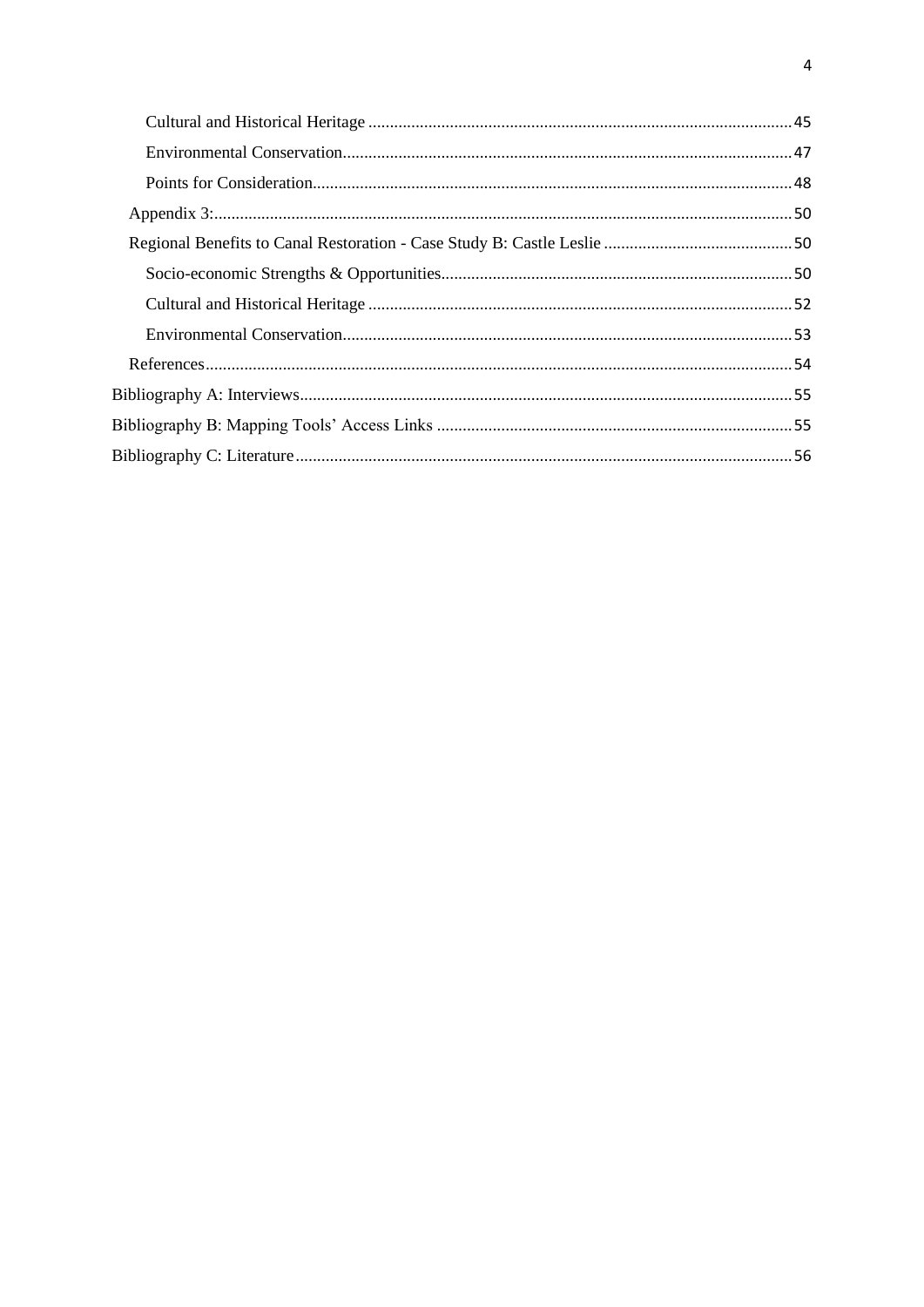Cultural and Historical Heritage ..... 45

Environmental Conservation..... 47

Points for Consideration..... 48

Appendix 3:..... 50

Regional Benefits to Canal Restoration - Case Study B: Castle Leslie ..... 50

Socio-economic Strengths & Opportunities..... 50

Cultural and Historical Heritage ..... 52

Environmental Conservation..... 53

References..... 54

Bibliography A: Interviews..... 55

Bibliography B: Mapping Tools' Access Links ..... 55

Bibliography C: Literature..... 56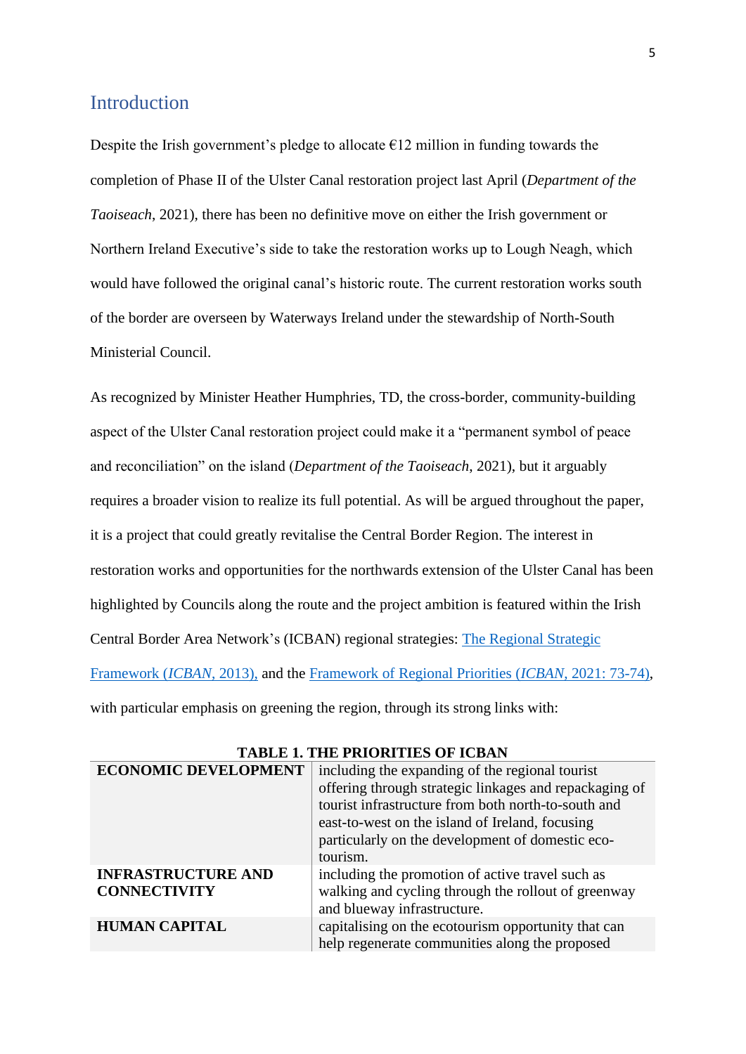## Introduction

Despite the Irish government's pledge to allocate €12 million in funding towards the completion of Phase II of the Ulster Canal restoration project last April (*Department of the Taoiseach*, 2021), there has been no definitive move on either the Irish government or Northern Ireland Executive's side to take the restoration works up to Lough Neagh, which would have followed the original canal's historic route. The current restoration works south of the border are overseen by Waterways Ireland under the stewardship of North-South Ministerial Council.

As recognized by Minister Heather Humphries, TD, the cross-border, community-building aspect of the Ulster Canal restoration project could make it a "permanent symbol of peace and reconciliation" on the island (*Department of the Taoiseach*, 2021), but it arguably requires a broader vision to realize its full potential. As will be argued throughout the paper, it is a project that could greatly revitalise the Central Border Region. The interest in restoration works and opportunities for the northwards extension of the Ulster Canal has been highlighted by Councils along the route and the project ambition is featured within the Irish Central Border Area Network's (ICBAN) regional strategies: The Regional Strategic Framework (*ICBAN*, 2013), and the Framework of Regional Priorities (*ICBAN*, 2021: 73-74), with particular emphasis on greening the region, through its strong links with:

**TABLE 1. THE PRIORITIES OF ICBAN**

| | |
|---|---|
| **ECONOMIC DEVELOPMENT** | including the expanding of the regional tourist offering through strategic linkages and repackaging of tourist infrastructure from both north-to-south and east-to-west on the island of Ireland, focusing particularly on the development of domestic eco-tourism. |
| **INFRASTRUCTURE AND CONNECTIVITY** | including the promotion of active travel such as walking and cycling through the rollout of greenway and blueway infrastructure. |
| **HUMAN CAPITAL** | capitalising on the ecotourism opportunity that can help regenerate communities along the proposed |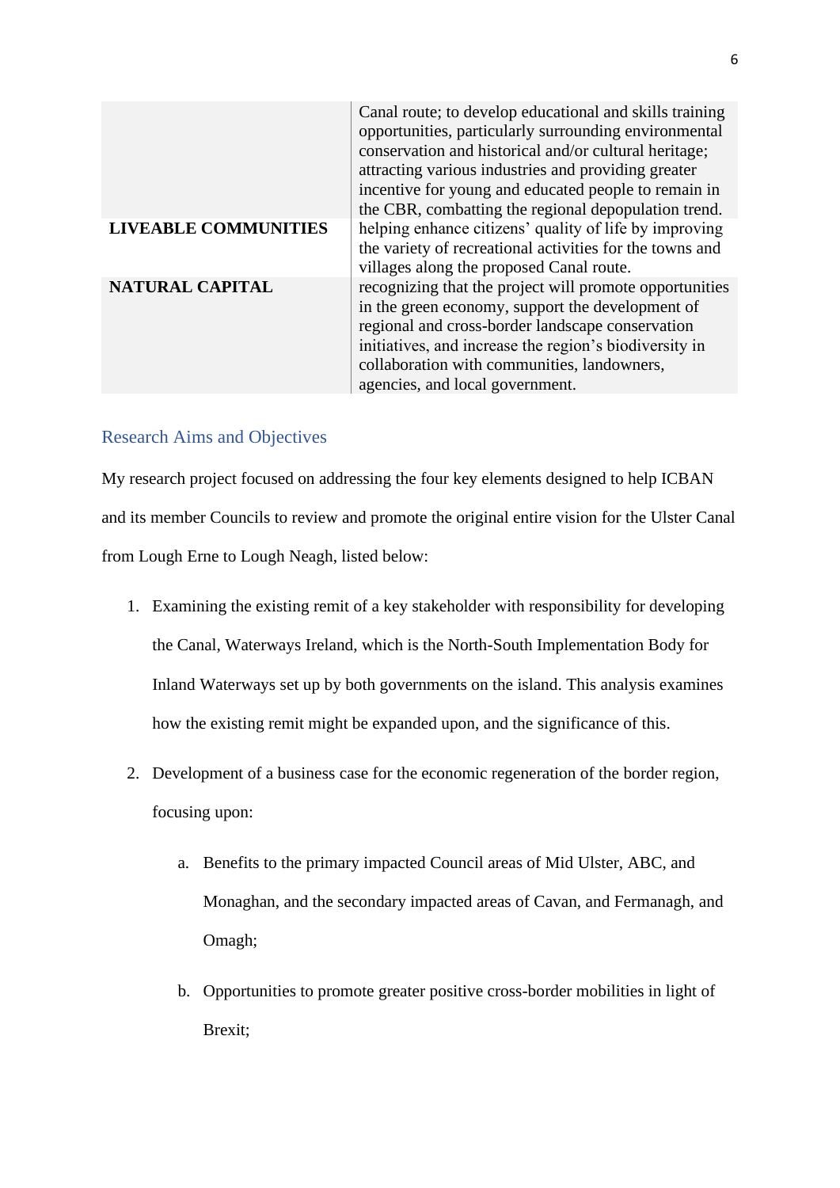| | |
|---|---|
| | Canal route; to develop educational and skills training opportunities, particularly surrounding environmental conservation and historical and/or cultural heritage; attracting various industries and providing greater incentive for young and educated people to remain in the CBR, combatting the regional depopulation trend. |
| **LIVEABLE COMMUNITIES** | helping enhance citizens' quality of life by improving the variety of recreational activities for the towns and villages along the proposed Canal route. |
| **NATURAL CAPITAL** | recognizing that the project will promote opportunities in the green economy, support the development of regional and cross-border landscape conservation initiatives, and increase the region's biodiversity in collaboration with communities, landowners, agencies, and local government. |

## Research Aims and Objectives

My research project focused on addressing the four key elements designed to help ICBAN and its member Councils to review and promote the original entire vision for the Ulster Canal from Lough Erne to Lough Neagh, listed below:

1. Examining the existing remit of a key stakeholder with responsibility for developing the Canal, Waterways Ireland, which is the North-South Implementation Body for Inland Waterways set up by both governments on the island. This analysis examines how the existing remit might be expanded upon, and the significance of this.

2. Development of a business case for the economic regeneration of the border region, focusing upon:

    a. Benefits to the primary impacted Council areas of Mid Ulster, ABC, and Monaghan, and the secondary impacted areas of Cavan, and Fermanagh, and Omagh;

    b. Opportunities to promote greater positive cross-border mobilities in light of Brexit;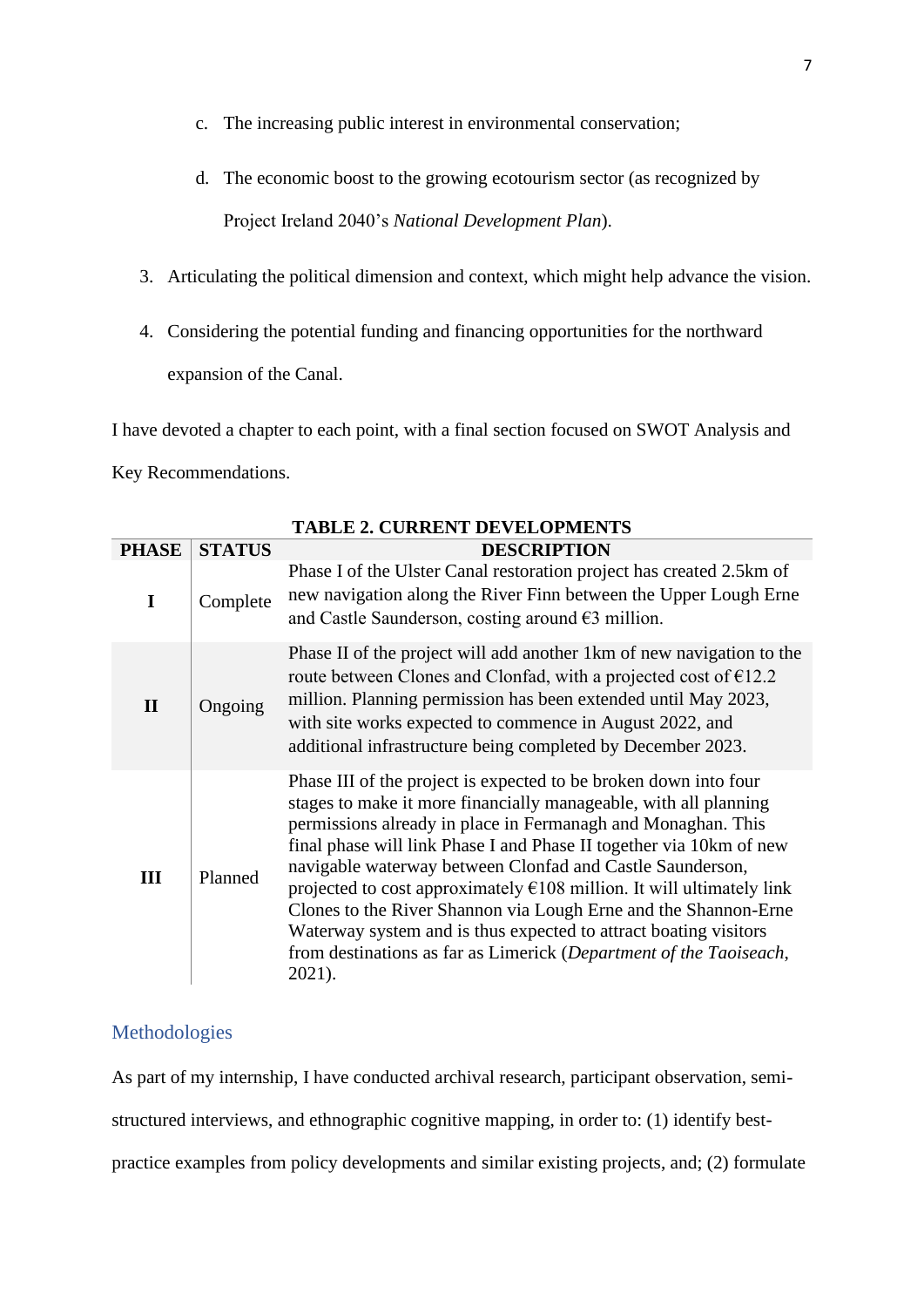c. The increasing public interest in environmental conservation;

   d. The economic boost to the growing ecotourism sector (as recognized by Project Ireland 2040's *National Development Plan*).

3. Articulating the political dimension and context, which might help advance the vision.

4. Considering the potential funding and financing opportunities for the northward expansion of the Canal.

I have devoted a chapter to each point, with a final section focused on SWOT Analysis and Key Recommendations.

**TABLE 2. CURRENT DEVELOPMENTS**

| PHASE | STATUS | DESCRIPTION |
|---|---|---|
| **I** | Complete | Phase I of the Ulster Canal restoration project has created 2.5km of new navigation along the River Finn between the Upper Lough Erne and Castle Saunderson, costing around €3 million. |
| **II** | Ongoing | Phase II of the project will add another 1km of new navigation to the route between Clones and Clonfad, with a projected cost of €12.2 million. Planning permission has been extended until May 2023, with site works expected to commence in August 2022, and additional infrastructure being completed by December 2023. |
| **III** | Planned | Phase III of the project is expected to be broken down into four stages to make it more financially manageable, with all planning permissions already in place in Fermanagh and Monaghan. This final phase will link Phase I and Phase II together via 10km of new navigable waterway between Clonfad and Castle Saunderson, projected to cost approximately €108 million. It will ultimately link Clones to the River Shannon via Lough Erne and the Shannon-Erne Waterway system and is thus expected to attract boating visitors from destinations as far as Limerick (*Department of the Taoiseach*, 2021). |

## Methodologies

As part of my internship, I have conducted archival research, participant observation, semi-structured interviews, and ethnographic cognitive mapping, in order to: (1) identify best-practice examples from policy developments and similar existing projects, and; (2) formulate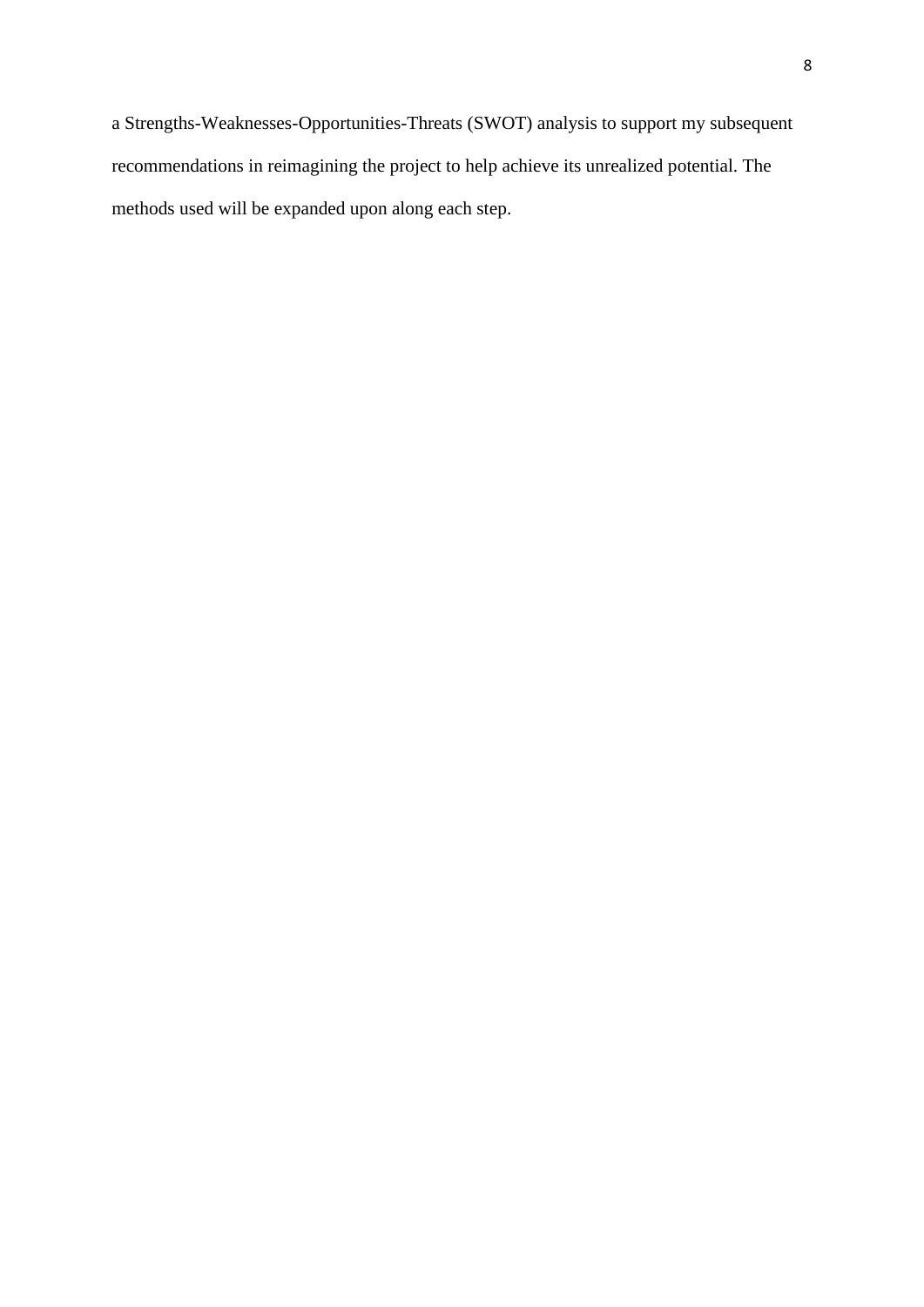a Strengths-Weaknesses-Opportunities-Threats (SWOT) analysis to support my subsequent recommendations in reimagining the project to help achieve its unrealized potential. The methods used will be expanded upon along each step.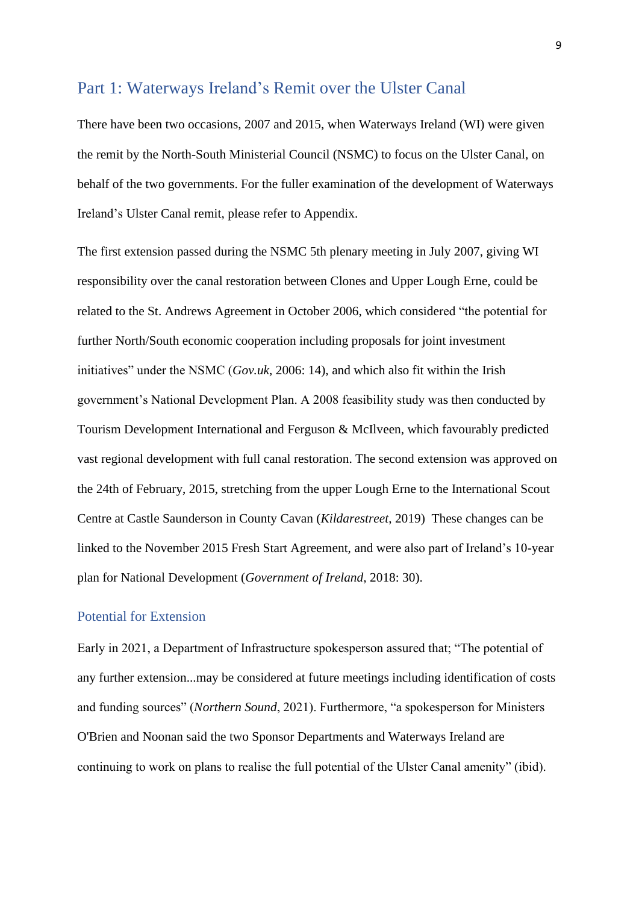## Part 1: Waterways Ireland's Remit over the Ulster Canal

There have been two occasions, 2007 and 2015, when Waterways Ireland (WI) were given the remit by the North-South Ministerial Council (NSMC) to focus on the Ulster Canal, on behalf of the two governments. For the fuller examination of the development of Waterways Ireland's Ulster Canal remit, please refer to Appendix.

The first extension passed during the NSMC 5th plenary meeting in July 2007, giving WI responsibility over the canal restoration between Clones and Upper Lough Erne, could be related to the St. Andrews Agreement in October 2006, which considered "the potential for further North/South economic cooperation including proposals for joint investment initiatives" under the NSMC (*Gov.uk*, 2006: 14), and which also fit within the Irish government's National Development Plan. A 2008 feasibility study was then conducted by Tourism Development International and Ferguson & McIlveen, which favourably predicted vast regional development with full canal restoration. The second extension was approved on the 24th of February, 2015, stretching from the upper Lough Erne to the International Scout Centre at Castle Saunderson in County Cavan (*Kildarestreet*, 2019) These changes can be linked to the November 2015 Fresh Start Agreement, and were also part of Ireland's 10-year plan for National Development (*Government of Ireland*, 2018: 30).

### Potential for Extension

Early in 2021, a Department of Infrastructure spokesperson assured that; "The potential of any further extension...may be considered at future meetings including identification of costs and funding sources" (*Northern Sound*, 2021). Furthermore, "a spokesperson for Ministers O'Brien and Noonan said the two Sponsor Departments and Waterways Ireland are continuing to work on plans to realise the full potential of the Ulster Canal amenity" (ibid).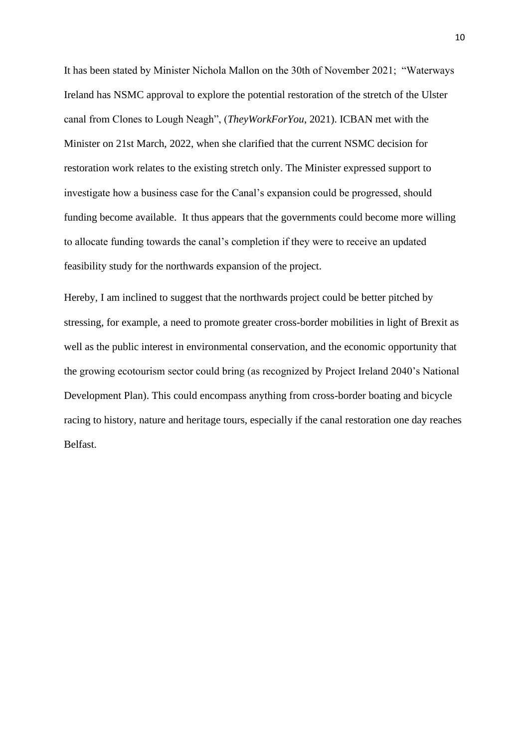It has been stated by Minister Nichola Mallon on the 30th of November 2021;  "Waterways Ireland has NSMC approval to explore the potential restoration of the stretch of the Ulster canal from Clones to Lough Neagh", (*TheyWorkForYou*, 2021). ICBAN met with the Minister on 21st March, 2022, when she clarified that the current NSMC decision for restoration work relates to the existing stretch only. The Minister expressed support to investigate how a business case for the Canal's expansion could be progressed, should funding become available.  It thus appears that the governments could become more willing to allocate funding towards the canal's completion if they were to receive an updated feasibility study for the northwards expansion of the project.

Hereby, I am inclined to suggest that the northwards project could be better pitched by stressing, for example, a need to promote greater cross-border mobilities in light of Brexit as well as the public interest in environmental conservation, and the economic opportunity that the growing ecotourism sector could bring (as recognized by Project Ireland 2040's National Development Plan). This could encompass anything from cross-border boating and bicycle racing to history, nature and heritage tours, especially if the canal restoration one day reaches Belfast.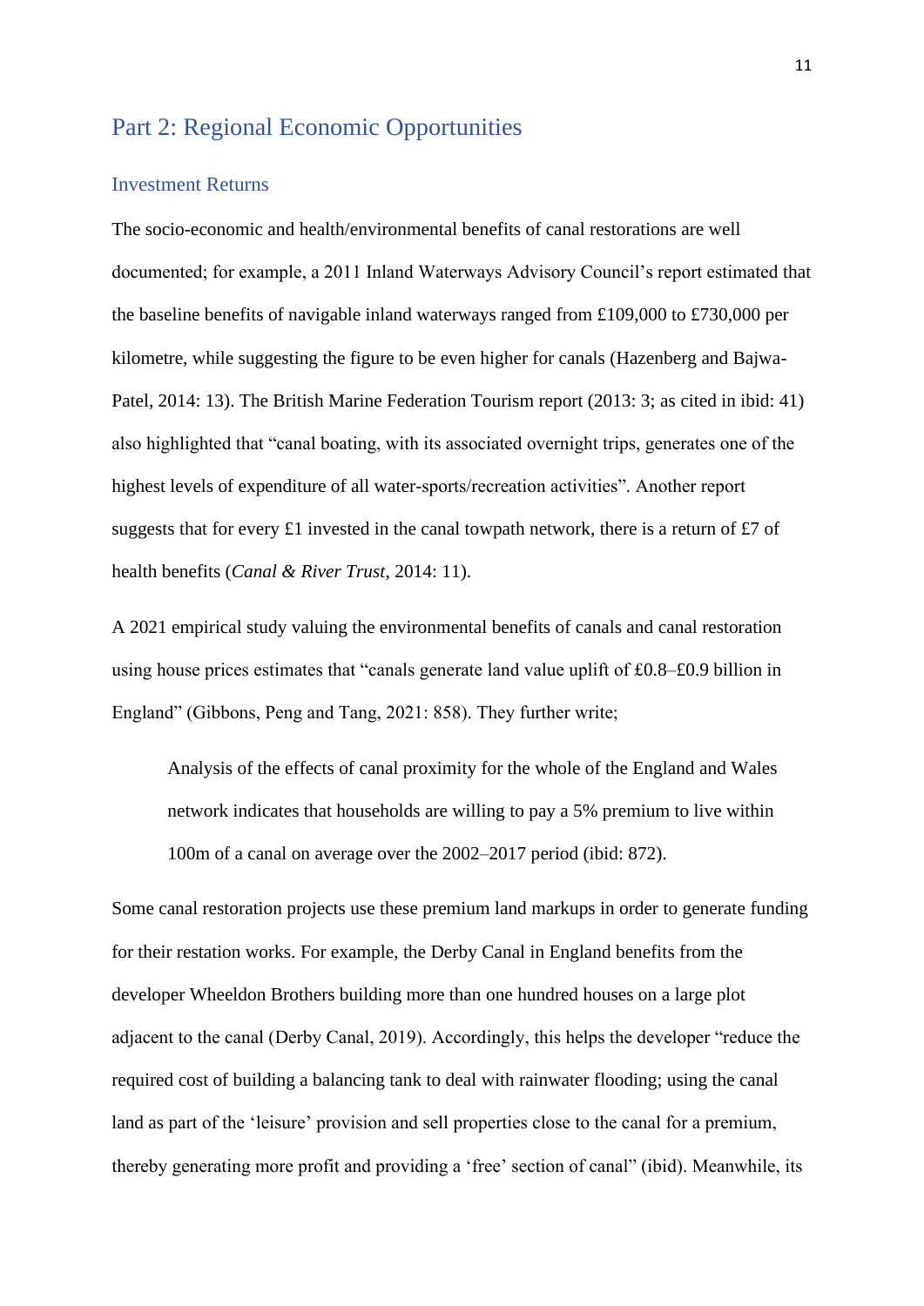## Part 2: Regional Economic Opportunities

### Investment Returns

The socio-economic and health/environmental benefits of canal restorations are well documented; for example, a 2011 Inland Waterways Advisory Council's report estimated that the baseline benefits of navigable inland waterways ranged from £109,000 to £730,000 per kilometre, while suggesting the figure to be even higher for canals (Hazenberg and Bajwa-Patel, 2014: 13). The British Marine Federation Tourism report (2013: 3; as cited in ibid: 41) also highlighted that "canal boating, with its associated overnight trips, generates one of the highest levels of expenditure of all water-sports/recreation activities". Another report suggests that for every £1 invested in the canal towpath network, there is a return of £7 of health benefits (*Canal & River Trust*, 2014: 11).

A 2021 empirical study valuing the environmental benefits of canals and canal restoration using house prices estimates that "canals generate land value uplift of £0.8–£0.9 billion in England" (Gibbons, Peng and Tang, 2021: 858). They further write;

> Analysis of the effects of canal proximity for the whole of the England and Wales network indicates that households are willing to pay a 5% premium to live within 100m of a canal on average over the 2002–2017 period (ibid: 872).

Some canal restoration projects use these premium land markups in order to generate funding for their restation works. For example, the Derby Canal in England benefits from the developer Wheeldon Brothers building more than one hundred houses on a large plot adjacent to the canal (Derby Canal, 2019). Accordingly, this helps the developer "reduce the required cost of building a balancing tank to deal with rainwater flooding; using the canal land as part of the 'leisure' provision and sell properties close to the canal for a premium, thereby generating more profit and providing a 'free' section of canal" (ibid). Meanwhile, its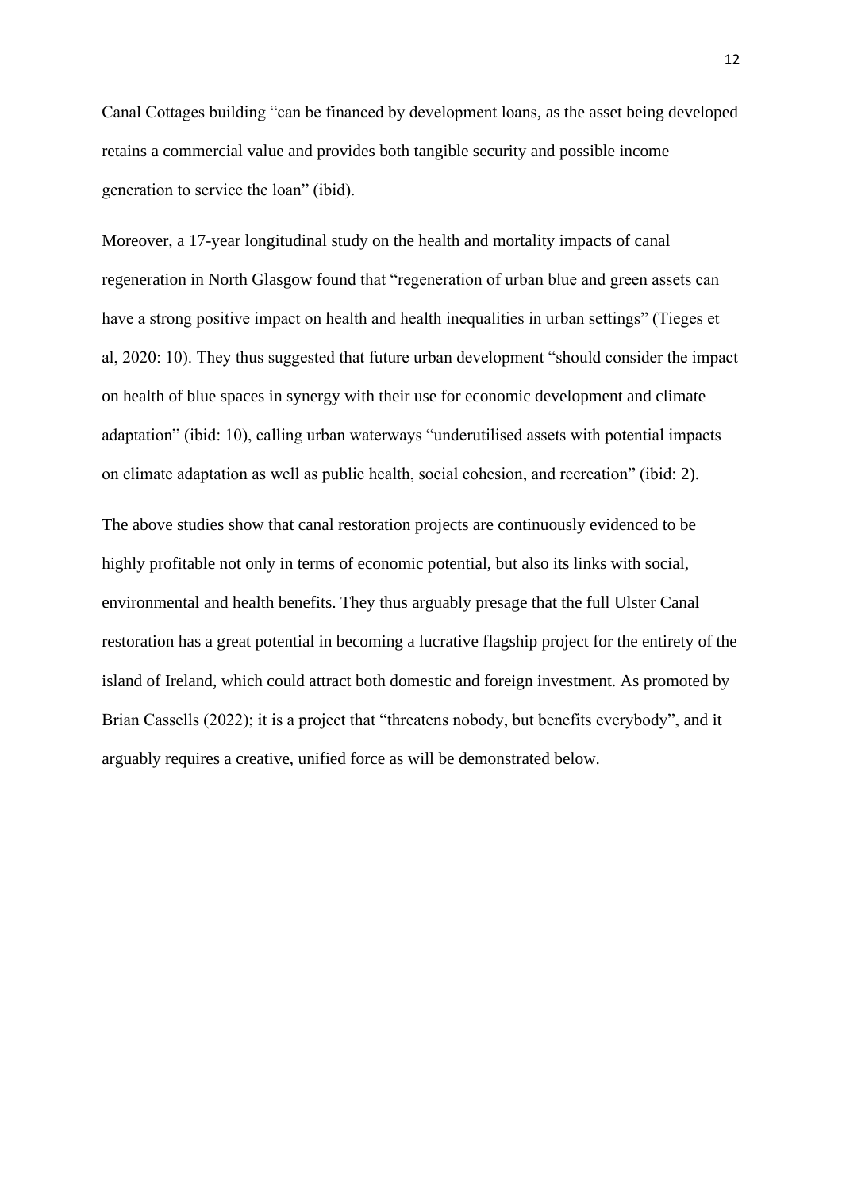Canal Cottages building “can be financed by development loans, as the asset being developed retains a commercial value and provides both tangible security and possible income generation to service the loan” (ibid).

Moreover, a 17-year longitudinal study on the health and mortality impacts of canal regeneration in North Glasgow found that “regeneration of urban blue and green assets can have a strong positive impact on health and health inequalities in urban settings” (Tieges et al, 2020: 10). They thus suggested that future urban development “should consider the impact on health of blue spaces in synergy with their use for economic development and climate adaptation” (ibid: 10), calling urban waterways “underutilised assets with potential impacts on climate adaptation as well as public health, social cohesion, and recreation” (ibid: 2).

The above studies show that canal restoration projects are continuously evidenced to be highly profitable not only in terms of economic potential, but also its links with social, environmental and health benefits. They thus arguably presage that the full Ulster Canal restoration has a great potential in becoming a lucrative flagship project for the entirety of the island of Ireland, which could attract both domestic and foreign investment. As promoted by Brian Cassells (2022); it is a project that “threatens nobody, but benefits everybody”, and it arguably requires a creative, unified force as will be demonstrated below.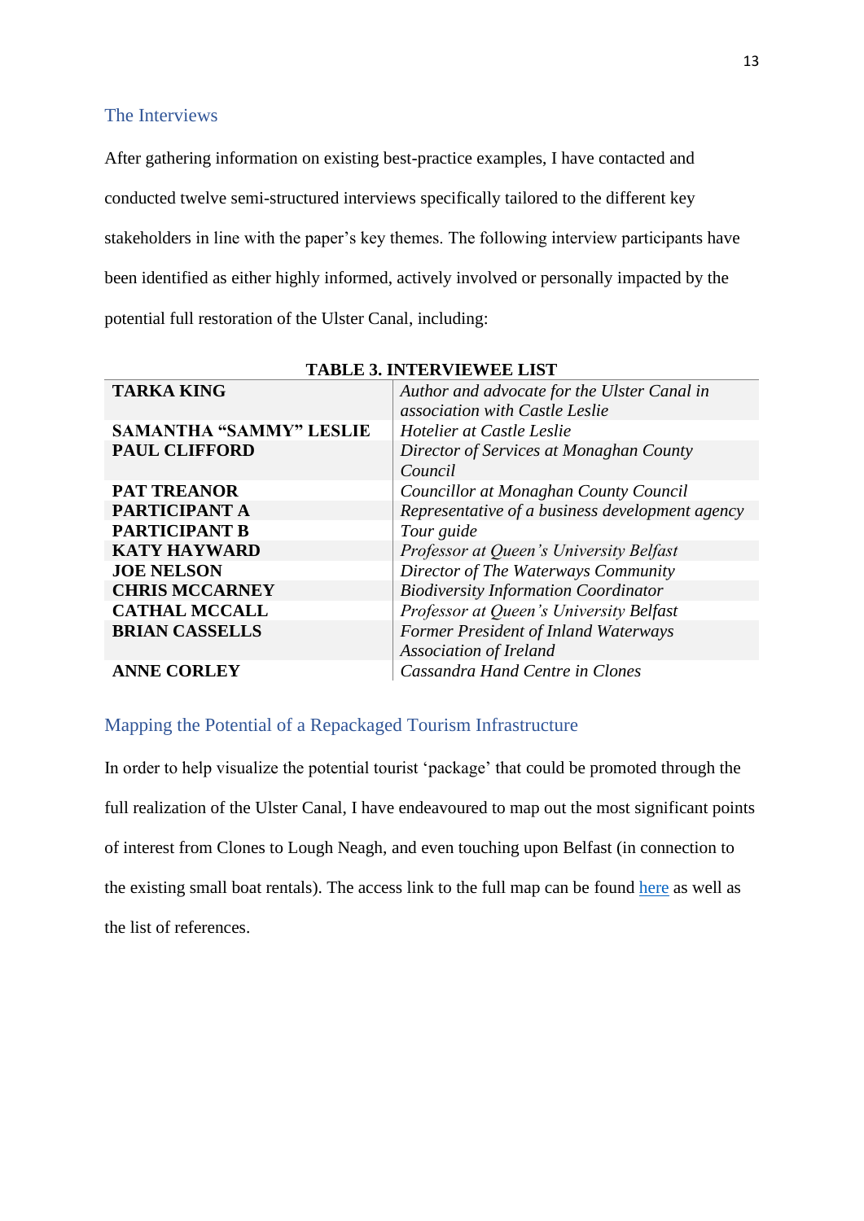## The Interviews

After gathering information on existing best-practice examples, I have contacted and conducted twelve semi-structured interviews specifically tailored to the different key stakeholders in line with the paper's key themes. The following interview participants have been identified as either highly informed, actively involved or personally impacted by the potential full restoration of the Ulster Canal, including:

**TABLE 3. INTERVIEWEE LIST**

| | |
|---|---|
| **TARKA KING** | *Author and advocate for the Ulster Canal in association with Castle Leslie* |
| **SAMANTHA "SAMMY" LESLIE** | *Hotelier at Castle Leslie* |
| **PAUL CLIFFORD** | *Director of Services at Monaghan County Council* |
| **PAT TREANOR** | *Councillor at Monaghan County Council* |
| **PARTICIPANT A** | *Representative of a business development agency* |
| **PARTICIPANT B** | *Tour guide* |
| **KATY HAYWARD** | *Professor at Queen's University Belfast* |
| **JOE NELSON** | *Director of The Waterways Community* |
| **CHRIS MCCARNEY** | *Biodiversity Information Coordinator* |
| **CATHAL MCCALL** | *Professor at Queen's University Belfast* |
| **BRIAN CASSELLS** | *Former President of Inland Waterways Association of Ireland* |
| **ANNE CORLEY** | *Cassandra Hand Centre in Clones* |

## Mapping the Potential of a Repackaged Tourism Infrastructure

In order to help visualize the potential tourist 'package' that could be promoted through the full realization of the Ulster Canal, I have endeavoured to map out the most significant points of interest from Clones to Lough Neagh, and even touching upon Belfast (in connection to the existing small boat rentals). The access link to the full map can be found here as well as the list of references.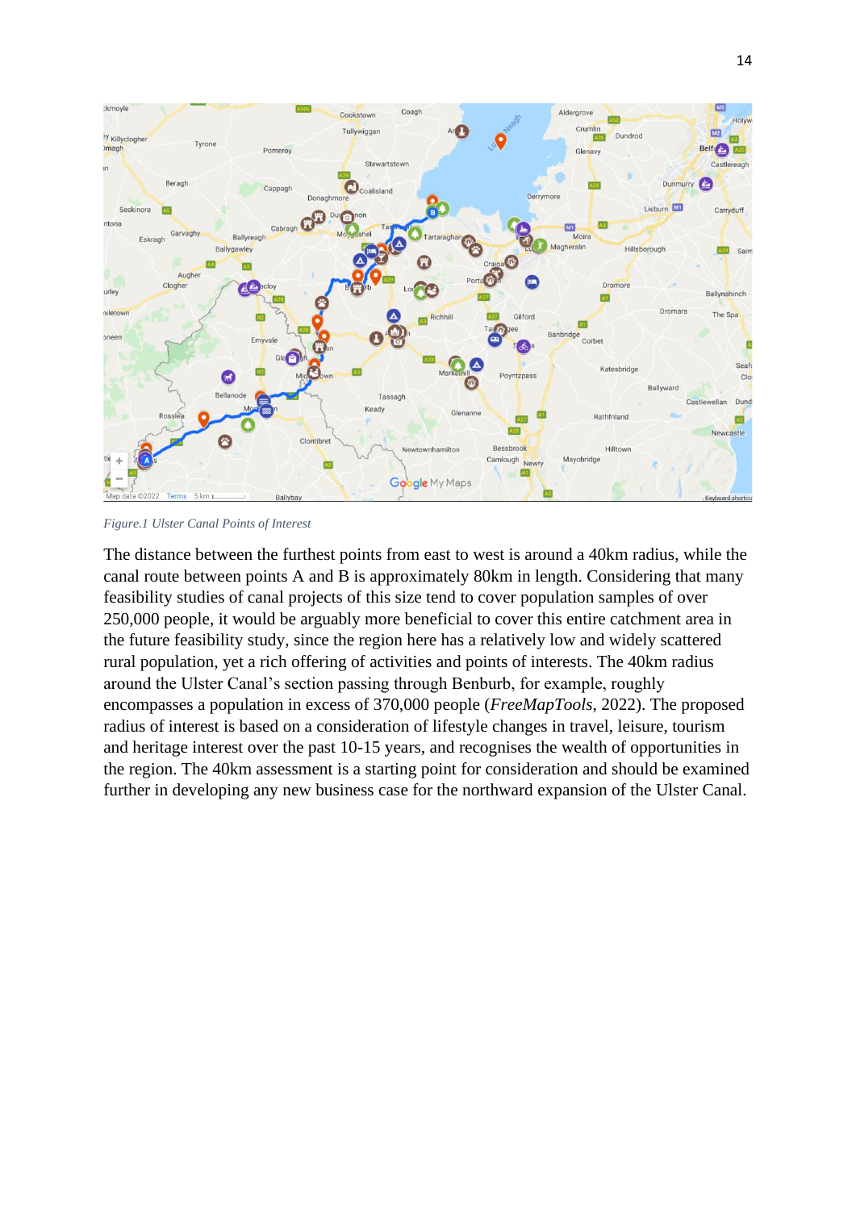*Figure.1 Ulster Canal Points of Interest*

The distance between the furthest points from east to west is around a 40km radius, while the canal route between points A and B is approximately 80km in length. Considering that many feasibility studies of canal projects of this size tend to cover population samples of over 250,000 people, it would be arguably more beneficial to cover this entire catchment area in the future feasibility study, since the region here has a relatively low and widely scattered rural population, yet a rich offering of activities and points of interests. The 40km radius around the Ulster Canal's section passing through Benburb, for example, roughly encompasses a population in excess of 370,000 people (*FreeMapTools*, 2022). The proposed radius of interest is based on a consideration of lifestyle changes in travel, leisure, tourism and heritage interest over the past 10-15 years, and recognises the wealth of opportunities in the region. The 40km assessment is a starting point for consideration and should be examined further in developing any new business case for the northward expansion of the Ulster Canal.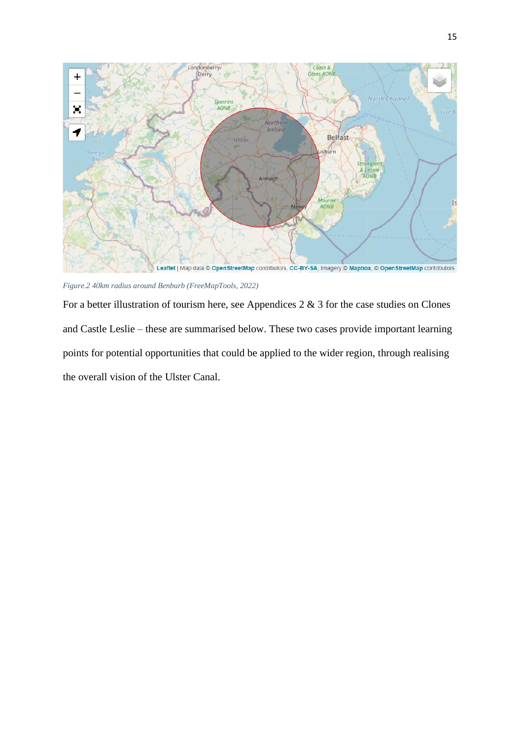*Figure.2 40km radius around Benburb (FreeMapTools, 2022)*

For a better illustration of tourism here, see Appendices 2 & 3 for the case studies on Clones and Castle Leslie – these are summarised below. These two cases provide important learning points for potential opportunities that could be applied to the wider region, through realising the overall vision of the Ulster Canal.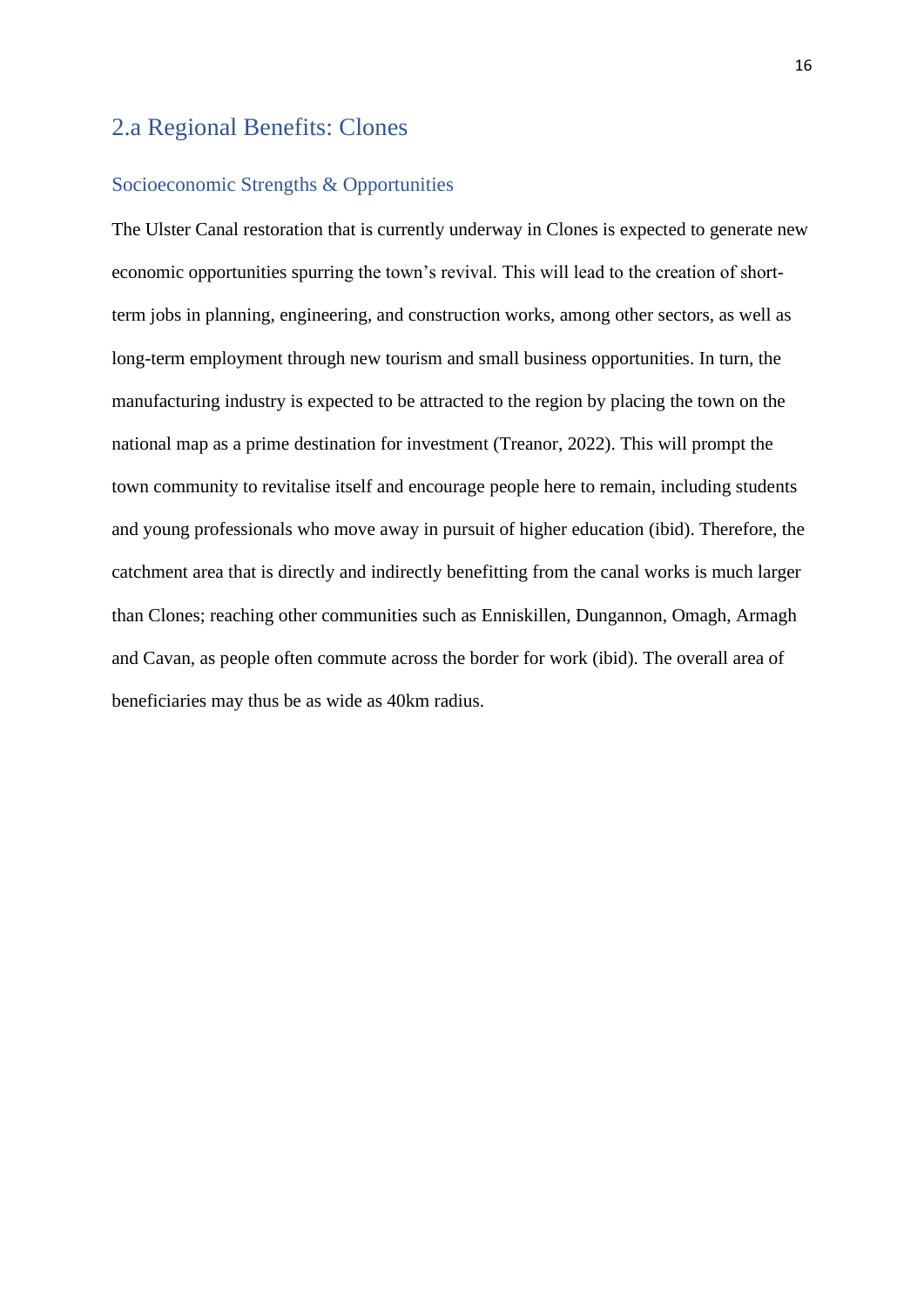## 2.a Regional Benefits: Clones

### Socioeconomic Strengths & Opportunities

The Ulster Canal restoration that is currently underway in Clones is expected to generate new economic opportunities spurring the town's revival. This will lead to the creation of short-term jobs in planning, engineering, and construction works, among other sectors, as well as long-term employment through new tourism and small business opportunities. In turn, the manufacturing industry is expected to be attracted to the region by placing the town on the national map as a prime destination for investment (Treanor, 2022). This will prompt the town community to revitalise itself and encourage people here to remain, including students and young professionals who move away in pursuit of higher education (ibid). Therefore, the catchment area that is directly and indirectly benefitting from the canal works is much larger than Clones; reaching other communities such as Enniskillen, Dungannon, Omagh, Armagh and Cavan, as people often commute across the border for work (ibid). The overall area of beneficiaries may thus be as wide as 40km radius.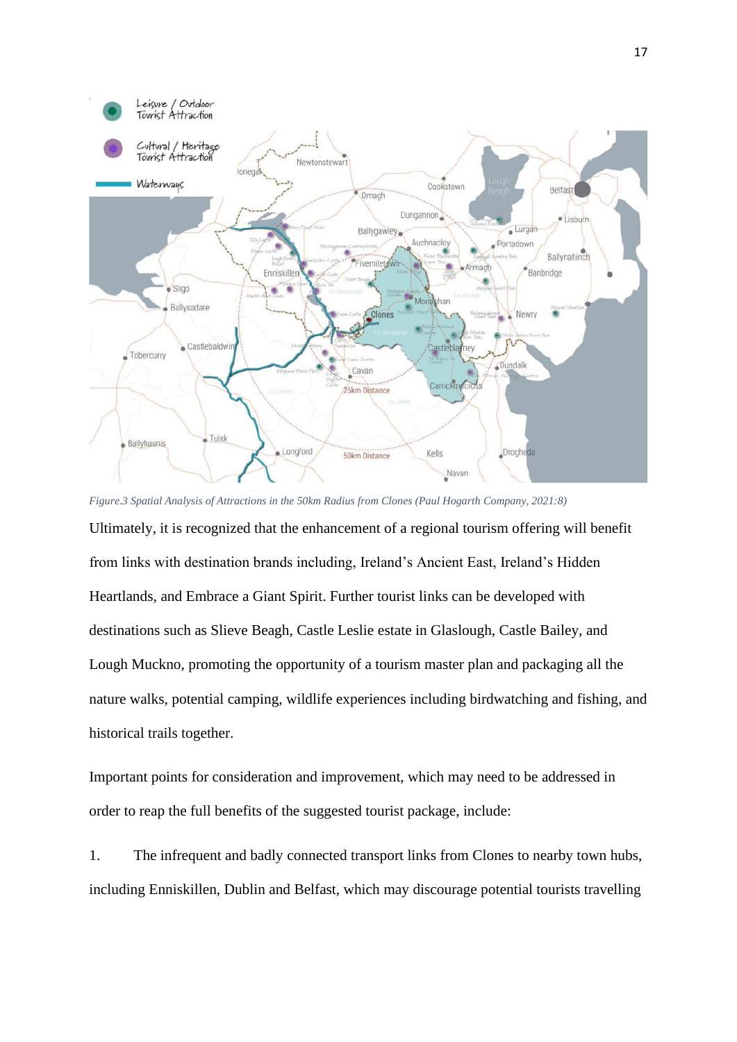*Figure.3 Spatial Analysis of Attractions in the 50km Radius from Clones (Paul Hogarth Company, 2021:8)*

Ultimately, it is recognized that the enhancement of a regional tourism offering will benefit from links with destination brands including, Ireland's Ancient East, Ireland's Hidden Heartlands, and Embrace a Giant Spirit. Further tourist links can be developed with destinations such as Slieve Beagh, Castle Leslie estate in Glaslough, Castle Bailey, and Lough Muckno, promoting the opportunity of a tourism master plan and packaging all the nature walks, potential camping, wildlife experiences including birdwatching and fishing, and historical trails together.

Important points for consideration and improvement, which may need to be addressed in order to reap the full benefits of the suggested tourist package, include:

1. The infrequent and badly connected transport links from Clones to nearby town hubs, including Enniskillen, Dublin and Belfast, which may discourage potential tourists travelling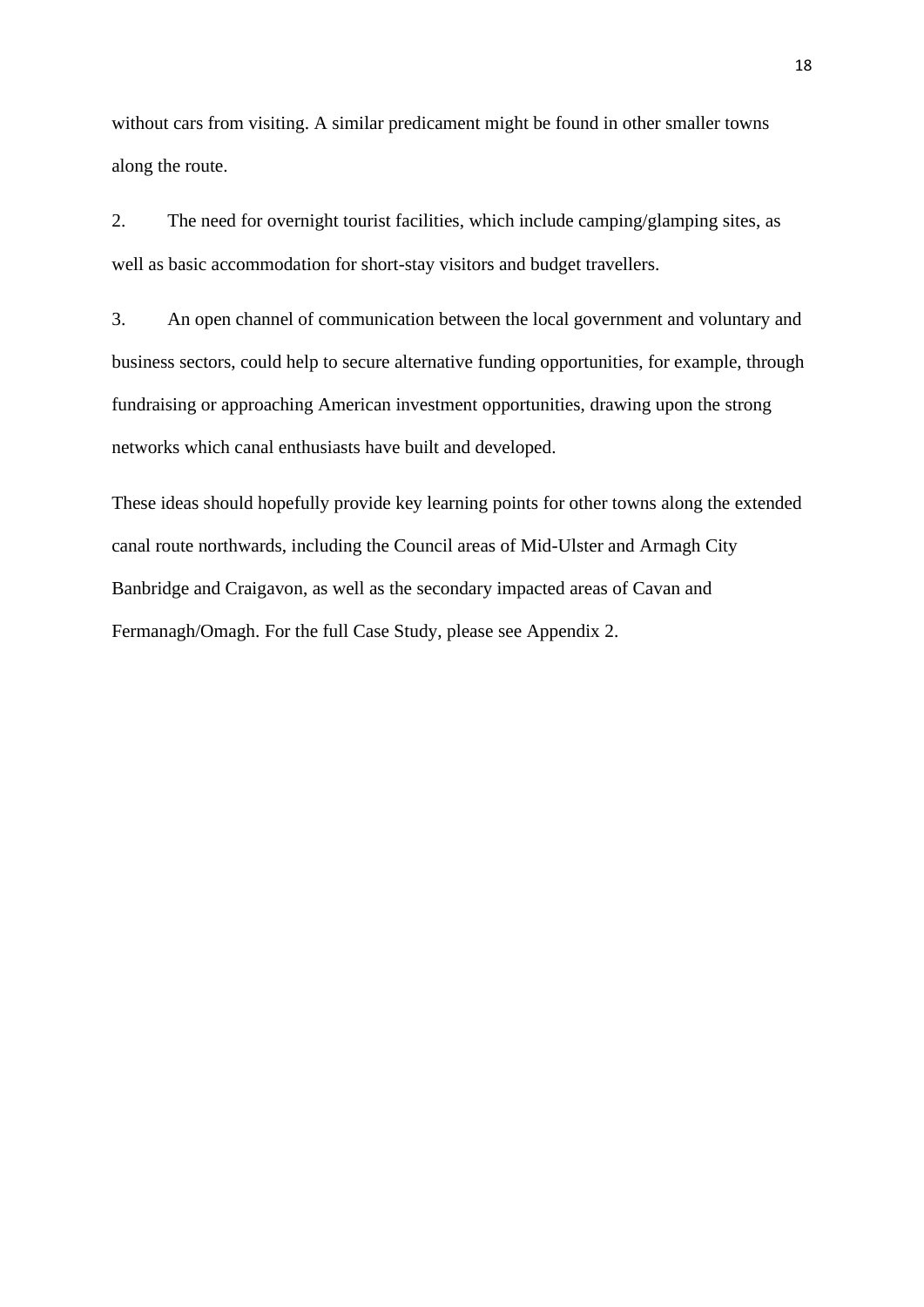without cars from visiting. A similar predicament might be found in other smaller towns along the route.

2. The need for overnight tourist facilities, which include camping/glamping sites, as well as basic accommodation for short-stay visitors and budget travellers.

3. An open channel of communication between the local government and voluntary and business sectors, could help to secure alternative funding opportunities, for example, through fundraising or approaching American investment opportunities, drawing upon the strong networks which canal enthusiasts have built and developed.

These ideas should hopefully provide key learning points for other towns along the extended canal route northwards, including the Council areas of Mid-Ulster and Armagh City Banbridge and Craigavon, as well as the secondary impacted areas of Cavan and Fermanagh/Omagh. For the full Case Study, please see Appendix 2.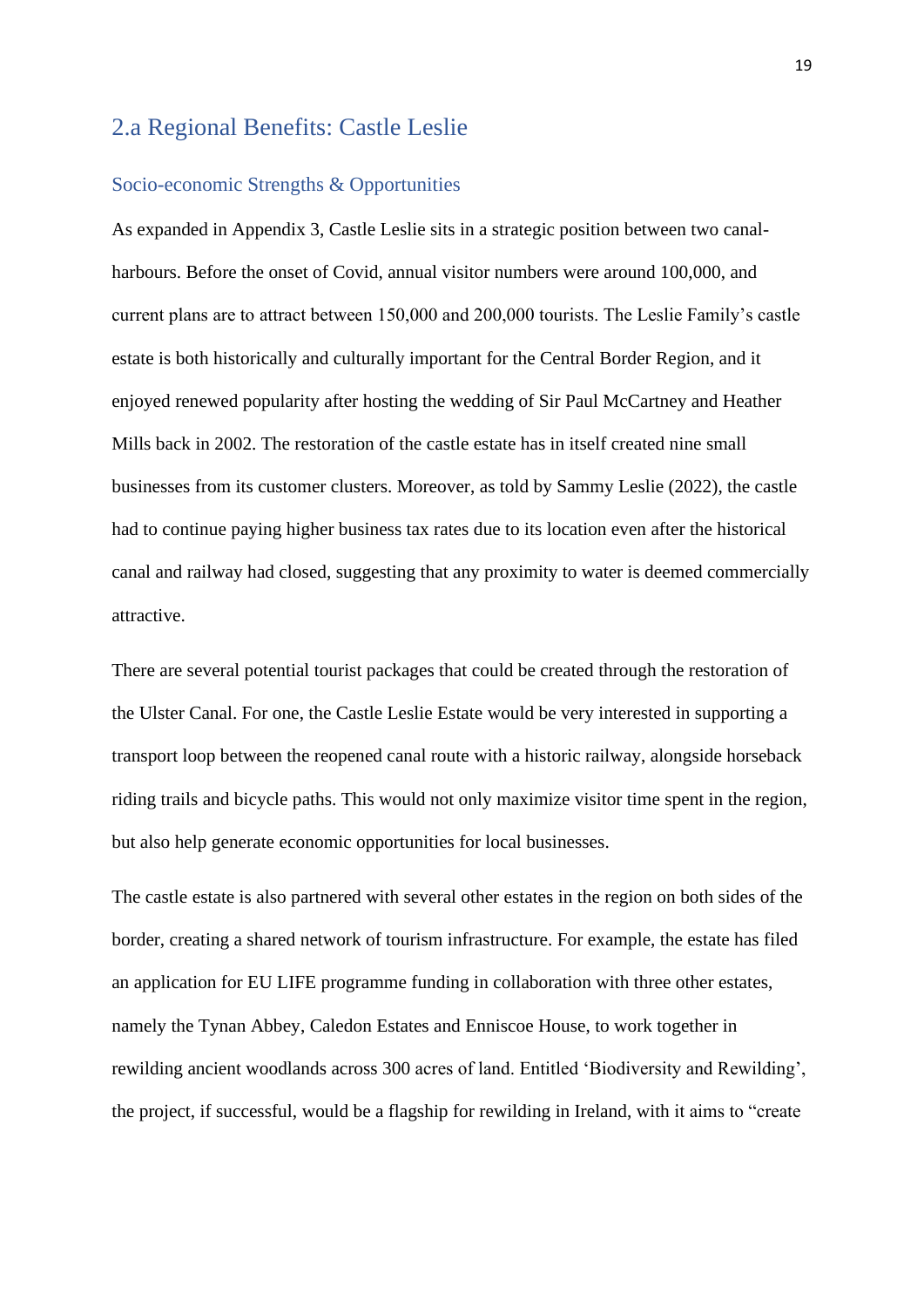## 2.a Regional Benefits: Castle Leslie

### Socio-economic Strengths & Opportunities

As expanded in Appendix 3, Castle Leslie sits in a strategic position between two canal-harbours. Before the onset of Covid, annual visitor numbers were around 100,000, and current plans are to attract between 150,000 and 200,000 tourists. The Leslie Family's castle estate is both historically and culturally important for the Central Border Region, and it enjoyed renewed popularity after hosting the wedding of Sir Paul McCartney and Heather Mills back in 2002. The restoration of the castle estate has in itself created nine small businesses from its customer clusters. Moreover, as told by Sammy Leslie (2022), the castle had to continue paying higher business tax rates due to its location even after the historical canal and railway had closed, suggesting that any proximity to water is deemed commercially attractive.

There are several potential tourist packages that could be created through the restoration of the Ulster Canal. For one, the Castle Leslie Estate would be very interested in supporting a transport loop between the reopened canal route with a historic railway, alongside horseback riding trails and bicycle paths. This would not only maximize visitor time spent in the region, but also help generate economic opportunities for local businesses.

The castle estate is also partnered with several other estates in the region on both sides of the border, creating a shared network of tourism infrastructure. For example, the estate has filed an application for EU LIFE programme funding in collaboration with three other estates, namely the Tynan Abbey, Caledon Estates and Enniscoe House, to work together in rewilding ancient woodlands across 300 acres of land. Entitled 'Biodiversity and Rewilding', the project, if successful, would be a flagship for rewilding in Ireland, with it aims to "create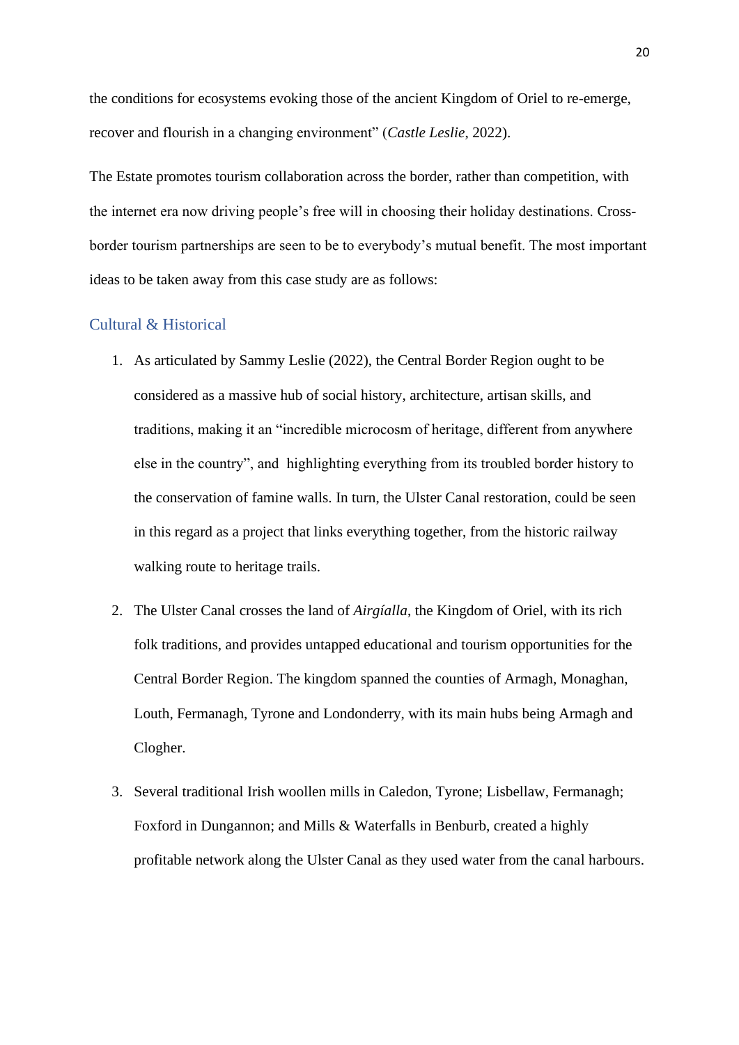the conditions for ecosystems evoking those of the ancient Kingdom of Oriel to re-emerge, recover and flourish in a changing environment" (*Castle Leslie*, 2022).

The Estate promotes tourism collaboration across the border, rather than competition, with the internet era now driving people's free will in choosing their holiday destinations. Cross-border tourism partnerships are seen to be to everybody's mutual benefit. The most important ideas to be taken away from this case study are as follows:

## Cultural & Historical

1. As articulated by Sammy Leslie (2022), the Central Border Region ought to be considered as a massive hub of social history, architecture, artisan skills, and traditions, making it an "incredible microcosm of heritage, different from anywhere else in the country", and highlighting everything from its troubled border history to the conservation of famine walls. In turn, the Ulster Canal restoration, could be seen in this regard as a project that links everything together, from the historic railway walking route to heritage trails.

2. The Ulster Canal crosses the land of *Airgíalla*, the Kingdom of Oriel, with its rich folk traditions, and provides untapped educational and tourism opportunities for the Central Border Region. The kingdom spanned the counties of Armagh, Monaghan, Louth, Fermanagh, Tyrone and Londonderry, with its main hubs being Armagh and Clogher.

3. Several traditional Irish woollen mills in Caledon, Tyrone; Lisbellaw, Fermanagh; Foxford in Dungannon; and Mills & Waterfalls in Benburb, created a highly profitable network along the Ulster Canal as they used water from the canal harbours.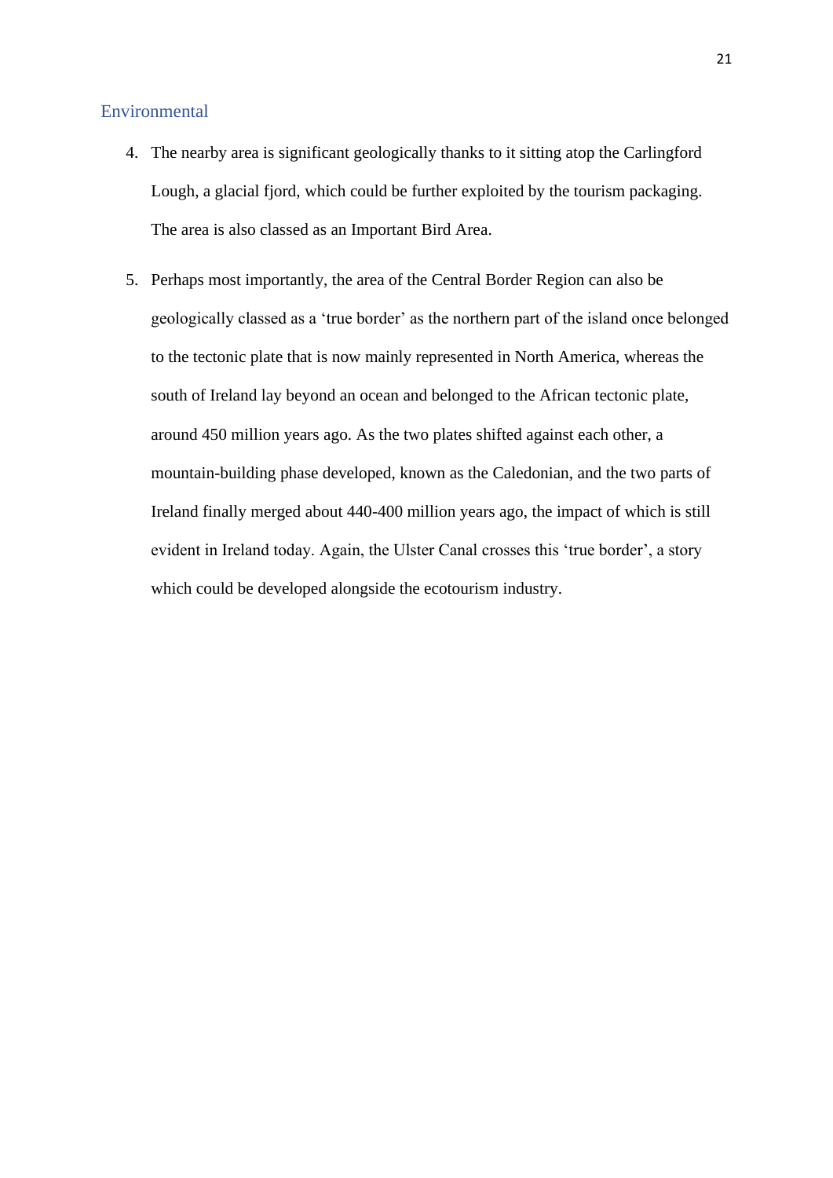## Environmental

4. The nearby area is significant geologically thanks to it sitting atop the Carlingford Lough, a glacial fjord, which could be further exploited by the tourism packaging. The area is also classed as an Important Bird Area.

5. Perhaps most importantly, the area of the Central Border Region can also be geologically classed as a 'true border' as the northern part of the island once belonged to the tectonic plate that is now mainly represented in North America, whereas the south of Ireland lay beyond an ocean and belonged to the African tectonic plate, around 450 million years ago. As the two plates shifted against each other, a mountain-building phase developed, known as the Caledonian, and the two parts of Ireland finally merged about 440-400 million years ago, the impact of which is still evident in Ireland today. Again, the Ulster Canal crosses this 'true border', a story which could be developed alongside the ecotourism industry.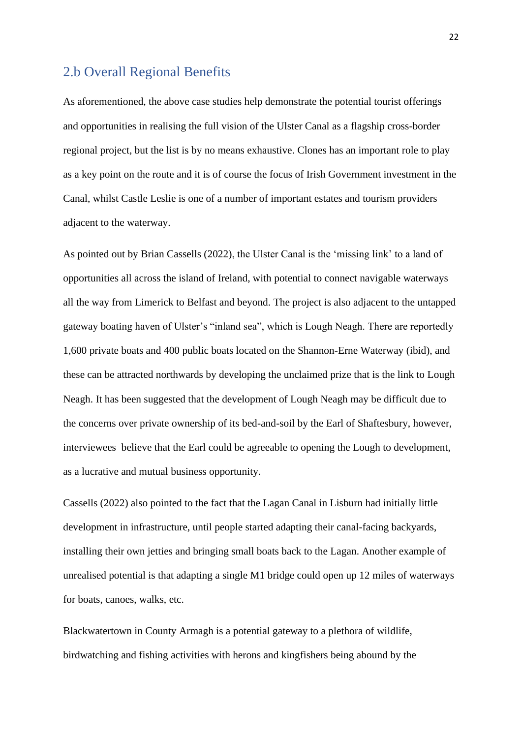## 2.b Overall Regional Benefits

As aforementioned, the above case studies help demonstrate the potential tourist offerings and opportunities in realising the full vision of the Ulster Canal as a flagship cross-border regional project, but the list is by no means exhaustive. Clones has an important role to play as a key point on the route and it is of course the focus of Irish Government investment in the Canal, whilst Castle Leslie is one of a number of important estates and tourism providers adjacent to the waterway.

As pointed out by Brian Cassells (2022), the Ulster Canal is the 'missing link' to a land of opportunities all across the island of Ireland, with potential to connect navigable waterways all the way from Limerick to Belfast and beyond. The project is also adjacent to the untapped gateway boating haven of Ulster's "inland sea", which is Lough Neagh. There are reportedly 1,600 private boats and 400 public boats located on the Shannon-Erne Waterway (ibid), and these can be attracted northwards by developing the unclaimed prize that is the link to Lough Neagh. It has been suggested that the development of Lough Neagh may be difficult due to the concerns over private ownership of its bed-and-soil by the Earl of Shaftesbury, however, interviewees believe that the Earl could be agreeable to opening the Lough to development, as a lucrative and mutual business opportunity.

Cassells (2022) also pointed to the fact that the Lagan Canal in Lisburn had initially little development in infrastructure, until people started adapting their canal-facing backyards, installing their own jetties and bringing small boats back to the Lagan. Another example of unrealised potential is that adapting a single M1 bridge could open up 12 miles of waterways for boats, canoes, walks, etc.

Blackwatertown in County Armagh is a potential gateway to a plethora of wildlife, birdwatching and fishing activities with herons and kingfishers being abound by the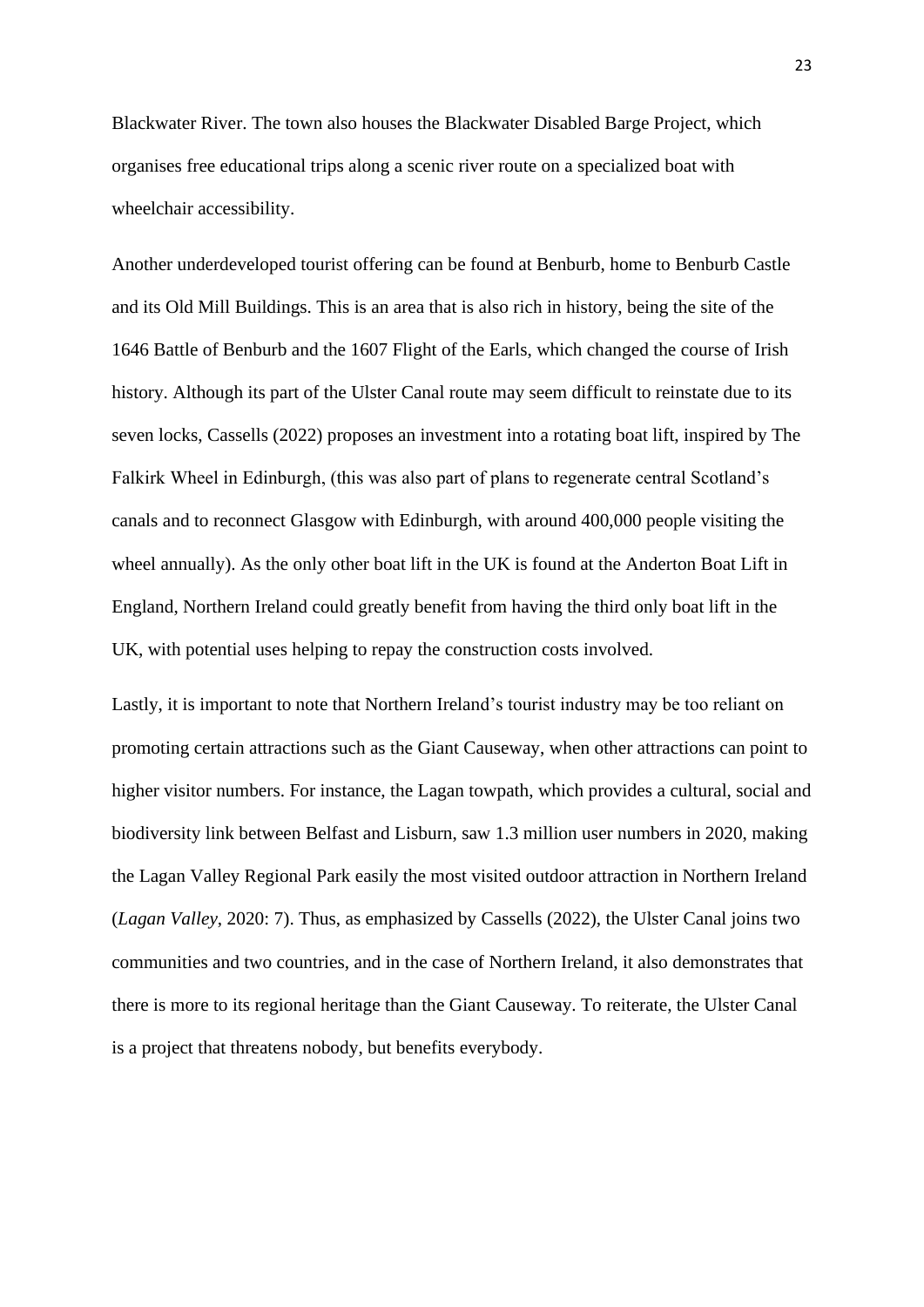Blackwater River. The town also houses the Blackwater Disabled Barge Project, which organises free educational trips along a scenic river route on a specialized boat with wheelchair accessibility.

Another underdeveloped tourist offering can be found at Benburb, home to Benburb Castle and its Old Mill Buildings. This is an area that is also rich in history, being the site of the 1646 Battle of Benburb and the 1607 Flight of the Earls, which changed the course of Irish history. Although its part of the Ulster Canal route may seem difficult to reinstate due to its seven locks, Cassells (2022) proposes an investment into a rotating boat lift, inspired by The Falkirk Wheel in Edinburgh, (this was also part of plans to regenerate central Scotland's canals and to reconnect Glasgow with Edinburgh, with around 400,000 people visiting the wheel annually). As the only other boat lift in the UK is found at the Anderton Boat Lift in England, Northern Ireland could greatly benefit from having the third only boat lift in the UK, with potential uses helping to repay the construction costs involved.

Lastly, it is important to note that Northern Ireland's tourist industry may be too reliant on promoting certain attractions such as the Giant Causeway, when other attractions can point to higher visitor numbers. For instance, the Lagan towpath, which provides a cultural, social and biodiversity link between Belfast and Lisburn, saw 1.3 million user numbers in 2020, making the Lagan Valley Regional Park easily the most visited outdoor attraction in Northern Ireland (*Lagan Valley*, 2020: 7). Thus, as emphasized by Cassells (2022), the Ulster Canal joins two communities and two countries, and in the case of Northern Ireland, it also demonstrates that there is more to its regional heritage than the Giant Causeway. To reiterate, the Ulster Canal is a project that threatens nobody, but benefits everybody.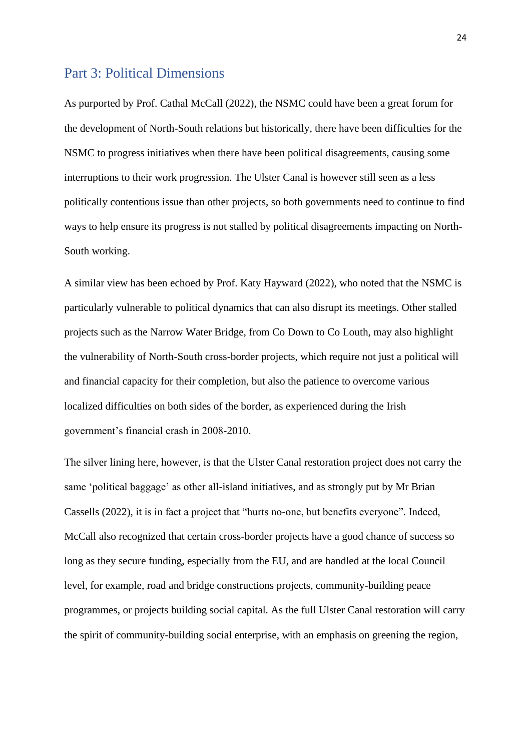## Part 3: Political Dimensions

As purported by Prof. Cathal McCall (2022), the NSMC could have been a great forum for the development of North-South relations but historically, there have been difficulties for the NSMC to progress initiatives when there have been political disagreements, causing some interruptions to their work progression. The Ulster Canal is however still seen as a less politically contentious issue than other projects, so both governments need to continue to find ways to help ensure its progress is not stalled by political disagreements impacting on North-South working.

A similar view has been echoed by Prof. Katy Hayward (2022), who noted that the NSMC is particularly vulnerable to political dynamics that can also disrupt its meetings. Other stalled projects such as the Narrow Water Bridge, from Co Down to Co Louth, may also highlight the vulnerability of North-South cross-border projects, which require not just a political will and financial capacity for their completion, but also the patience to overcome various localized difficulties on both sides of the border, as experienced during the Irish government's financial crash in 2008-2010.

The silver lining here, however, is that the Ulster Canal restoration project does not carry the same 'political baggage' as other all-island initiatives, and as strongly put by Mr Brian Cassells (2022), it is in fact a project that "hurts no-one, but benefits everyone". Indeed, McCall also recognized that certain cross-border projects have a good chance of success so long as they secure funding, especially from the EU, and are handled at the local Council level, for example, road and bridge constructions projects, community-building peace programmes, or projects building social capital. As the full Ulster Canal restoration will carry the spirit of community-building social enterprise, with an emphasis on greening the region,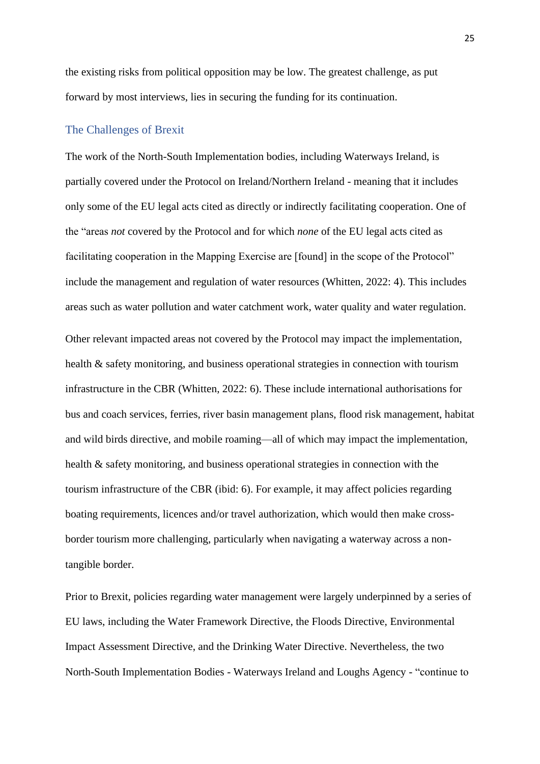the existing risks from political opposition may be low. The greatest challenge, as put forward by most interviews, lies in securing the funding for its continuation.

## The Challenges of Brexit

The work of the North-South Implementation bodies, including Waterways Ireland, is partially covered under the Protocol on Ireland/Northern Ireland - meaning that it includes only some of the EU legal acts cited as directly or indirectly facilitating cooperation. One of the "areas *not* covered by the Protocol and for which *none* of the EU legal acts cited as facilitating cooperation in the Mapping Exercise are [found] in the scope of the Protocol" include the management and regulation of water resources (Whitten, 2022: 4). This includes areas such as water pollution and water catchment work, water quality and water regulation.

Other relevant impacted areas not covered by the Protocol may impact the implementation, health & safety monitoring, and business operational strategies in connection with tourism infrastructure in the CBR (Whitten, 2022: 6). These include international authorisations for bus and coach services, ferries, river basin management plans, flood risk management, habitat and wild birds directive, and mobile roaming—all of which may impact the implementation, health & safety monitoring, and business operational strategies in connection with the tourism infrastructure of the CBR (ibid: 6). For example, it may affect policies regarding boating requirements, licences and/or travel authorization, which would then make cross-border tourism more challenging, particularly when navigating a waterway across a non-tangible border.

Prior to Brexit, policies regarding water management were largely underpinned by a series of EU laws, including the Water Framework Directive, the Floods Directive, Environmental Impact Assessment Directive, and the Drinking Water Directive. Nevertheless, the two North-South Implementation Bodies - Waterways Ireland and Loughs Agency - "continue to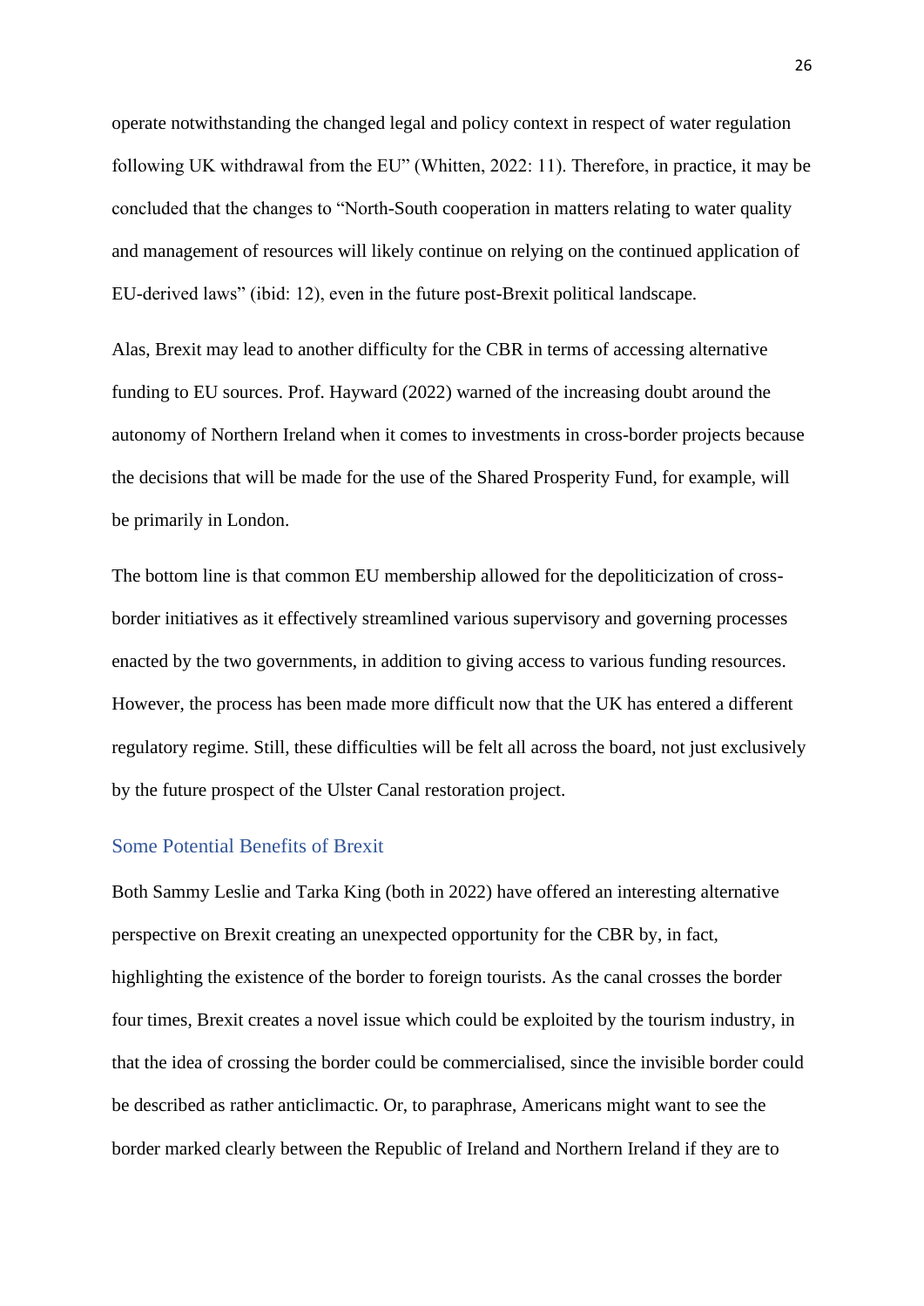operate notwithstanding the changed legal and policy context in respect of water regulation following UK withdrawal from the EU" (Whitten, 2022: 11). Therefore, in practice, it may be concluded that the changes to "North-South cooperation in matters relating to water quality and management of resources will likely continue on relying on the continued application of EU-derived laws" (ibid: 12), even in the future post-Brexit political landscape.

Alas, Brexit may lead to another difficulty for the CBR in terms of accessing alternative funding to EU sources. Prof. Hayward (2022) warned of the increasing doubt around the autonomy of Northern Ireland when it comes to investments in cross-border projects because the decisions that will be made for the use of the Shared Prosperity Fund, for example, will be primarily in London.

The bottom line is that common EU membership allowed for the depoliticization of cross-border initiatives as it effectively streamlined various supervisory and governing processes enacted by the two governments, in addition to giving access to various funding resources. However, the process has been made more difficult now that the UK has entered a different regulatory regime. Still, these difficulties will be felt all across the board, not just exclusively by the future prospect of the Ulster Canal restoration project.

## Some Potential Benefits of Brexit

Both Sammy Leslie and Tarka King (both in 2022) have offered an interesting alternative perspective on Brexit creating an unexpected opportunity for the CBR by, in fact, highlighting the existence of the border to foreign tourists. As the canal crosses the border four times, Brexit creates a novel issue which could be exploited by the tourism industry, in that the idea of crossing the border could be commercialised, since the invisible border could be described as rather anticlimactic. Or, to paraphrase, Americans might want to see the border marked clearly between the Republic of Ireland and Northern Ireland if they are to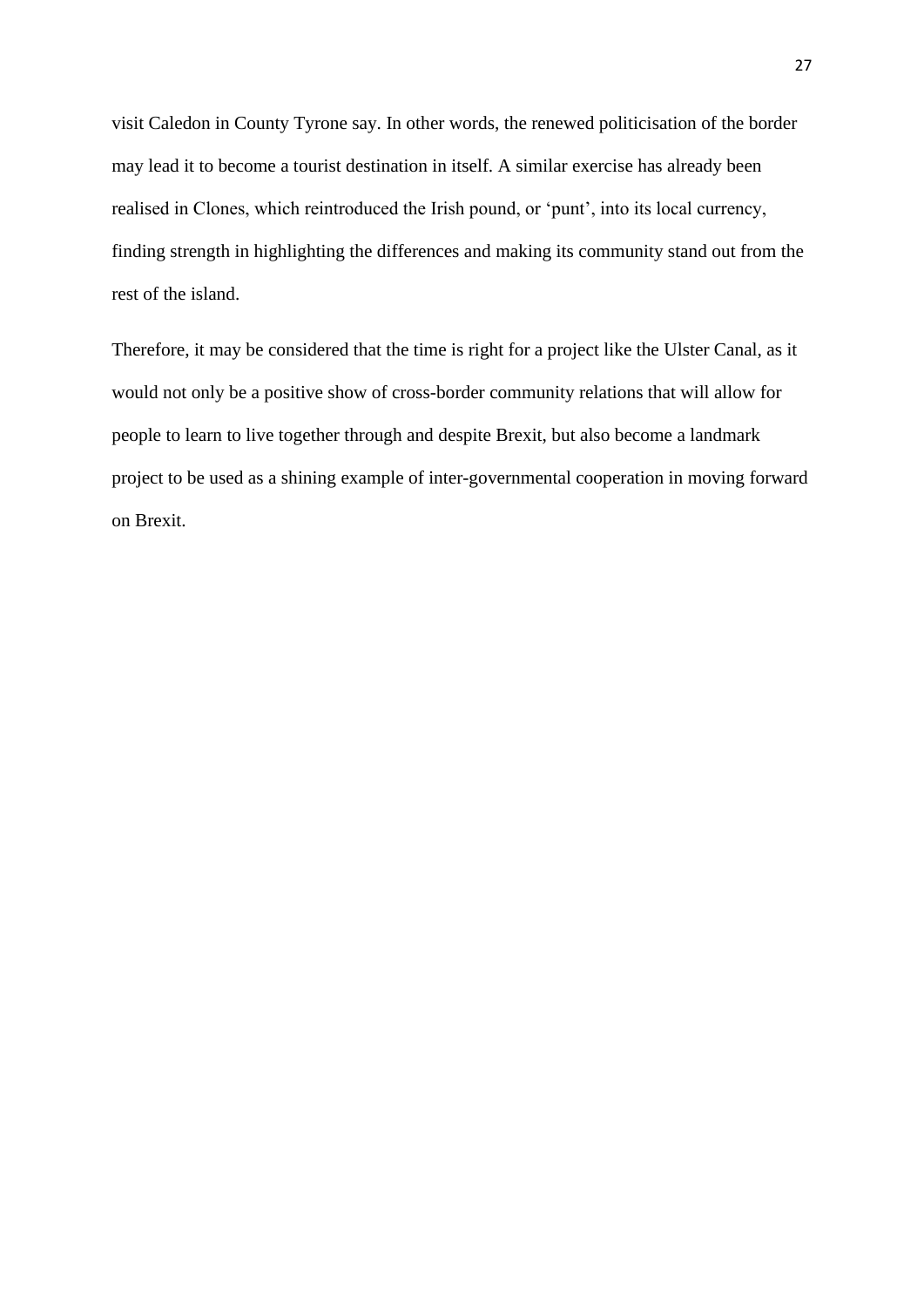visit Caledon in County Tyrone say. In other words, the renewed politicisation of the border may lead it to become a tourist destination in itself. A similar exercise has already been realised in Clones, which reintroduced the Irish pound, or 'punt', into its local currency, finding strength in highlighting the differences and making its community stand out from the rest of the island.

Therefore, it may be considered that the time is right for a project like the Ulster Canal, as it would not only be a positive show of cross-border community relations that will allow for people to learn to live together through and despite Brexit, but also become a landmark project to be used as a shining example of inter-governmental cooperation in moving forward on Brexit.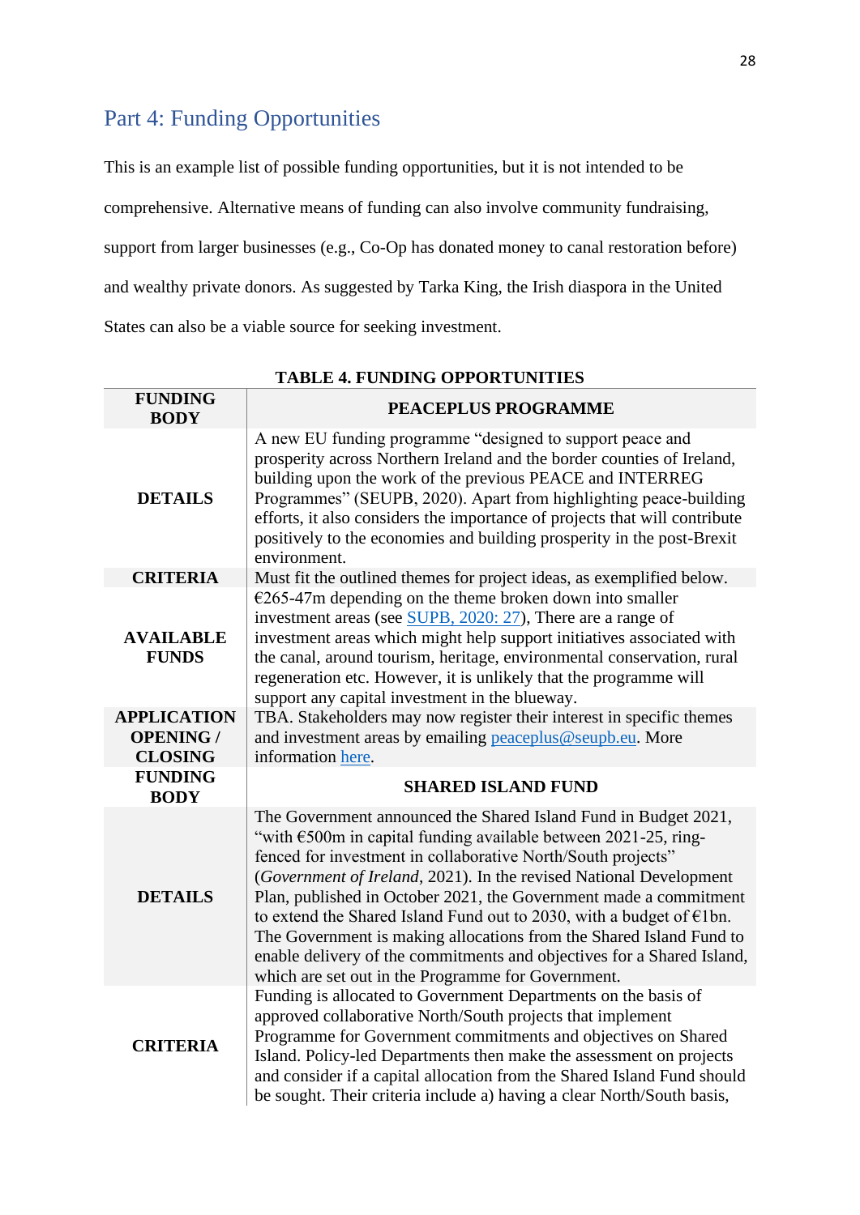## Part 4: Funding Opportunities

This is an example list of possible funding opportunities, but it is not intended to be comprehensive. Alternative means of funding can also involve community fundraising, support from larger businesses (e.g., Co-Op has donated money to canal restoration before) and wealthy private donors. As suggested by Tarka King, the Irish diaspora in the United States can also be a viable source for seeking investment.

**TABLE 4. FUNDING OPPORTUNITIES**

| FUNDING BODY | PEACEPLUS PROGRAMME |
|---|---|
| DETAILS | A new EU funding programme "designed to support peace and prosperity across Northern Ireland and the border counties of Ireland, building upon the work of the previous PEACE and INTERREG Programmes" (SEUPB, 2020). Apart from highlighting peace-building efforts, it also considers the importance of projects that will contribute positively to the economies and building prosperity in the post-Brexit environment. |
| CRITERIA | Must fit the outlined themes for project ideas, as exemplified below. |
| AVAILABLE FUNDS | €265-47m depending on the theme broken down into smaller investment areas (see SUPB, 2020: 27), There are a range of investment areas which might help support initiatives associated with the canal, around tourism, heritage, environmental conservation, rural regeneration etc. However, it is unlikely that the programme will support any capital investment in the blueway. |
| APPLICATION OPENING / CLOSING | TBA. Stakeholders may now register their interest in specific themes and investment areas by emailing peaceplus@seupb.eu. More information here. |
| **FUNDING BODY** | **SHARED ISLAND FUND** |
| DETAILS | The Government announced the Shared Island Fund in Budget 2021, "with €500m in capital funding available between 2021-25, ring-fenced for investment in collaborative North/South projects" (*Government of Ireland*, 2021). In the revised National Development Plan, published in October 2021, the Government made a commitment to extend the Shared Island Fund out to 2030, with a budget of €1bn. The Government is making allocations from the Shared Island Fund to enable delivery of the commitments and objectives for a Shared Island, which are set out in the Programme for Government. |
| CRITERIA | Funding is allocated to Government Departments on the basis of approved collaborative North/South projects that implement Programme for Government commitments and objectives on Shared Island. Policy-led Departments then make the assessment on projects and consider if a capital allocation from the Shared Island Fund should be sought. Their criteria include a) having a clear North/South basis, |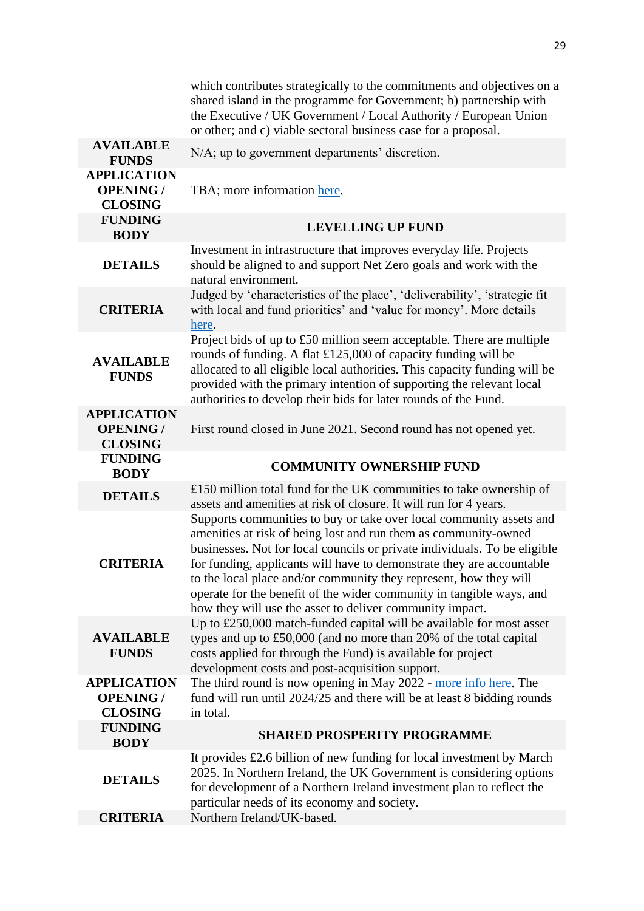| | |
|---|---|
| | which contributes strategically to the commitments and objectives on a shared island in the programme for Government; b) partnership with the Executive / UK Government / Local Authority / European Union or other; and c) viable sectoral business case for a proposal. |
| **AVAILABLE FUNDS** | N/A; up to government departments' discretion. |
| **APPLICATION OPENING / CLOSING** | TBA; more information here. |
| **FUNDING BODY** | **LEVELLING UP FUND** |
| **DETAILS** | Investment in infrastructure that improves everyday life. Projects should be aligned to and support Net Zero goals and work with the natural environment. |
| **CRITERIA** | Judged by 'characteristics of the place', 'deliverability', 'strategic fit with local and fund priorities' and 'value for money'. More details here. |
| **AVAILABLE FUNDS** | Project bids of up to £50 million seem acceptable. There are multiple rounds of funding. A flat £125,000 of capacity funding will be allocated to all eligible local authorities. This capacity funding will be provided with the primary intention of supporting the relevant local authorities to develop their bids for later rounds of the Fund. |
| **APPLICATION OPENING / CLOSING** | First round closed in June 2021. Second round has not opened yet. |
| **FUNDING BODY** | **COMMUNITY OWNERSHIP FUND** |
| **DETAILS** | £150 million total fund for the UK communities to take ownership of assets and amenities at risk of closure. It will run for 4 years. |
| **CRITERIA** | Supports communities to buy or take over local community assets and amenities at risk of being lost and run them as community-owned businesses. Not for local councils or private individuals. To be eligible for funding, applicants will have to demonstrate they are accountable to the local place and/or community they represent, how they will operate for the benefit of the wider community in tangible ways, and how they will use the asset to deliver community impact. |
| **AVAILABLE FUNDS** | Up to £250,000 match-funded capital will be available for most asset types and up to £50,000 (and no more than 20% of the total capital costs applied for through the Fund) is available for project development costs and post-acquisition support. |
| **APPLICATION OPENING / CLOSING** | The third round is now opening in May 2022 - more info here. The fund will run until 2024/25 and there will be at least 8 bidding rounds in total. |
| **FUNDING BODY** | **SHARED PROSPERITY PROGRAMME** |
| **DETAILS** | It provides £2.6 billion of new funding for local investment by March 2025. In Northern Ireland, the UK Government is considering options for development of a Northern Ireland investment plan to reflect the particular needs of its economy and society. |
| **CRITERIA** | Northern Ireland/UK-based. |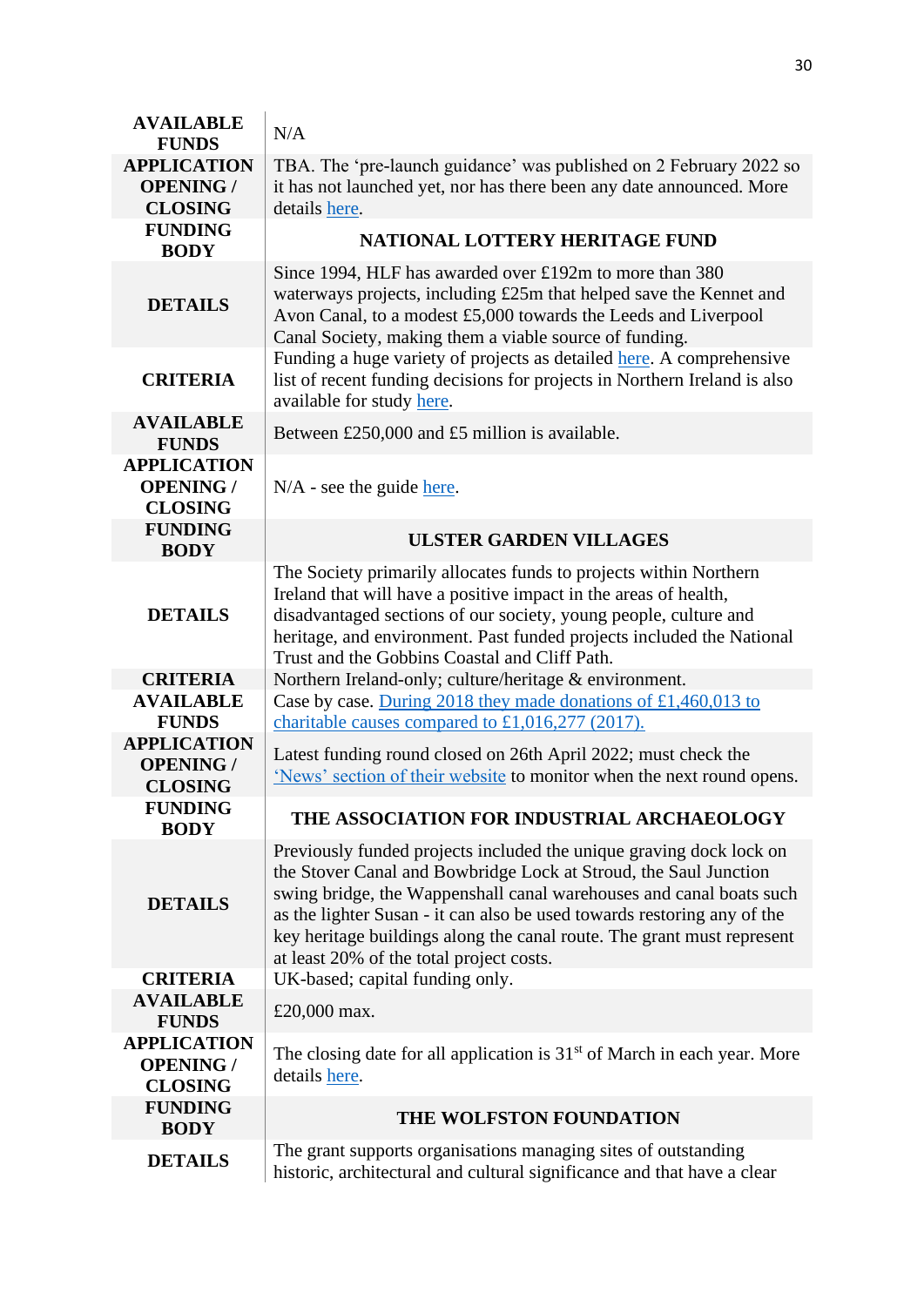| | |
|---|---|
| **AVAILABLE FUNDS** | N/A |
| **APPLICATION OPENING / CLOSING** | TBA. The 'pre-launch guidance' was published on 2 February 2022 so it has not launched yet, nor has there been any date announced. More details here. |
| **FUNDING BODY** | **NATIONAL LOTTERY HERITAGE FUND** |
| **DETAILS** | Since 1994, HLF has awarded over £192m to more than 380 waterways projects, including £25m that helped save the Kennet and Avon Canal, to a modest £5,000 towards the Leeds and Liverpool Canal Society, making them a viable source of funding. |
| **CRITERIA** | Funding a huge variety of projects as detailed here. A comprehensive list of recent funding decisions for projects in Northern Ireland is also available for study here. |
| **AVAILABLE FUNDS** | Between £250,000 and £5 million is available. |
| **APPLICATION OPENING / CLOSING** | N/A - see the guide here. |
| **FUNDING BODY** | **ULSTER GARDEN VILLAGES** |
| **DETAILS** | The Society primarily allocates funds to projects within Northern Ireland that will have a positive impact in the areas of health, disadvantaged sections of our society, young people, culture and heritage, and environment. Past funded projects included the National Trust and the Gobbins Coastal and Cliff Path. |
| **CRITERIA** | Northern Ireland-only; culture/heritage & environment. |
| **AVAILABLE FUNDS** | Case by case. During 2018 they made donations of £1,460,013 to charitable causes compared to £1,016,277 (2017). |
| **APPLICATION OPENING / CLOSING** | Latest funding round closed on 26th April 2022; must check the 'News' section of their website to monitor when the next round opens. |
| **FUNDING BODY** | **THE ASSOCIATION FOR INDUSTRIAL ARCHAEOLOGY** |
| **DETAILS** | Previously funded projects included the unique graving dock lock on the Stover Canal and Bowbridge Lock at Stroud, the Saul Junction swing bridge, the Wappenshall canal warehouses and canal boats such as the lighter Susan - it can also be used towards restoring any of the key heritage buildings along the canal route. The grant must represent at least 20% of the total project costs. |
| **CRITERIA** | UK-based; capital funding only. |
| **AVAILABLE FUNDS** | £20,000 max. |
| **APPLICATION OPENING / CLOSING** | The closing date for all application is 31st of March in each year. More details here. |
| **FUNDING BODY** | **THE WOLFSTON FOUNDATION** |
| **DETAILS** | The grant supports organisations managing sites of outstanding historic, architectural and cultural significance and that have a clear |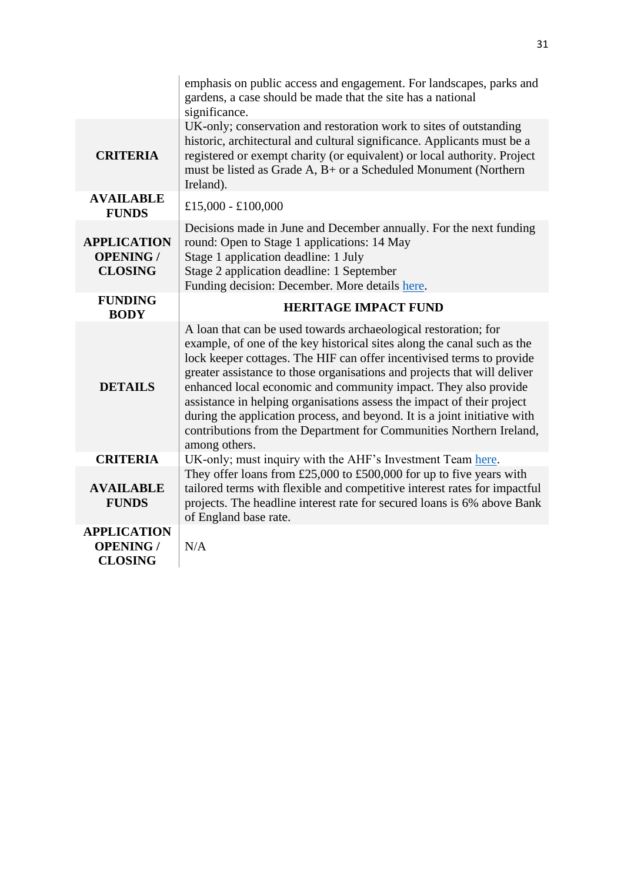| | |
|---|---|
| | emphasis on public access and engagement. For landscapes, parks and gardens, a case should be made that the site has a national significance. |
| **CRITERIA** | UK-only; conservation and restoration work to sites of outstanding historic, architectural and cultural significance. Applicants must be a registered or exempt charity (or equivalent) or local authority. Project must be listed as Grade A, B+ or a Scheduled Monument (Northern Ireland). |
| **AVAILABLE FUNDS** | £15,000 - £100,000 |
| **APPLICATION OPENING / CLOSING** | Decisions made in June and December annually. For the next funding round: Open to Stage 1 applications: 14 May<br>Stage 1 application deadline: 1 July<br>Stage 2 application deadline: 1 September<br>Funding decision: December. More details here. |
| **FUNDING BODY** | **HERITAGE IMPACT FUND** |
| **DETAILS** | A loan that can be used towards archaeological restoration; for example, of one of the key historical sites along the canal such as the lock keeper cottages. The HIF can offer incentivised terms to provide greater assistance to those organisations and projects that will deliver enhanced local economic and community impact. They also provide assistance in helping organisations assess the impact of their project during the application process, and beyond. It is a joint initiative with contributions from the Department for Communities Northern Ireland, among others. |
| **CRITERIA** | UK-only; must inquiry with the AHF's Investment Team here. |
| **AVAILABLE FUNDS** | They offer loans from £25,000 to £500,000 for up to five years with tailored terms with flexible and competitive interest rates for impactful projects. The headline interest rate for secured loans is 6% above Bank of England base rate. |
| **APPLICATION OPENING / CLOSING** | N/A |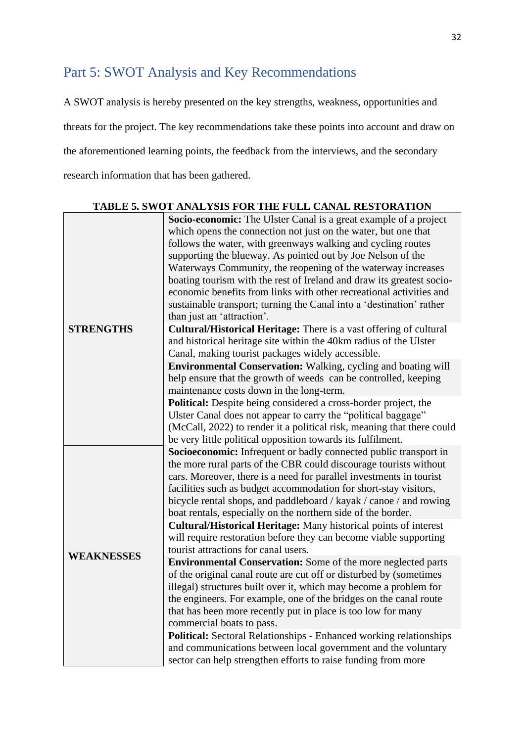## Part 5: SWOT Analysis and Key Recommendations

A SWOT analysis is hereby presented on the key strengths, weakness, opportunities and threats for the project. The key recommendations take these points into account and draw on the aforementioned learning points, the feedback from the interviews, and the secondary research information that has been gathered.

**TABLE 5. SWOT ANALYSIS FOR THE FULL CANAL RESTORATION**

| | |
|---|---|
| **STRENGTHS** | **Socio-economic:** The Ulster Canal is a great example of a project which opens the connection not just on the water, but one that follows the water, with greenways walking and cycling routes supporting the blueway. As pointed out by Joe Nelson of the Waterways Community, the reopening of the waterway increases boating tourism with the rest of Ireland and draw its greatest socio-economic benefits from links with other recreational activities and sustainable transport; turning the Canal into a 'destination' rather than just an 'attraction'. |
| | **Cultural/Historical Heritage:** There is a vast offering of cultural and historical heritage site within the 40km radius of the Ulster Canal, making tourist packages widely accessible. |
| | **Environmental Conservation:** Walking, cycling and boating will help ensure that the growth of weeds can be controlled, keeping maintenance costs down in the long-term. |
| | **Political:** Despite being considered a cross-border project, the Ulster Canal does not appear to carry the "political baggage" (McCall, 2022) to render it a political risk, meaning that there could be very little political opposition towards its fulfilment. |
| **WEAKNESSES** | **Socioeconomic:** Infrequent or badly connected public transport in the more rural parts of the CBR could discourage tourists without cars. Moreover, there is a need for parallel investments in tourist facilities such as budget accommodation for short-stay visitors, bicycle rental shops, and paddleboard / kayak / canoe / and rowing boat rentals, especially on the northern side of the border. |
| | **Cultural/Historical Heritage:** Many historical points of interest will require restoration before they can become viable supporting tourist attractions for canal users. |
| | **Environmental Conservation:** Some of the more neglected parts of the original canal route are cut off or disturbed by (sometimes illegal) structures built over it, which may become a problem for the engineers. For example, one of the bridges on the canal route that has been more recently put in place is too low for many commercial boats to pass. |
| | **Political:** Sectoral Relationships - Enhanced working relationships and communications between local government and the voluntary sector can help strengthen efforts to raise funding from more |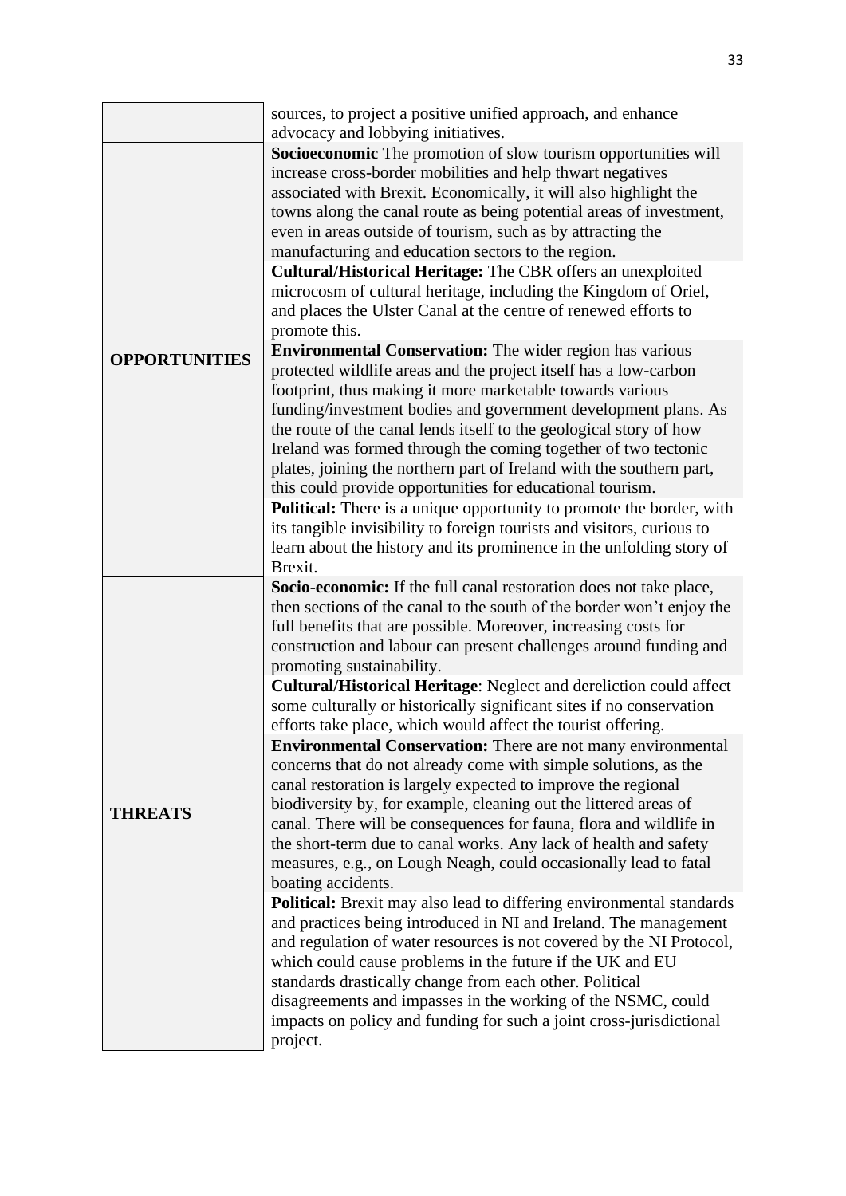| | |
|---|---|
| | sources, to project a positive unified approach, and enhance advocacy and lobbying initiatives. |
| **OPPORTUNITIES** | **Socioeconomic** The promotion of slow tourism opportunities will increase cross-border mobilities and help thwart negatives associated with Brexit. Economically, it will also highlight the towns along the canal route as being potential areas of investment, even in areas outside of tourism, such as by attracting the manufacturing and education sectors to the region. <br> **Cultural/Historical Heritage:** The CBR offers an unexploited microcosm of cultural heritage, including the Kingdom of Oriel, and places the Ulster Canal at the centre of renewed efforts to promote this. <br> **Environmental Conservation:** The wider region has various protected wildlife areas and the project itself has a low-carbon footprint, thus making it more marketable towards various funding/investment bodies and government development plans. As the route of the canal lends itself to the geological story of how Ireland was formed through the coming together of two tectonic plates, joining the northern part of Ireland with the southern part, this could provide opportunities for educational tourism. <br> **Political:** There is a unique opportunity to promote the border, with its tangible invisibility to foreign tourists and visitors, curious to learn about the history and its prominence in the unfolding story of Brexit. |
| **THREATS** | **Socio-economic:** If the full canal restoration does not take place, then sections of the canal to the south of the border won't enjoy the full benefits that are possible. Moreover, increasing costs for construction and labour can present challenges around funding and promoting sustainability. <br> **Cultural/Historical Heritage**: Neglect and dereliction could affect some culturally or historically significant sites if no conservation efforts take place, which would affect the tourist offering. <br> **Environmental Conservation:** There are not many environmental concerns that do not already come with simple solutions, as the canal restoration is largely expected to improve the regional biodiversity by, for example, cleaning out the littered areas of canal. There will be consequences for fauna, flora and wildlife in the short-term due to canal works. Any lack of health and safety measures, e.g., on Lough Neagh, could occasionally lead to fatal boating accidents. <br> **Political:** Brexit may also lead to differing environmental standards and practices being introduced in NI and Ireland. The management and regulation of water resources is not covered by the NI Protocol, which could cause problems in the future if the UK and EU standards drastically change from each other. Political disagreements and impasses in the working of the NSMC, could impacts on policy and funding for such a joint cross-jurisdictional project. |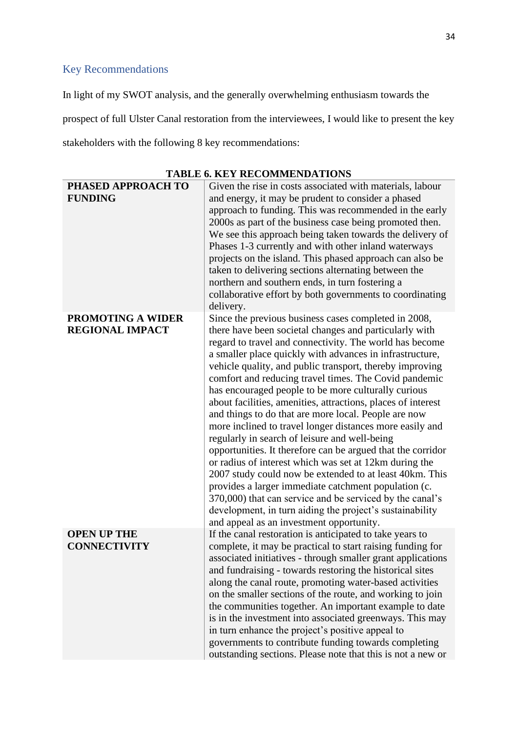## Key Recommendations

In light of my SWOT analysis, and the generally overwhelming enthusiasm towards the prospect of full Ulster Canal restoration from the interviewees, I would like to present the key stakeholders with the following 8 key recommendations:

**TABLE 6. KEY RECOMMENDATIONS**

| | |
|---|---|
| **PHASED APPROACH TO FUNDING** | Given the rise in costs associated with materials, labour and energy, it may be prudent to consider a phased approach to funding. This was recommended in the early 2000s as part of the business case being promoted then. We see this approach being taken towards the delivery of Phases 1-3 currently and with other inland waterways projects on the island. This phased approach can also be taken to delivering sections alternating between the northern and southern ends, in turn fostering a collaborative effort by both governments to coordinating delivery. |
| **PROMOTING A WIDER REGIONAL IMPACT** | Since the previous business cases completed in 2008, there have been societal changes and particularly with regard to travel and connectivity. The world has become a smaller place quickly with advances in infrastructure, vehicle quality, and public transport, thereby improving comfort and reducing travel times. The Covid pandemic has encouraged people to be more culturally curious about facilities, amenities, attractions, places of interest and things to do that are more local. People are now more inclined to travel longer distances more easily and regularly in search of leisure and well-being opportunities. It therefore can be argued that the corridor or radius of interest which was set at 12km during the 2007 study could now be extended to at least 40km. This provides a larger immediate catchment population (c. 370,000) that can service and be serviced by the canal's development, in turn aiding the project's sustainability and appeal as an investment opportunity. |
| **OPEN UP THE CONNECTIVITY** | If the canal restoration is anticipated to take years to complete, it may be practical to start raising funding for associated initiatives - through smaller grant applications and fundraising - towards restoring the historical sites along the canal route, promoting water-based activities on the smaller sections of the route, and working to join the communities together. An important example to date is in the investment into associated greenways. This may in turn enhance the project's positive appeal to governments to contribute funding towards completing outstanding sections. Please note that this is not a new or |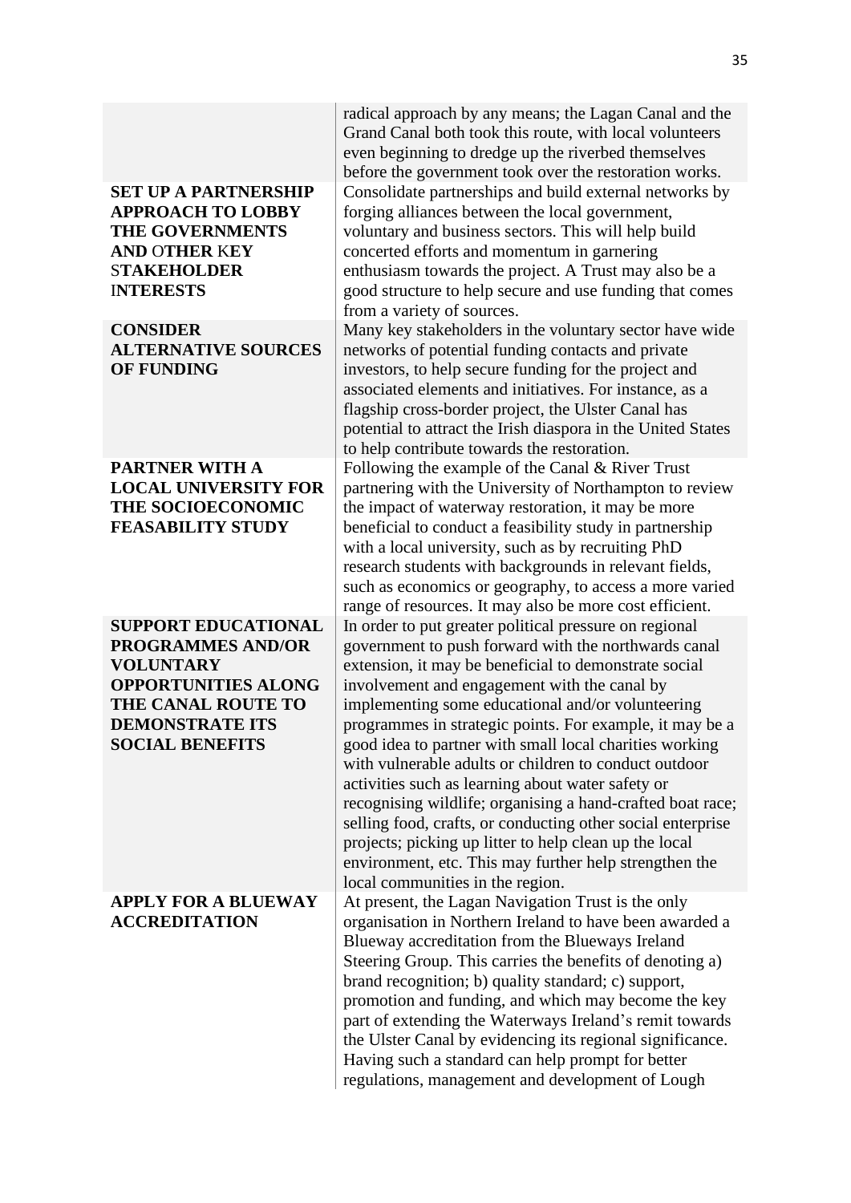| | |
|---|---|
| | radical approach by any means; the Lagan Canal and the Grand Canal both took this route, with local volunteers even beginning to dredge up the riverbed themselves before the government took over the restoration works. |
| **SET UP A PARTNERSHIP APPROACH TO LOBBY THE GOVERNMENTS AND OTHER KEY STAKEHOLDER INTERESTS** | Consolidate partnerships and build external networks by forging alliances between the local government, voluntary and business sectors. This will help build concerted efforts and momentum in garnering enthusiasm towards the project. A Trust may also be a good structure to help secure and use funding that comes from a variety of sources. |
| **CONSIDER ALTERNATIVE SOURCES OF FUNDING** | Many key stakeholders in the voluntary sector have wide networks of potential funding contacts and private investors, to help secure funding for the project and associated elements and initiatives. For instance, as a flagship cross-border project, the Ulster Canal has potential to attract the Irish diaspora in the United States to help contribute towards the restoration. |
| **PARTNER WITH A LOCAL UNIVERSITY FOR THE SOCIOECONOMIC FEASABILITY STUDY** | Following the example of the Canal & River Trust partnering with the University of Northampton to review the impact of waterway restoration, it may be more beneficial to conduct a feasibility study in partnership with a local university, such as by recruiting PhD research students with backgrounds in relevant fields, such as economics or geography, to access a more varied range of resources. It may also be more cost efficient. |
| **SUPPORT EDUCATIONAL PROGRAMMES AND/OR VOLUNTARY OPPORTUNITIES ALONG THE CANAL ROUTE TO DEMONSTRATE ITS SOCIAL BENEFITS** | In order to put greater political pressure on regional government to push forward with the northwards canal extension, it may be beneficial to demonstrate social involvement and engagement with the canal by implementing some educational and/or volunteering programmes in strategic points. For example, it may be a good idea to partner with small local charities working with vulnerable adults or children to conduct outdoor activities such as learning about water safety or recognising wildlife; organising a hand-crafted boat race; selling food, crafts, or conducting other social enterprise projects; picking up litter to help clean up the local environment, etc. This may further help strengthen the local communities in the region. |
| **APPLY FOR A BLUEWAY ACCREDITATION** | At present, the Lagan Navigation Trust is the only organisation in Northern Ireland to have been awarded a Blueway accreditation from the Blueways Ireland Steering Group. This carries the benefits of denoting a) brand recognition; b) quality standard; c) support, promotion and funding, and which may become the key part of extending the Waterways Ireland's remit towards the Ulster Canal by evidencing its regional significance. Having such a standard can help prompt for better regulations, management and development of Lough |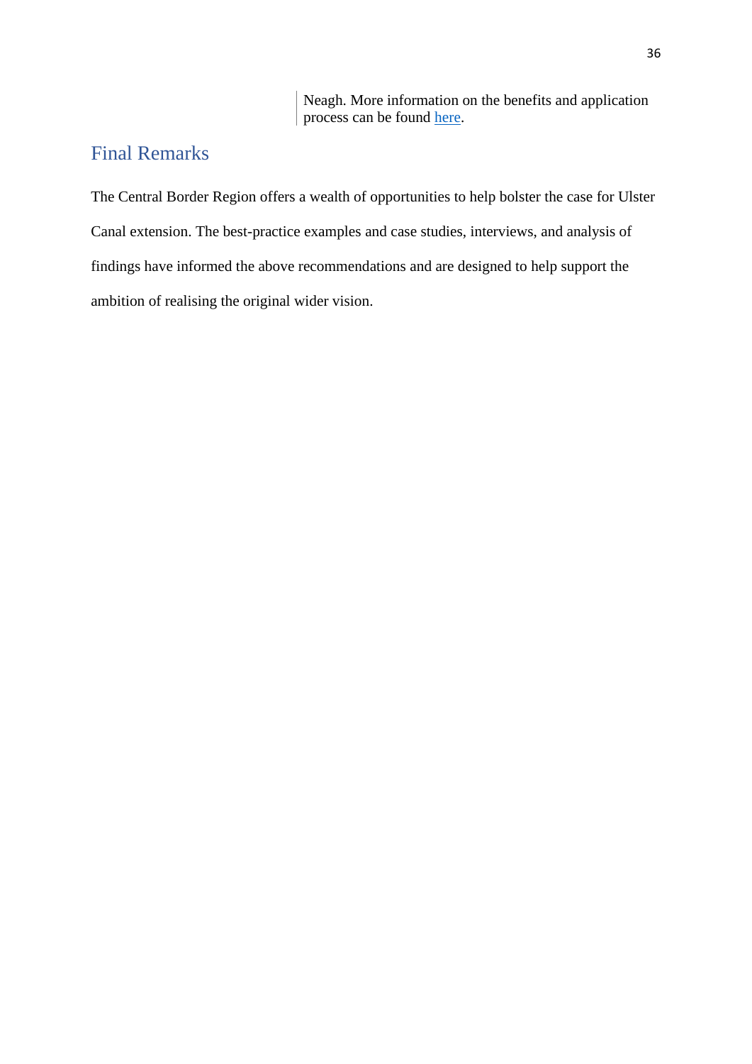Neagh. More information on the benefits and application process can be found here.

## Final Remarks

The Central Border Region offers a wealth of opportunities to help bolster the case for Ulster Canal extension. The best-practice examples and case studies, interviews, and analysis of findings have informed the above recommendations and are designed to help support the ambition of realising the original wider vision.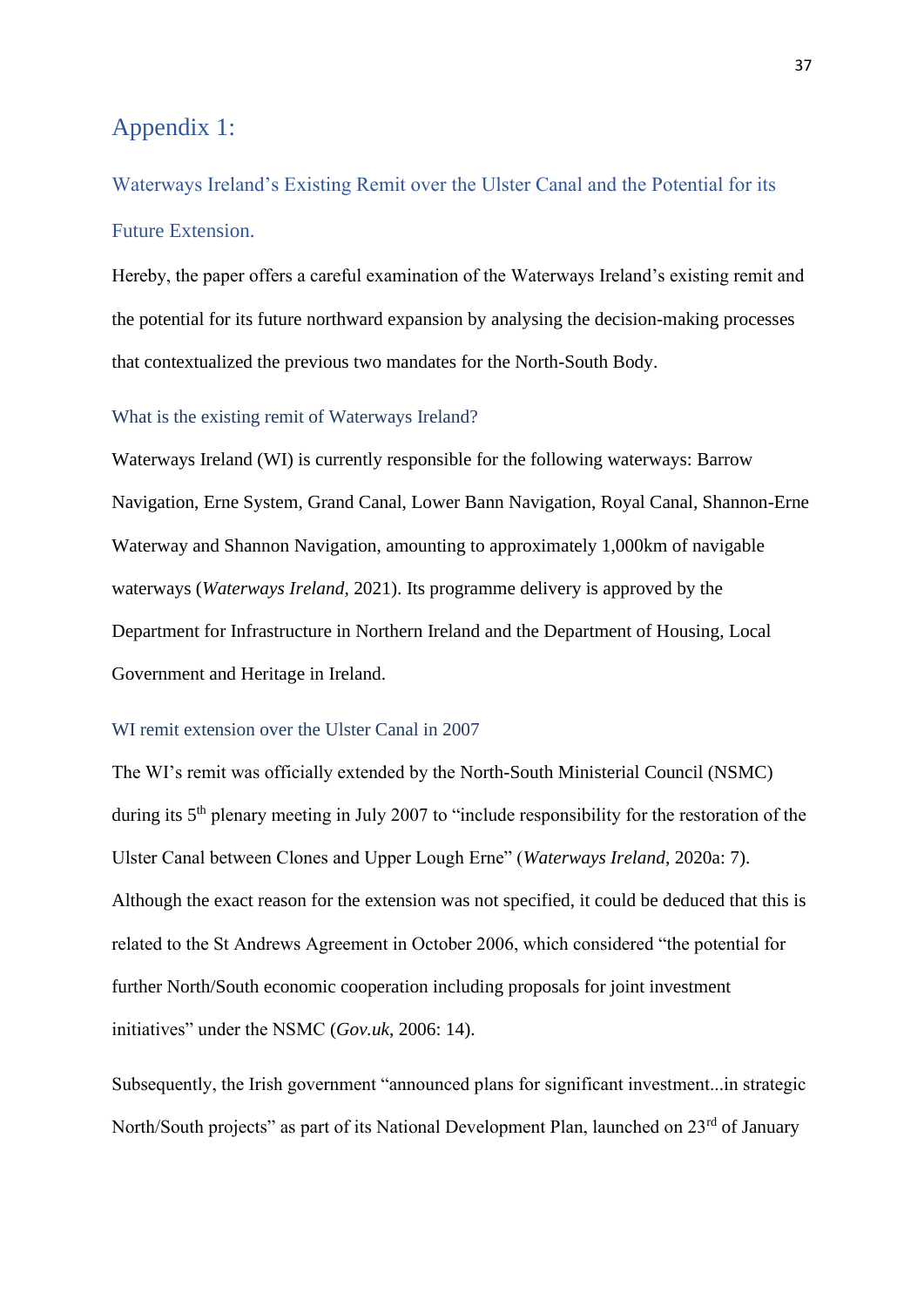# Appendix 1:

## Waterways Ireland's Existing Remit over the Ulster Canal and the Potential for its Future Extension.

Hereby, the paper offers a careful examination of the Waterways Ireland's existing remit and the potential for its future northward expansion by analysing the decision-making processes that contextualized the previous two mandates for the North-South Body.

### What is the existing remit of Waterways Ireland?

Waterways Ireland (WI) is currently responsible for the following waterways: Barrow Navigation, Erne System, Grand Canal, Lower Bann Navigation, Royal Canal, Shannon-Erne Waterway and Shannon Navigation, amounting to approximately 1,000km of navigable waterways (*Waterways Ireland*, 2021). Its programme delivery is approved by the Department for Infrastructure in Northern Ireland and the Department of Housing, Local Government and Heritage in Ireland.

### WI remit extension over the Ulster Canal in 2007

The WI's remit was officially extended by the North-South Ministerial Council (NSMC) during its 5th plenary meeting in July 2007 to "include responsibility for the restoration of the Ulster Canal between Clones and Upper Lough Erne" (*Waterways Ireland*, 2020a: 7). Although the exact reason for the extension was not specified, it could be deduced that this is related to the St Andrews Agreement in October 2006, which considered "the potential for further North/South economic cooperation including proposals for joint investment initiatives" under the NSMC (*Gov.uk*, 2006: 14).

Subsequently, the Irish government "announced plans for significant investment...in strategic North/South projects" as part of its National Development Plan, launched on 23rd of January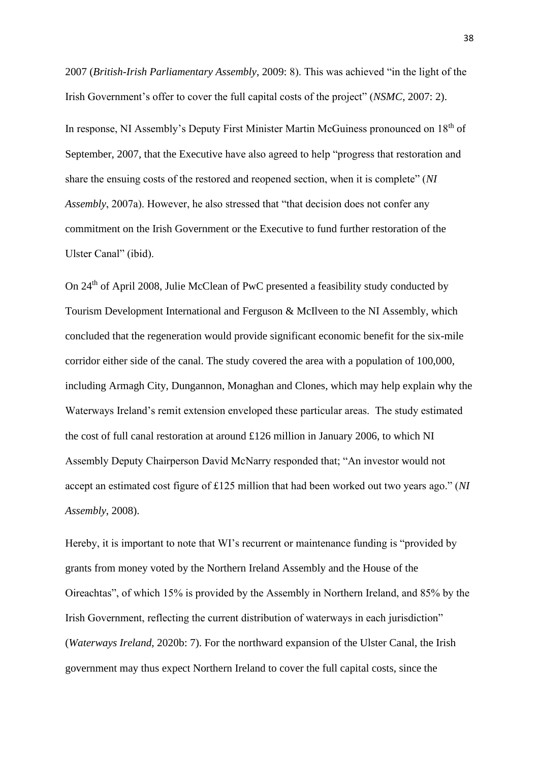2007 (*British-Irish Parliamentary Assembly*, 2009: 8). This was achieved "in the light of the Irish Government's offer to cover the full capital costs of the project" (*NSMC*, 2007: 2).

In response, NI Assembly's Deputy First Minister Martin McGuiness pronounced on 18th of September, 2007, that the Executive have also agreed to help "progress that restoration and share the ensuing costs of the restored and reopened section, when it is complete" (*NI Assembly*, 2007a). However, he also stressed that "that decision does not confer any commitment on the Irish Government or the Executive to fund further restoration of the Ulster Canal" (ibid).

On 24th of April 2008, Julie McClean of PwC presented a feasibility study conducted by Tourism Development International and Ferguson & McIlveen to the NI Assembly, which concluded that the regeneration would provide significant economic benefit for the six-mile corridor either side of the canal. The study covered the area with a population of 100,000, including Armagh City, Dungannon, Monaghan and Clones, which may help explain why the Waterways Ireland's remit extension enveloped these particular areas. The study estimated the cost of full canal restoration at around £126 million in January 2006, to which NI Assembly Deputy Chairperson David McNarry responded that; "An investor would not accept an estimated cost figure of £125 million that had been worked out two years ago." (*NI Assembly*, 2008).

Hereby, it is important to note that WI's recurrent or maintenance funding is "provided by grants from money voted by the Northern Ireland Assembly and the House of the Oireachtas", of which 15% is provided by the Assembly in Northern Ireland, and 85% by the Irish Government, reflecting the current distribution of waterways in each jurisdiction" (*Waterways Ireland*, 2020b: 7). For the northward expansion of the Ulster Canal, the Irish government may thus expect Northern Ireland to cover the full capital costs, since the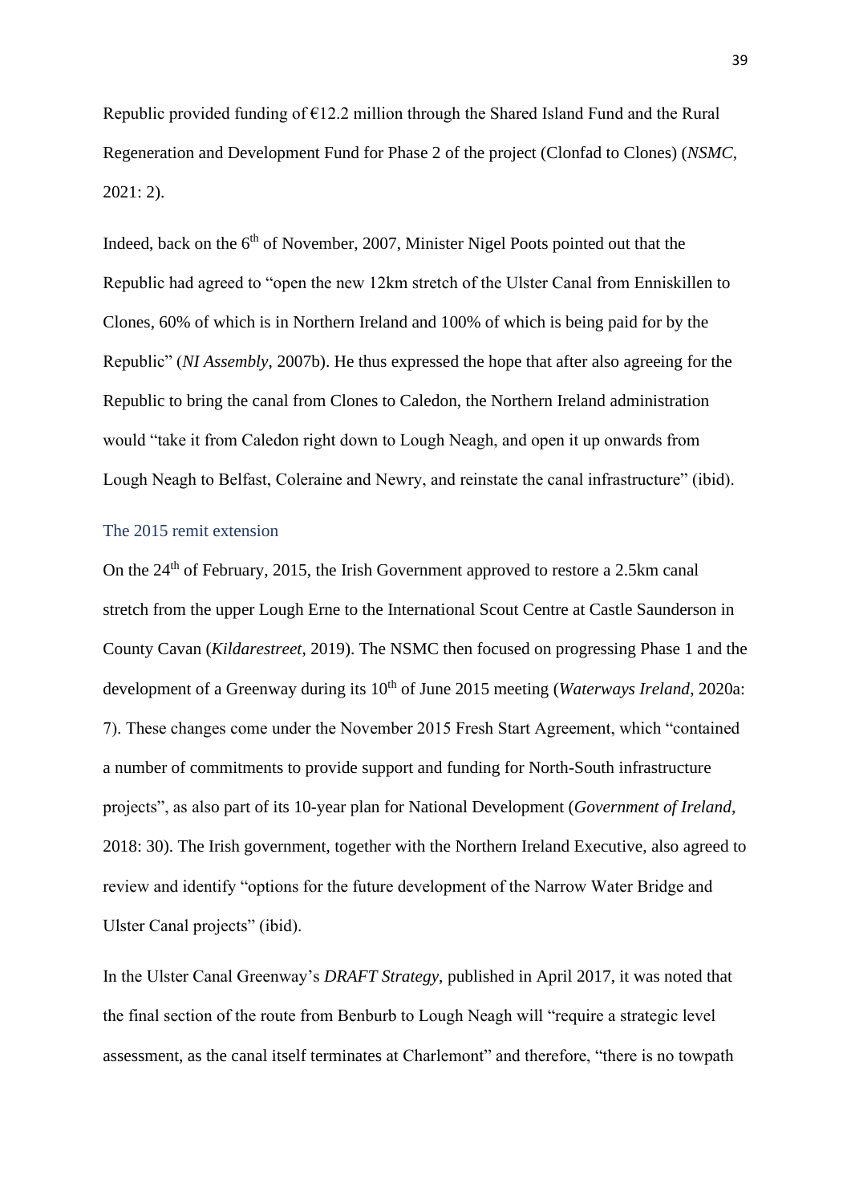Republic provided funding of €12.2 million through the Shared Island Fund and the Rural Regeneration and Development Fund for Phase 2 of the project (Clonfad to Clones) (*NSMC*, 2021: 2).

Indeed, back on the 6th of November, 2007, Minister Nigel Poots pointed out that the Republic had agreed to "open the new 12km stretch of the Ulster Canal from Enniskillen to Clones, 60% of which is in Northern Ireland and 100% of which is being paid for by the Republic" (*NI Assembly*, 2007b). He thus expressed the hope that after also agreeing for the Republic to bring the canal from Clones to Caledon, the Northern Ireland administration would "take it from Caledon right down to Lough Neagh, and open it up onwards from Lough Neagh to Belfast, Coleraine and Newry, and reinstate the canal infrastructure" (ibid).

### The 2015 remit extension

On the 24th of February, 2015, the Irish Government approved to restore a 2.5km canal stretch from the upper Lough Erne to the International Scout Centre at Castle Saunderson in County Cavan (*Kildarestreet*, 2019). The NSMC then focused on progressing Phase 1 and the development of a Greenway during its 10th of June 2015 meeting (*Waterways Ireland*, 2020a: 7). These changes come under the November 2015 Fresh Start Agreement, which "contained a number of commitments to provide support and funding for North-South infrastructure projects", as also part of its 10-year plan for National Development (*Government of Ireland*, 2018: 30). The Irish government, together with the Northern Ireland Executive, also agreed to review and identify "options for the future development of the Narrow Water Bridge and Ulster Canal projects" (ibid).

In the Ulster Canal Greenway's *DRAFT Strategy*, published in April 2017, it was noted that the final section of the route from Benburb to Lough Neagh will "require a strategic level assessment, as the canal itself terminates at Charlemont" and therefore, "there is no towpath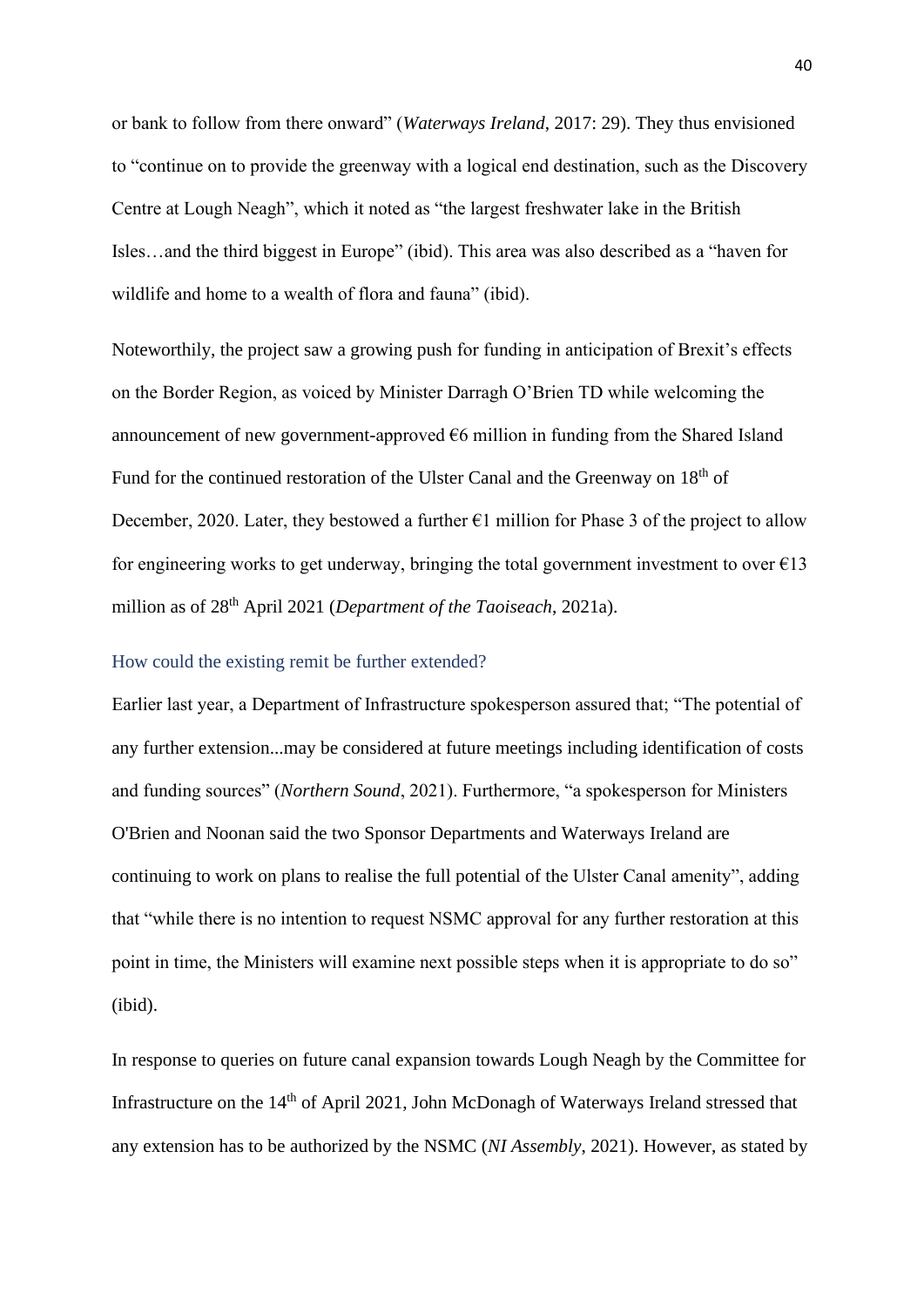or bank to follow from there onward" (*Waterways Ireland*, 2017: 29). They thus envisioned to "continue on to provide the greenway with a logical end destination, such as the Discovery Centre at Lough Neagh", which it noted as "the largest freshwater lake in the British Isles…and the third biggest in Europe" (ibid). This area was also described as a "haven for wildlife and home to a wealth of flora and fauna" (ibid).

Noteworthily, the project saw a growing push for funding in anticipation of Brexit's effects on the Border Region, as voiced by Minister Darragh O'Brien TD while welcoming the announcement of new government-approved €6 million in funding from the Shared Island Fund for the continued restoration of the Ulster Canal and the Greenway on 18th of December, 2020. Later, they bestowed a further €1 million for Phase 3 of the project to allow for engineering works to get underway, bringing the total government investment to over €13 million as of 28th April 2021 (*Department of the Taoiseach*, 2021a).

### How could the existing remit be further extended?

Earlier last year, a Department of Infrastructure spokesperson assured that; "The potential of any further extension...may be considered at future meetings including identification of costs and funding sources" (*Northern Sound*, 2021). Furthermore, "a spokesperson for Ministers O'Brien and Noonan said the two Sponsor Departments and Waterways Ireland are continuing to work on plans to realise the full potential of the Ulster Canal amenity", adding that "while there is no intention to request NSMC approval for any further restoration at this point in time, the Ministers will examine next possible steps when it is appropriate to do so" (ibid).

In response to queries on future canal expansion towards Lough Neagh by the Committee for Infrastructure on the 14th of April 2021, John McDonagh of Waterways Ireland stressed that any extension has to be authorized by the NSMC (*NI Assembly*, 2021). However, as stated by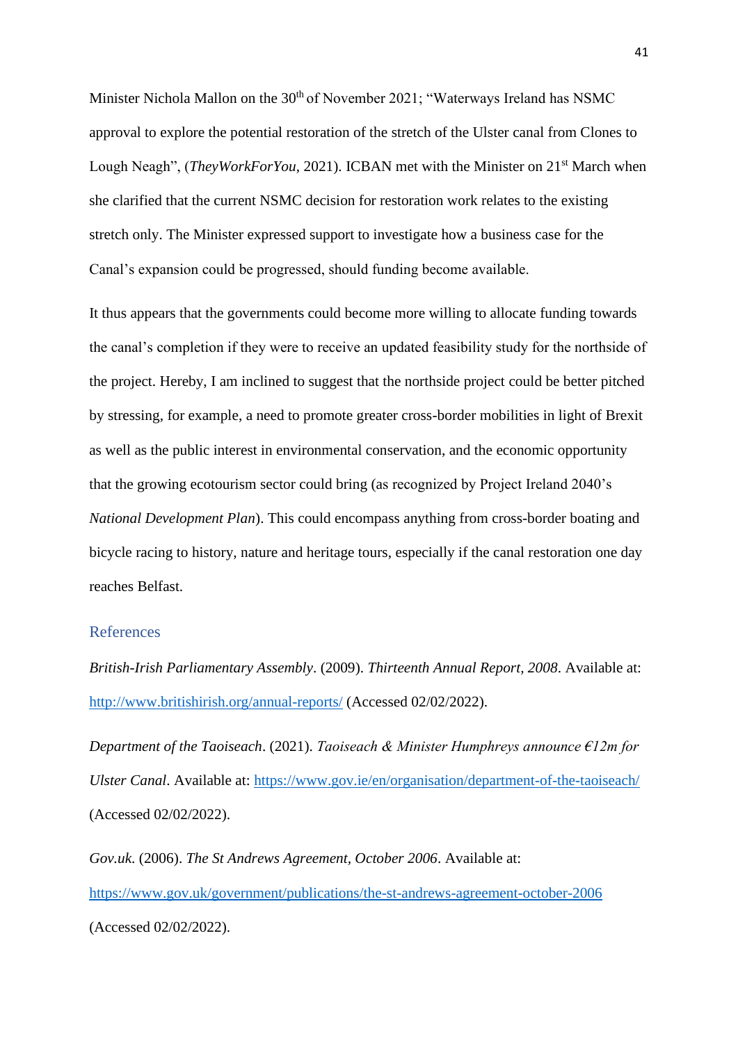Minister Nichola Mallon on the 30th of November 2021; "Waterways Ireland has NSMC approval to explore the potential restoration of the stretch of the Ulster canal from Clones to Lough Neagh", (*TheyWorkForYou*, 2021). ICBAN met with the Minister on 21st March when she clarified that the current NSMC decision for restoration work relates to the existing stretch only. The Minister expressed support to investigate how a business case for the Canal's expansion could be progressed, should funding become available.

It thus appears that the governments could become more willing to allocate funding towards the canal's completion if they were to receive an updated feasibility study for the northside of the project. Hereby, I am inclined to suggest that the northside project could be better pitched by stressing, for example, a need to promote greater cross-border mobilities in light of Brexit as well as the public interest in environmental conservation, and the economic opportunity that the growing ecotourism sector could bring (as recognized by Project Ireland 2040's *National Development Plan*). This could encompass anything from cross-border boating and bicycle racing to history, nature and heritage tours, especially if the canal restoration one day reaches Belfast.

## References

*British-Irish Parliamentary Assembly*. (2009). *Thirteenth Annual Report, 2008*. Available at: http://www.britishirish.org/annual-reports/ (Accessed 02/02/2022).

*Department of the Taoiseach*. (2021). *Taoiseach & Minister Humphreys announce €12m for Ulster Canal*. Available at: https://www.gov.ie/en/organisation/department-of-the-taoiseach/ (Accessed 02/02/2022).

*Gov.uk*. (2006). *The St Andrews Agreement, October 2006*. Available at: https://www.gov.uk/government/publications/the-st-andrews-agreement-october-2006 (Accessed 02/02/2022).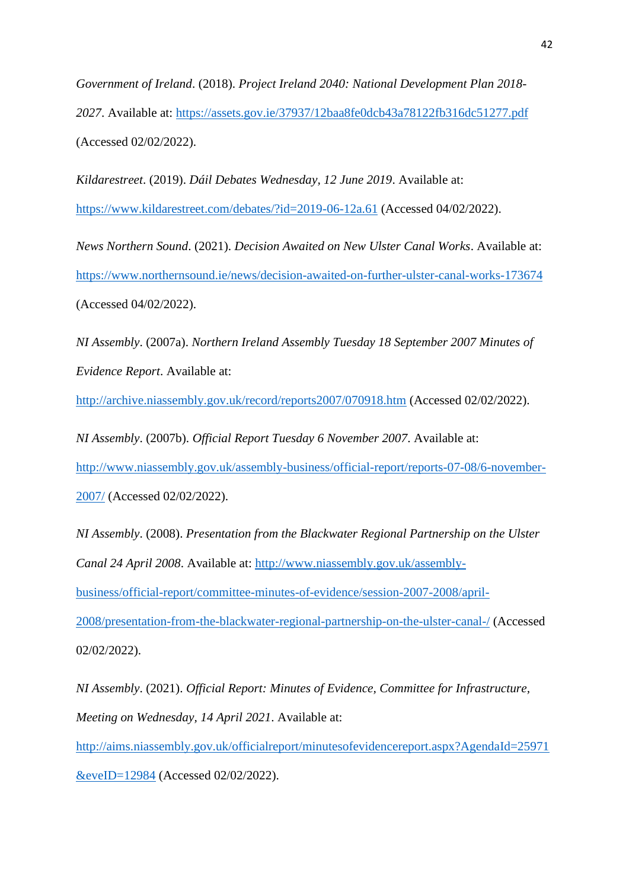*Government of Ireland*. (2018). *Project Ireland 2040: National Development Plan 2018-2027*. Available at: https://assets.gov.ie/37937/12baa8fe0dcb43a78122fb316dc51277.pdf (Accessed 02/02/2022).

*Kildarestreet*. (2019). *Dáil Debates Wednesday, 12 June 2019*. Available at: https://www.kildarestreet.com/debates/?id=2019-06-12a.61 (Accessed 04/02/2022).

*News Northern Sound*. (2021). *Decision Awaited on New Ulster Canal Works*. Available at: https://www.northernsound.ie/news/decision-awaited-on-further-ulster-canal-works-173674 (Accessed 04/02/2022).

*NI Assembly*. (2007a). *Northern Ireland Assembly Tuesday 18 September 2007 Minutes of Evidence Report*. Available at: http://archive.niassembly.gov.uk/record/reports2007/070918.htm (Accessed 02/02/2022).

*NI Assembly*. (2007b). *Official Report Tuesday 6 November 2007*. Available at: http://www.niassembly.gov.uk/assembly-business/official-report/reports-07-08/6-november-2007/ (Accessed 02/02/2022).

*NI Assembly*. (2008). *Presentation from the Blackwater Regional Partnership on the Ulster Canal 24 April 2008*. Available at: http://www.niassembly.gov.uk/assembly-business/official-report/committee-minutes-of-evidence/session-2007-2008/april-2008/presentation-from-the-blackwater-regional-partnership-on-the-ulster-canal-/ (Accessed 02/02/2022).

*NI Assembly*. (2021). *Official Report: Minutes of Evidence, Committee for Infrastructure, Meeting on Wednesday, 14 April 2021*. Available at: http://aims.niassembly.gov.uk/officialreport/minutesofevidencereport.aspx?AgendaId=25971&eveID=12984 (Accessed 02/02/2022).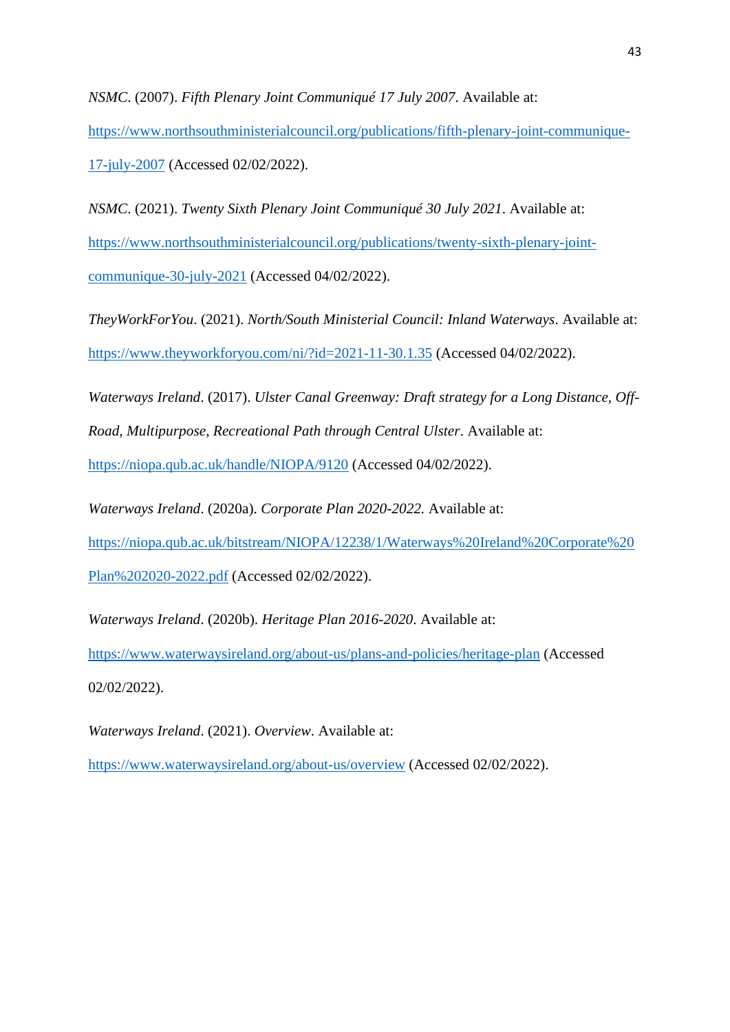*NSMC*. (2007). *Fifth Plenary Joint Communiqué 17 July 2007*. Available at: https://www.northsouthministerialcouncil.org/publications/fifth-plenary-joint-communique-17-july-2007 (Accessed 02/02/2022).

*NSMC*. (2021). *Twenty Sixth Plenary Joint Communiqué 30 July 2021*. Available at: https://www.northsouthministerialcouncil.org/publications/twenty-sixth-plenary-joint-communique-30-july-2021 (Accessed 04/02/2022).

*TheyWorkForYou*. (2021). *North/South Ministerial Council: Inland Waterways*. Available at: https://www.theyworkforyou.com/ni/?id=2021-11-30.1.35 (Accessed 04/02/2022).

*Waterways Ireland*. (2017). *Ulster Canal Greenway: Draft strategy for a Long Distance, Off-Road, Multipurpose, Recreational Path through Central Ulster*. Available at: https://niopa.qub.ac.uk/handle/NIOPA/9120 (Accessed 04/02/2022).

*Waterways Ireland*. (2020a). *Corporate Plan 2020-2022.* Available at: https://niopa.qub.ac.uk/bitstream/NIOPA/12238/1/Waterways%20Ireland%20Corporate%20Plan%202020-2022.pdf (Accessed 02/02/2022).

*Waterways Ireland*. (2020b). *Heritage Plan 2016-2020*. Available at: https://www.waterwaysireland.org/about-us/plans-and-policies/heritage-plan (Accessed 02/02/2022).

*Waterways Ireland*. (2021). *Overview*. Available at: https://www.waterwaysireland.org/about-us/overview (Accessed 02/02/2022).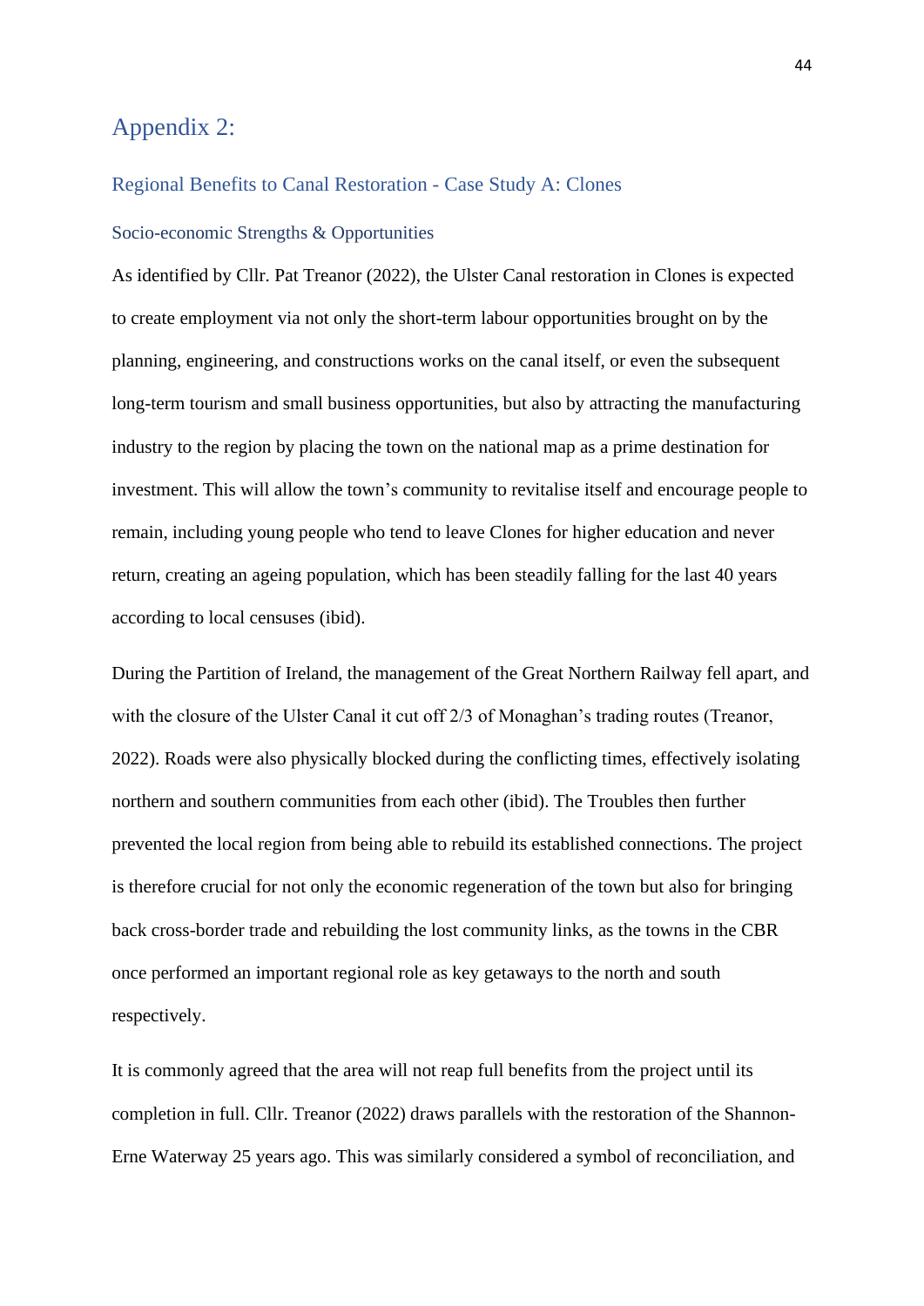## Appendix 2:

### Regional Benefits to Canal Restoration - Case Study A: Clones

#### Socio-economic Strengths & Opportunities

As identified by Cllr. Pat Treanor (2022), the Ulster Canal restoration in Clones is expected to create employment via not only the short-term labour opportunities brought on by the planning, engineering, and constructions works on the canal itself, or even the subsequent long-term tourism and small business opportunities, but also by attracting the manufacturing industry to the region by placing the town on the national map as a prime destination for investment. This will allow the town's community to revitalise itself and encourage people to remain, including young people who tend to leave Clones for higher education and never return, creating an ageing population, which has been steadily falling for the last 40 years according to local censuses (ibid).

During the Partition of Ireland, the management of the Great Northern Railway fell apart, and with the closure of the Ulster Canal it cut off 2/3 of Monaghan's trading routes (Treanor, 2022). Roads were also physically blocked during the conflicting times, effectively isolating northern and southern communities from each other (ibid). The Troubles then further prevented the local region from being able to rebuild its established connections. The project is therefore crucial for not only the economic regeneration of the town but also for bringing back cross-border trade and rebuilding the lost community links, as the towns in the CBR once performed an important regional role as key getaways to the north and south respectively.

It is commonly agreed that the area will not reap full benefits from the project until its completion in full. Cllr. Treanor (2022) draws parallels with the restoration of the Shannon-Erne Waterway 25 years ago. This was similarly considered a symbol of reconciliation, and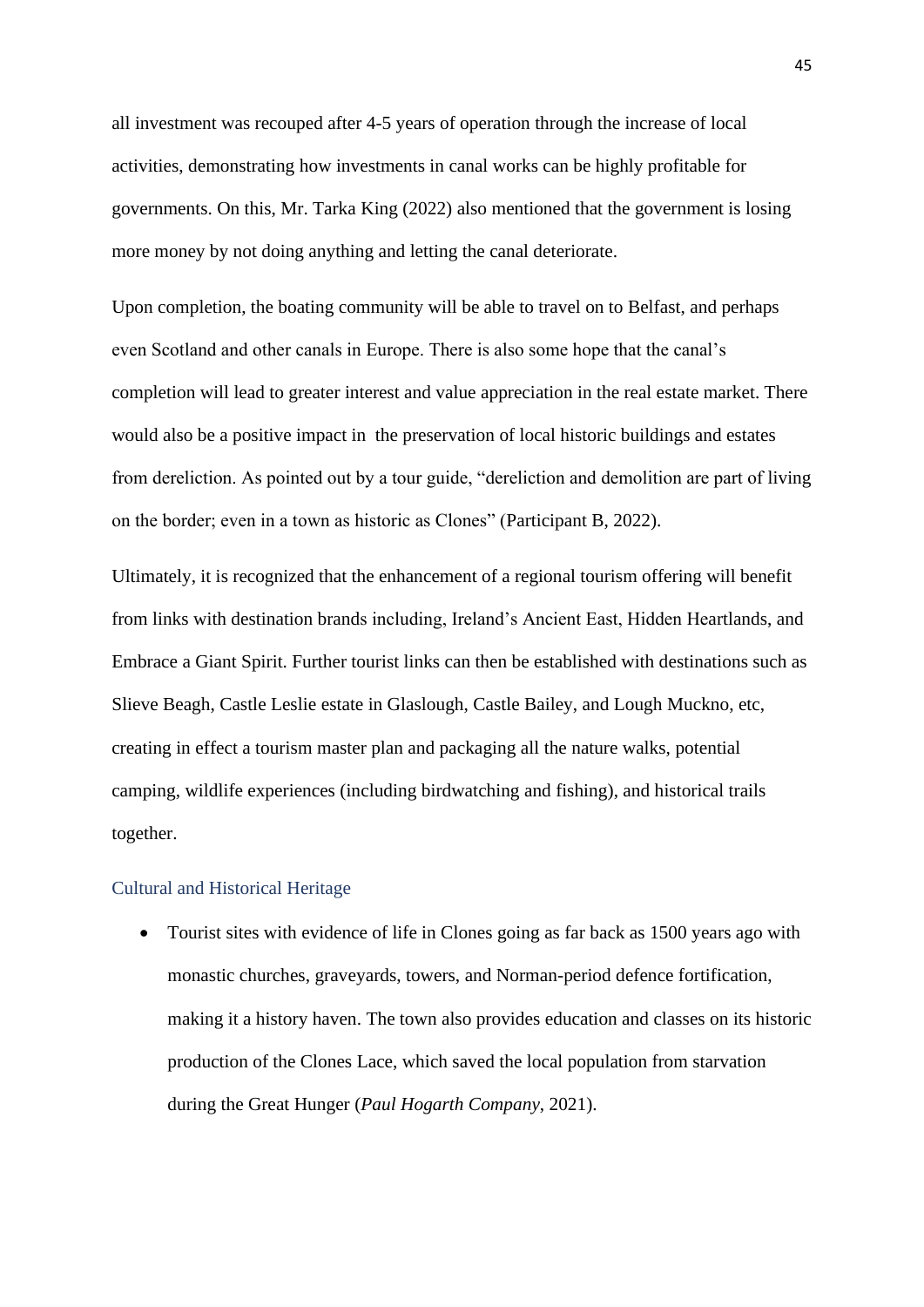all investment was recouped after 4-5 years of operation through the increase of local activities, demonstrating how investments in canal works can be highly profitable for governments. On this, Mr. Tarka King (2022) also mentioned that the government is losing more money by not doing anything and letting the canal deteriorate.

Upon completion, the boating community will be able to travel on to Belfast, and perhaps even Scotland and other canals in Europe. There is also some hope that the canal's completion will lead to greater interest and value appreciation in the real estate market. There would also be a positive impact in the preservation of local historic buildings and estates from dereliction. As pointed out by a tour guide, "dereliction and demolition are part of living on the border; even in a town as historic as Clones" (Participant B, 2022).

Ultimately, it is recognized that the enhancement of a regional tourism offering will benefit from links with destination brands including, Ireland's Ancient East, Hidden Heartlands, and Embrace a Giant Spirit. Further tourist links can then be established with destinations such as Slieve Beagh, Castle Leslie estate in Glaslough, Castle Bailey, and Lough Muckno, etc, creating in effect a tourism master plan and packaging all the nature walks, potential camping, wildlife experiences (including birdwatching and fishing), and historical trails together.

### Cultural and Historical Heritage

- Tourist sites with evidence of life in Clones going as far back as 1500 years ago with monastic churches, graveyards, towers, and Norman-period defence fortification, making it a history haven. The town also provides education and classes on its historic production of the Clones Lace, which saved the local population from starvation during the Great Hunger (*Paul Hogarth Company*, 2021).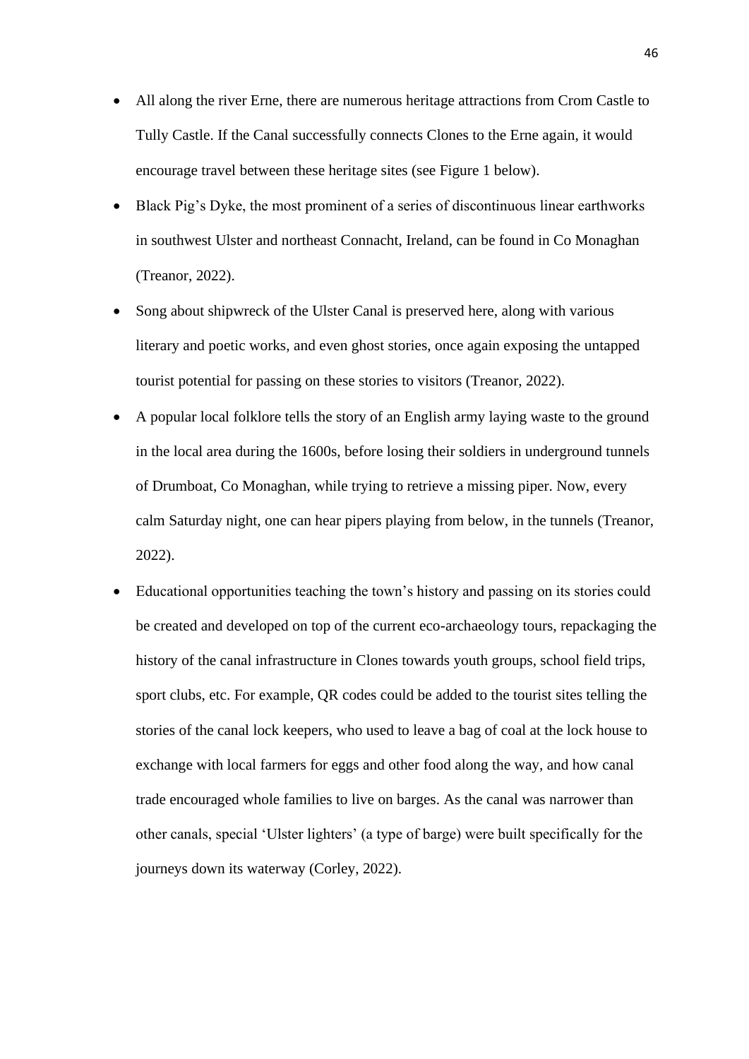- All along the river Erne, there are numerous heritage attractions from Crom Castle to Tully Castle. If the Canal successfully connects Clones to the Erne again, it would encourage travel between these heritage sites (see Figure 1 below).
- Black Pig's Dyke, the most prominent of a series of discontinuous linear earthworks in southwest Ulster and northeast Connacht, Ireland, can be found in Co Monaghan (Treanor, 2022).
- Song about shipwreck of the Ulster Canal is preserved here, along with various literary and poetic works, and even ghost stories, once again exposing the untapped tourist potential for passing on these stories to visitors (Treanor, 2022).
- A popular local folklore tells the story of an English army laying waste to the ground in the local area during the 1600s, before losing their soldiers in underground tunnels of Drumboat, Co Monaghan, while trying to retrieve a missing piper. Now, every calm Saturday night, one can hear pipers playing from below, in the tunnels (Treanor, 2022).
- Educational opportunities teaching the town's history and passing on its stories could be created and developed on top of the current eco-archaeology tours, repackaging the history of the canal infrastructure in Clones towards youth groups, school field trips, sport clubs, etc. For example, QR codes could be added to the tourist sites telling the stories of the canal lock keepers, who used to leave a bag of coal at the lock house to exchange with local farmers for eggs and other food along the way, and how canal trade encouraged whole families to live on barges. As the canal was narrower than other canals, special 'Ulster lighters' (a type of barge) were built specifically for the journeys down its waterway (Corley, 2022).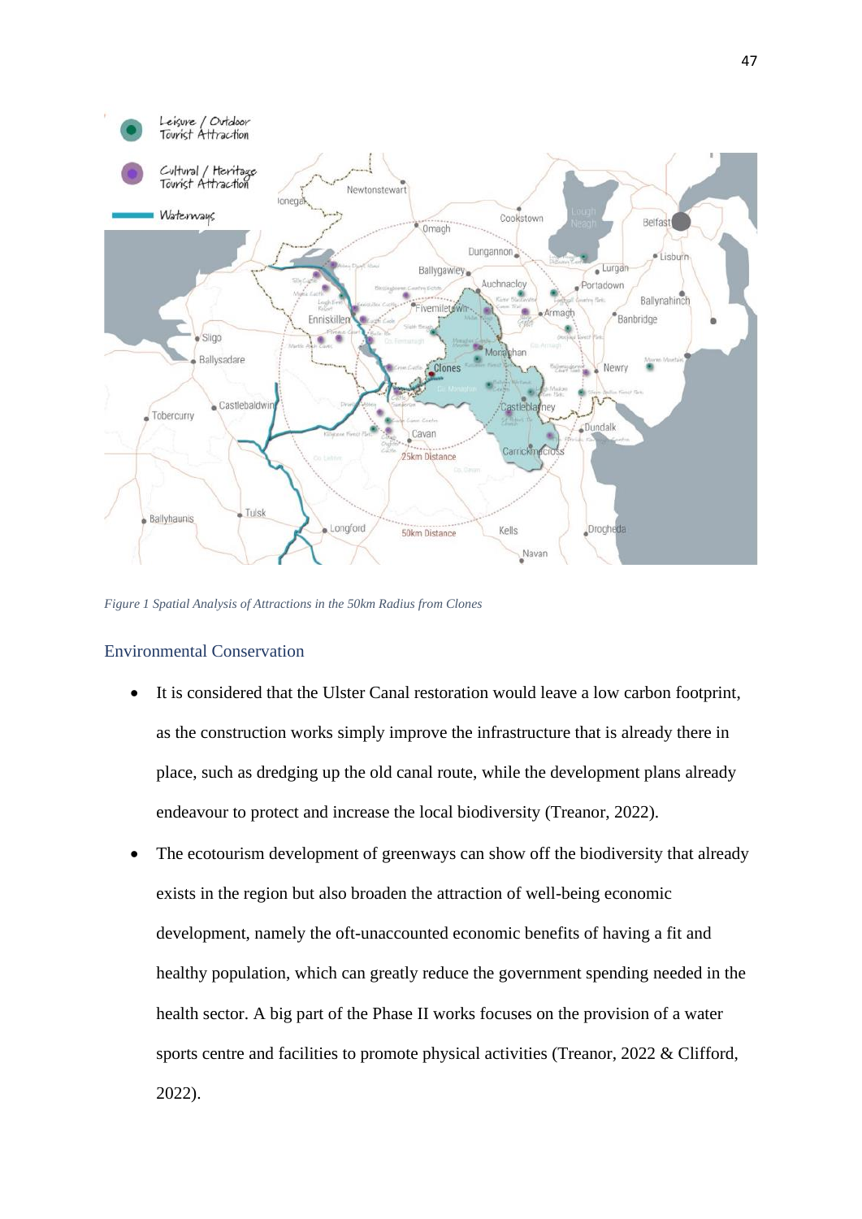*Figure 1 Spatial Analysis of Attractions in the 50km Radius from Clones*

## Environmental Conservation

- It is considered that the Ulster Canal restoration would leave a low carbon footprint, as the construction works simply improve the infrastructure that is already there in place, such as dredging up the old canal route, while the development plans already endeavour to protect and increase the local biodiversity (Treanor, 2022).
- The ecotourism development of greenways can show off the biodiversity that already exists in the region but also broaden the attraction of well-being economic development, namely the oft-unaccounted economic benefits of having a fit and healthy population, which can greatly reduce the government spending needed in the health sector. A big part of the Phase II works focuses on the provision of a water sports centre and facilities to promote physical activities (Treanor, 2022 & Clifford, 2022).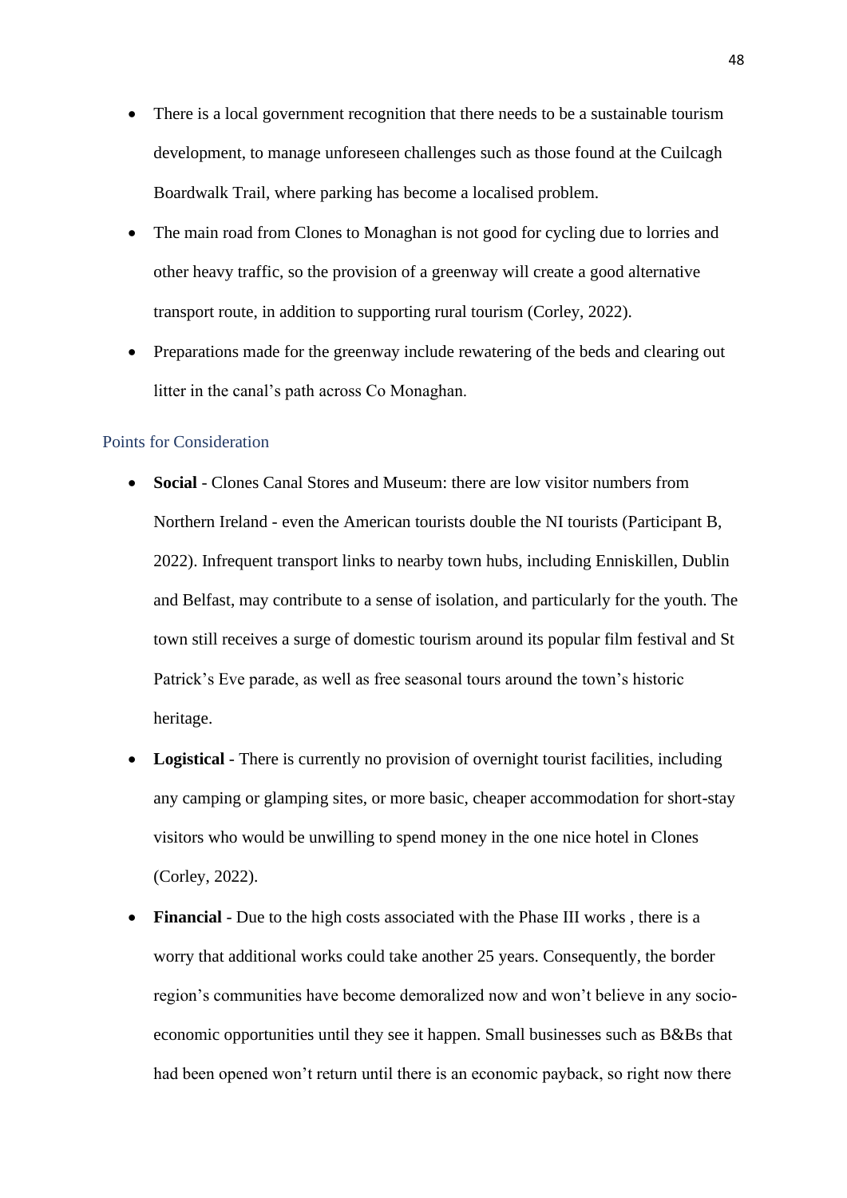- There is a local government recognition that there needs to be a sustainable tourism development, to manage unforeseen challenges such as those found at the Cuilcagh Boardwalk Trail, where parking has become a localised problem.
- The main road from Clones to Monaghan is not good for cycling due to lorries and other heavy traffic, so the provision of a greenway will create a good alternative transport route, in addition to supporting rural tourism (Corley, 2022).
- Preparations made for the greenway include rewatering of the beds and clearing out litter in the canal's path across Co Monaghan.

### Points for Consideration

- **Social** - Clones Canal Stores and Museum: there are low visitor numbers from Northern Ireland - even the American tourists double the NI tourists (Participant B, 2022). Infrequent transport links to nearby town hubs, including Enniskillen, Dublin and Belfast, may contribute to a sense of isolation, and particularly for the youth. The town still receives a surge of domestic tourism around its popular film festival and St Patrick's Eve parade, as well as free seasonal tours around the town's historic heritage.
- **Logistical** - There is currently no provision of overnight tourist facilities, including any camping or glamping sites, or more basic, cheaper accommodation for short-stay visitors who would be unwilling to spend money in the one nice hotel in Clones (Corley, 2022).
- **Financial** - Due to the high costs associated with the Phase III works , there is a worry that additional works could take another 25 years. Consequently, the border region's communities have become demoralized now and won't believe in any socio-economic opportunities until they see it happen. Small businesses such as B&Bs that had been opened won't return until there is an economic payback, so right now there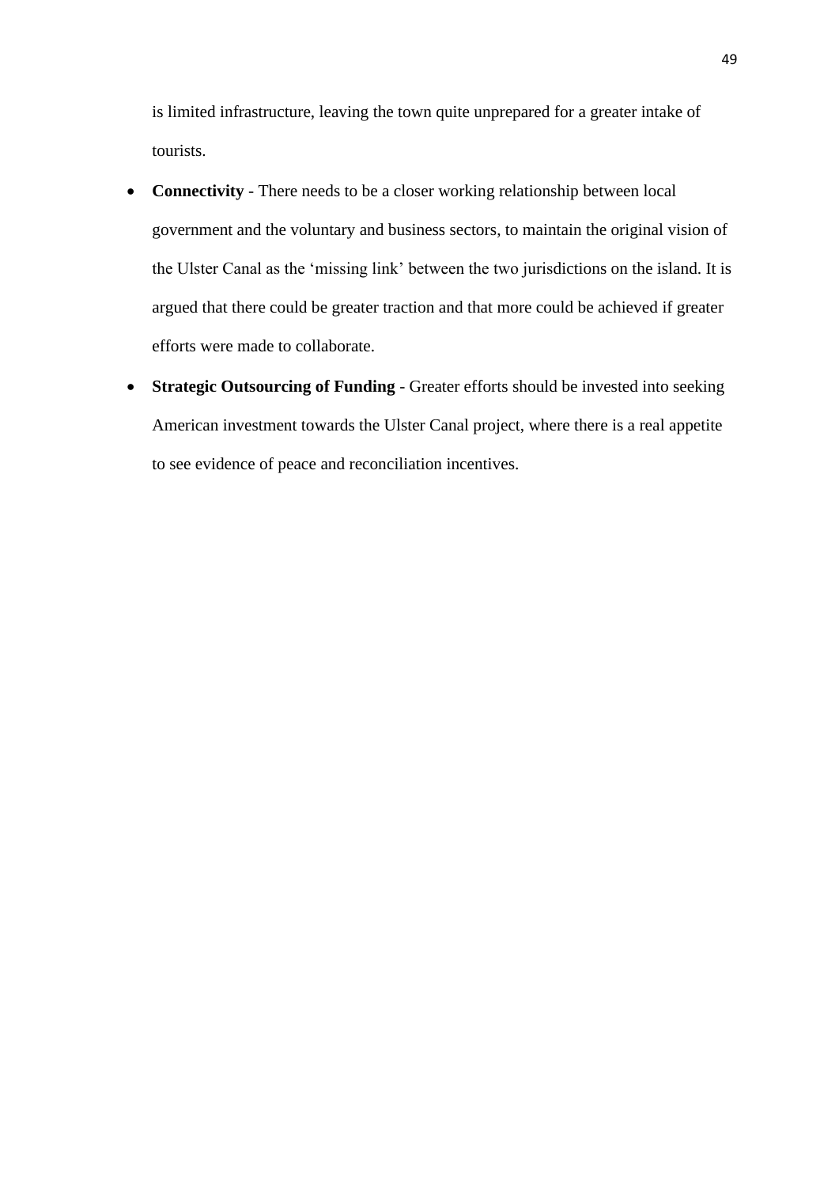is limited infrastructure, leaving the town quite unprepared for a greater intake of tourists.

- **Connectivity** - There needs to be a closer working relationship between local government and the voluntary and business sectors, to maintain the original vision of the Ulster Canal as the 'missing link' between the two jurisdictions on the island. It is argued that there could be greater traction and that more could be achieved if greater efforts were made to collaborate.
- **Strategic Outsourcing of Funding** - Greater efforts should be invested into seeking American investment towards the Ulster Canal project, where there is a real appetite to see evidence of peace and reconciliation incentives.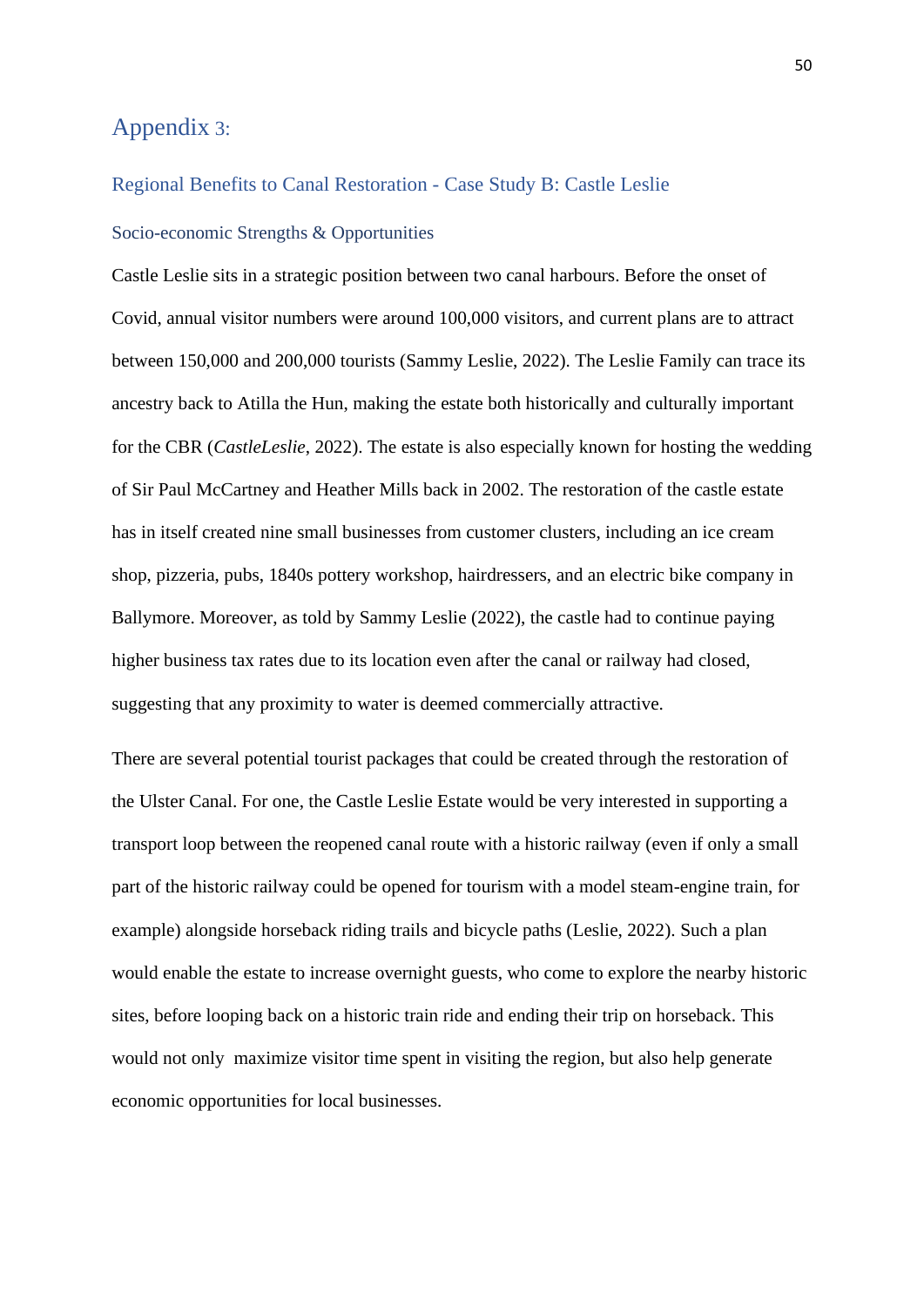# Appendix 3:

## Regional Benefits to Canal Restoration - Case Study B: Castle Leslie

### Socio-economic Strengths & Opportunities

Castle Leslie sits in a strategic position between two canal harbours. Before the onset of Covid, annual visitor numbers were around 100,000 visitors, and current plans are to attract between 150,000 and 200,000 tourists (Sammy Leslie, 2022). The Leslie Family can trace its ancestry back to Atilla the Hun, making the estate both historically and culturally important for the CBR (*CastleLeslie*, 2022). The estate is also especially known for hosting the wedding of Sir Paul McCartney and Heather Mills back in 2002. The restoration of the castle estate has in itself created nine small businesses from customer clusters, including an ice cream shop, pizzeria, pubs, 1840s pottery workshop, hairdressers, and an electric bike company in Ballymore. Moreover, as told by Sammy Leslie (2022), the castle had to continue paying higher business tax rates due to its location even after the canal or railway had closed, suggesting that any proximity to water is deemed commercially attractive.

There are several potential tourist packages that could be created through the restoration of the Ulster Canal. For one, the Castle Leslie Estate would be very interested in supporting a transport loop between the reopened canal route with a historic railway (even if only a small part of the historic railway could be opened for tourism with a model steam-engine train, for example) alongside horseback riding trails and bicycle paths (Leslie, 2022). Such a plan would enable the estate to increase overnight guests, who come to explore the nearby historic sites, before looping back on a historic train ride and ending their trip on horseback. This would not only maximize visitor time spent in visiting the region, but also help generate economic opportunities for local businesses.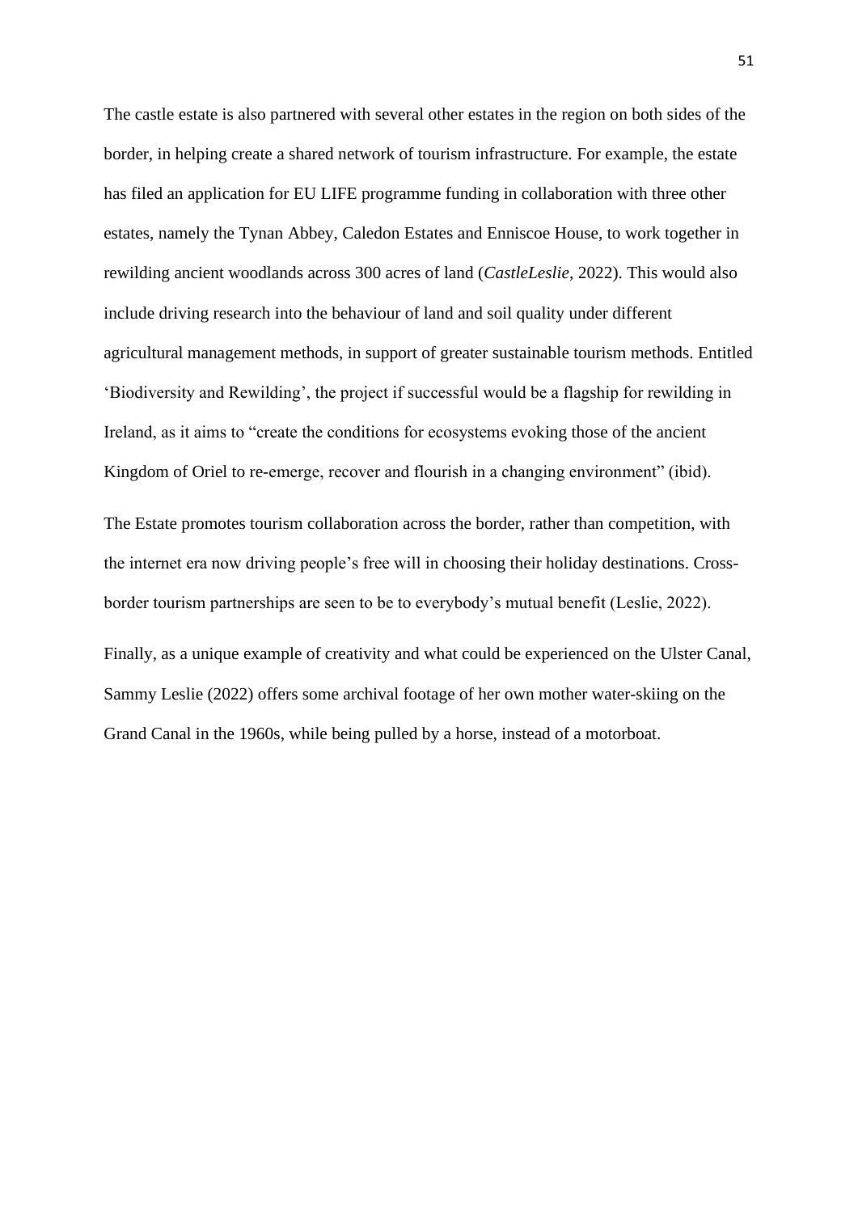The castle estate is also partnered with several other estates in the region on both sides of the border, in helping create a shared network of tourism infrastructure. For example, the estate has filed an application for EU LIFE programme funding in collaboration with three other estates, namely the Tynan Abbey, Caledon Estates and Enniscoe House, to work together in rewilding ancient woodlands across 300 acres of land (*CastleLeslie*, 2022). This would also include driving research into the behaviour of land and soil quality under different agricultural management methods, in support of greater sustainable tourism methods. Entitled 'Biodiversity and Rewilding', the project if successful would be a flagship for rewilding in Ireland, as it aims to "create the conditions for ecosystems evoking those of the ancient Kingdom of Oriel to re-emerge, recover and flourish in a changing environment" (ibid).

The Estate promotes tourism collaboration across the border, rather than competition, with the internet era now driving people's free will in choosing their holiday destinations. Cross-border tourism partnerships are seen to be to everybody's mutual benefit (Leslie, 2022).

Finally, as a unique example of creativity and what could be experienced on the Ulster Canal, Sammy Leslie (2022) offers some archival footage of her own mother water-skiing on the Grand Canal in the 1960s, while being pulled by a horse, instead of a motorboat.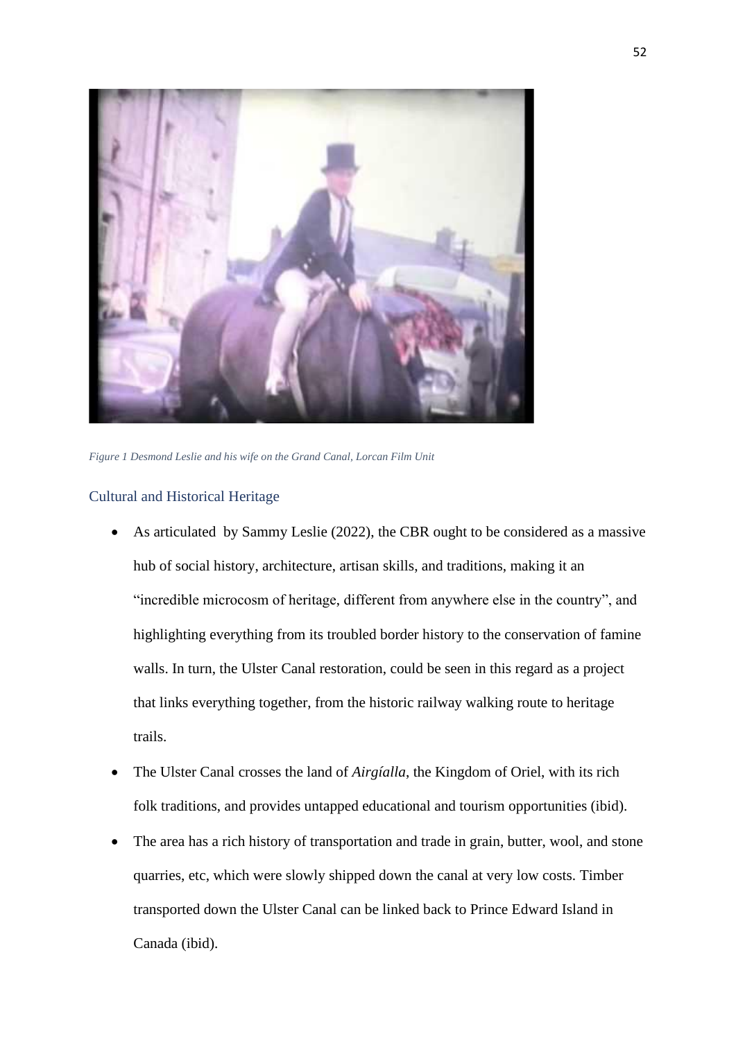*Figure 1 Desmond Leslie and his wife on the Grand Canal, Lorcan Film Unit*

## Cultural and Historical Heritage

- As articulated by Sammy Leslie (2022), the CBR ought to be considered as a massive hub of social history, architecture, artisan skills, and traditions, making it an "incredible microcosm of heritage, different from anywhere else in the country", and highlighting everything from its troubled border history to the conservation of famine walls. In turn, the Ulster Canal restoration, could be seen in this regard as a project that links everything together, from the historic railway walking route to heritage trails.
- The Ulster Canal crosses the land of *Airgíalla*, the Kingdom of Oriel, with its rich folk traditions, and provides untapped educational and tourism opportunities (ibid).
- The area has a rich history of transportation and trade in grain, butter, wool, and stone quarries, etc, which were slowly shipped down the canal at very low costs. Timber transported down the Ulster Canal can be linked back to Prince Edward Island in Canada (ibid).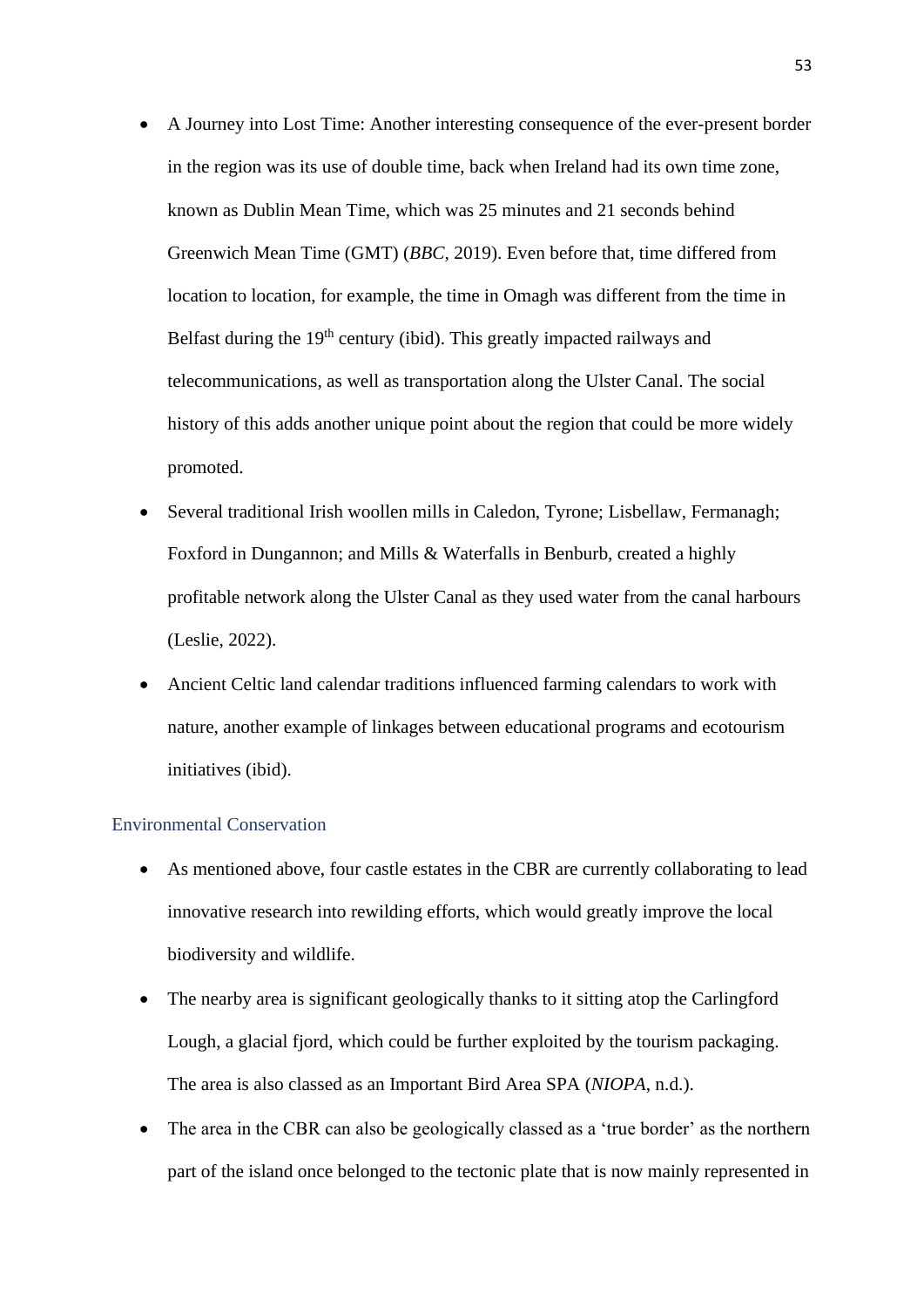- A Journey into Lost Time: Another interesting consequence of the ever-present border in the region was its use of double time, back when Ireland had its own time zone, known as Dublin Mean Time, which was 25 minutes and 21 seconds behind Greenwich Mean Time (GMT) (*BBC*, 2019). Even before that, time differed from location to location, for example, the time in Omagh was different from the time in Belfast during the 19th century (ibid). This greatly impacted railways and telecommunications, as well as transportation along the Ulster Canal. The social history of this adds another unique point about the region that could be more widely promoted.
- Several traditional Irish woollen mills in Caledon, Tyrone; Lisbellaw, Fermanagh; Foxford in Dungannon; and Mills & Waterfalls in Benburb, created a highly profitable network along the Ulster Canal as they used water from the canal harbours (Leslie, 2022).
- Ancient Celtic land calendar traditions influenced farming calendars to work with nature, another example of linkages between educational programs and ecotourism initiatives (ibid).

### Environmental Conservation

- As mentioned above, four castle estates in the CBR are currently collaborating to lead innovative research into rewilding efforts, which would greatly improve the local biodiversity and wildlife.
- The nearby area is significant geologically thanks to it sitting atop the Carlingford Lough, a glacial fjord, which could be further exploited by the tourism packaging. The area is also classed as an Important Bird Area SPA (*NIOPA*, n.d.).
- The area in the CBR can also be geologically classed as a 'true border' as the northern part of the island once belonged to the tectonic plate that is now mainly represented in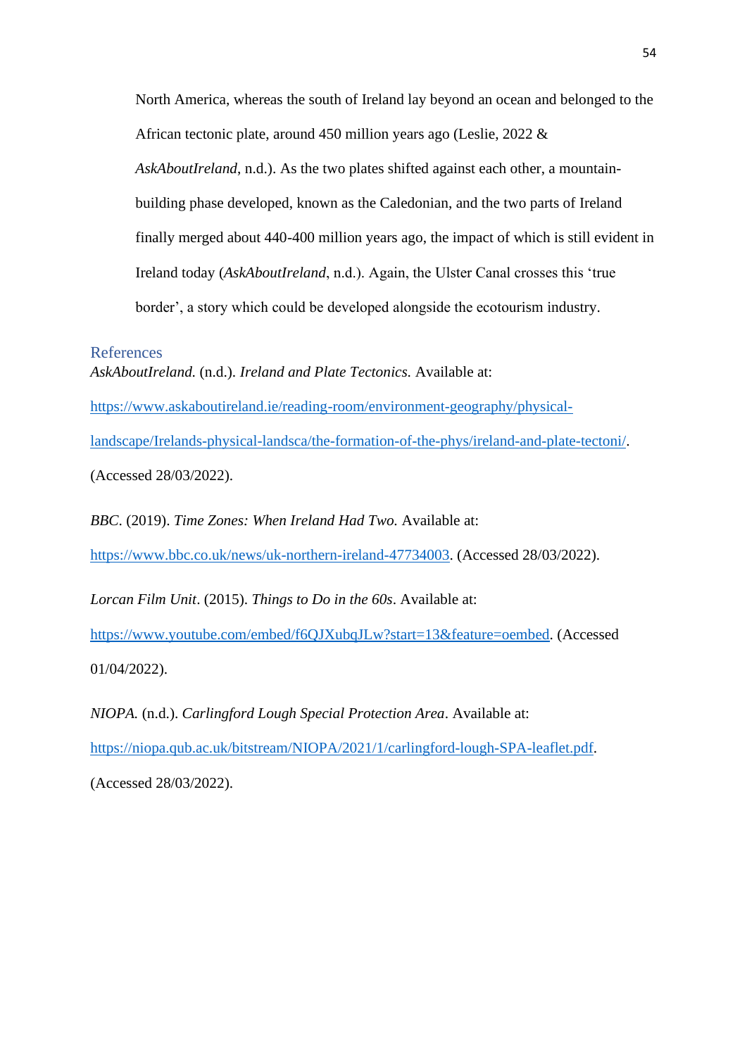North America, whereas the south of Ireland lay beyond an ocean and belonged to the African tectonic plate, around 450 million years ago (Leslie, 2022 & *AskAboutIreland*, n.d.). As the two plates shifted against each other, a mountain-building phase developed, known as the Caledonian, and the two parts of Ireland finally merged about 440-400 million years ago, the impact of which is still evident in Ireland today (*AskAboutIreland*, n.d.). Again, the Ulster Canal crosses this 'true border', a story which could be developed alongside the ecotourism industry.

## References

*AskAboutIreland.* (n.d.). *Ireland and Plate Tectonics.* Available at: https://www.askaboutireland.ie/reading-room/environment-geography/physical-landscape/Irelands-physical-landsca/the-formation-of-the-phys/ireland-and-plate-tectoni/. (Accessed 28/03/2022).

*BBC*. (2019). *Time Zones: When Ireland Had Two.* Available at: https://www.bbc.co.uk/news/uk-northern-ireland-47734003. (Accessed 28/03/2022).

*Lorcan Film Unit*. (2015). *Things to Do in the 60s*. Available at: https://www.youtube.com/embed/f6QJXubqJLw?start=13&feature=oembed. (Accessed 01/04/2022).

*NIOPA.* (n.d.). *Carlingford Lough Special Protection Area*. Available at: https://niopa.qub.ac.uk/bitstream/NIOPA/2021/1/carlingford-lough-SPA-leaflet.pdf. (Accessed 28/03/2022).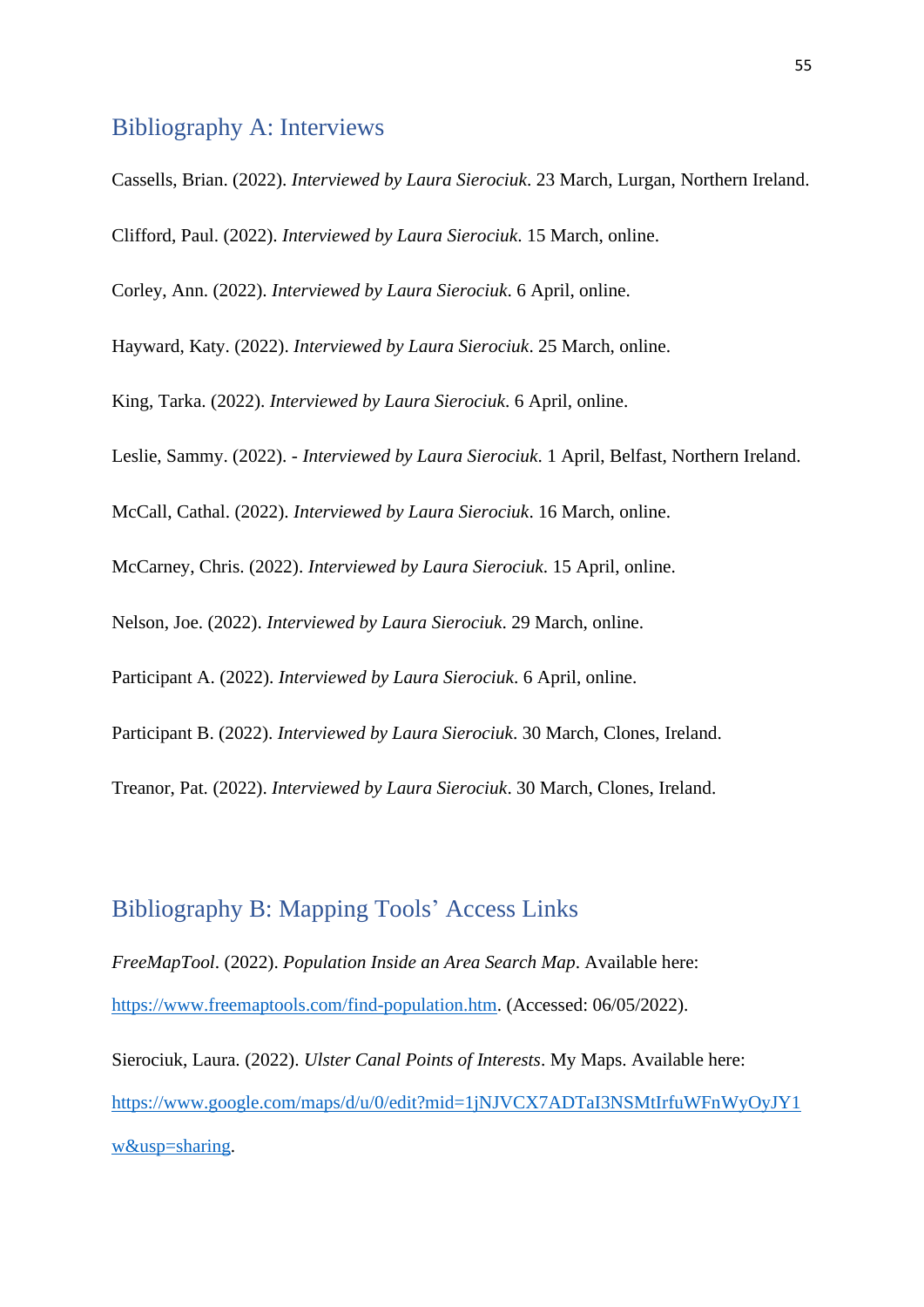## Bibliography A: Interviews

Cassells, Brian. (2022). *Interviewed by Laura Sierociuk*. 23 March, Lurgan, Northern Ireland.

Clifford, Paul. (2022). *Interviewed by Laura Sierociuk*. 15 March, online.

Corley, Ann. (2022). *Interviewed by Laura Sierociuk*. 6 April, online.

Hayward, Katy. (2022). *Interviewed by Laura Sierociuk*. 25 March, online.

King, Tarka. (2022). *Interviewed by Laura Sierociuk*. 6 April, online.

Leslie, Sammy. (2022). - *Interviewed by Laura Sierociuk*. 1 April, Belfast, Northern Ireland.

McCall, Cathal. (2022). *Interviewed by Laura Sierociuk*. 16 March, online.

McCarney, Chris. (2022). *Interviewed by Laura Sierociuk*. 15 April, online.

Nelson, Joe. (2022). *Interviewed by Laura Sierociuk*. 29 March, online.

Participant A. (2022). *Interviewed by Laura Sierociuk*. 6 April, online.

Participant B. (2022). *Interviewed by Laura Sierociuk*. 30 March, Clones, Ireland.

Treanor, Pat. (2022). *Interviewed by Laura Sierociuk*. 30 March, Clones, Ireland.

## Bibliography B: Mapping Tools' Access Links

*FreeMapTool*. (2022). *Population Inside an Area Search Map*. Available here: https://www.freemaptools.com/find-population.htm. (Accessed: 06/05/2022).

Sierociuk, Laura. (2022). *Ulster Canal Points of Interests*. My Maps. Available here: https://www.google.com/maps/d/u/0/edit?mid=1jNJVCX7ADTaI3NSMtIrfuWFnWyOyJY1w&usp=sharing.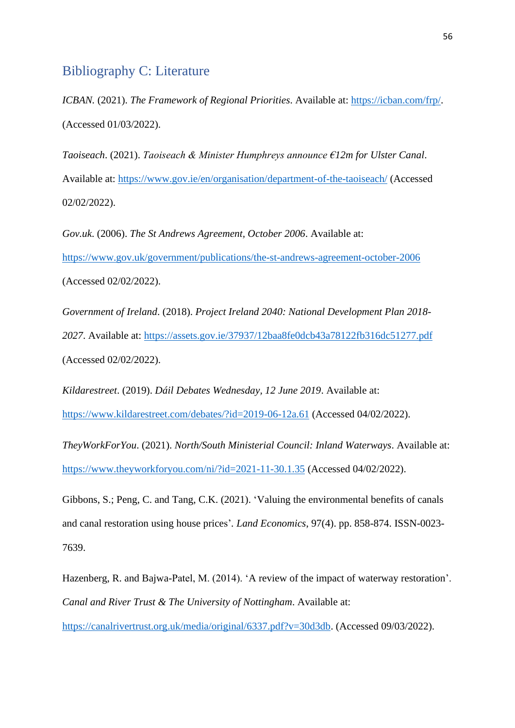## Bibliography C: Literature

*ICBAN*. (2021). *The Framework of Regional Priorities*. Available at: https://icban.com/frp/. (Accessed 01/03/2022).

*Taoiseach*. (2021). *Taoiseach & Minister Humphreys announce €12m for Ulster Canal*. Available at: https://www.gov.ie/en/organisation/department-of-the-taoiseach/ (Accessed 02/02/2022).

*Gov.uk*. (2006). *The St Andrews Agreement, October 2006*. Available at: https://www.gov.uk/government/publications/the-st-andrews-agreement-october-2006 (Accessed 02/02/2022).

*Government of Ireland*. (2018). *Project Ireland 2040: National Development Plan 2018-2027*. Available at: https://assets.gov.ie/37937/12baa8fe0dcb43a78122fb316dc51277.pdf (Accessed 02/02/2022).

*Kildarestreet*. (2019). *Dáil Debates Wednesday, 12 June 2019*. Available at: https://www.kildarestreet.com/debates/?id=2019-06-12a.61 (Accessed 04/02/2022).

*TheyWorkForYou*. (2021). *North/South Ministerial Council: Inland Waterways*. Available at: https://www.theyworkforyou.com/ni/?id=2021-11-30.1.35 (Accessed 04/02/2022).

Gibbons, S.; Peng, C. and Tang, C.K. (2021). 'Valuing the environmental benefits of canals and canal restoration using house prices'. *Land Economics*, 97(4). pp. 858-874. ISSN-0023-7639.

Hazenberg, R. and Bajwa-Patel, M. (2014). 'A review of the impact of waterway restoration'. *Canal and River Trust & The University of Nottingham*. Available at: https://canalrivertrust.org.uk/media/original/6337.pdf?v=30d3db. (Accessed 09/03/2022).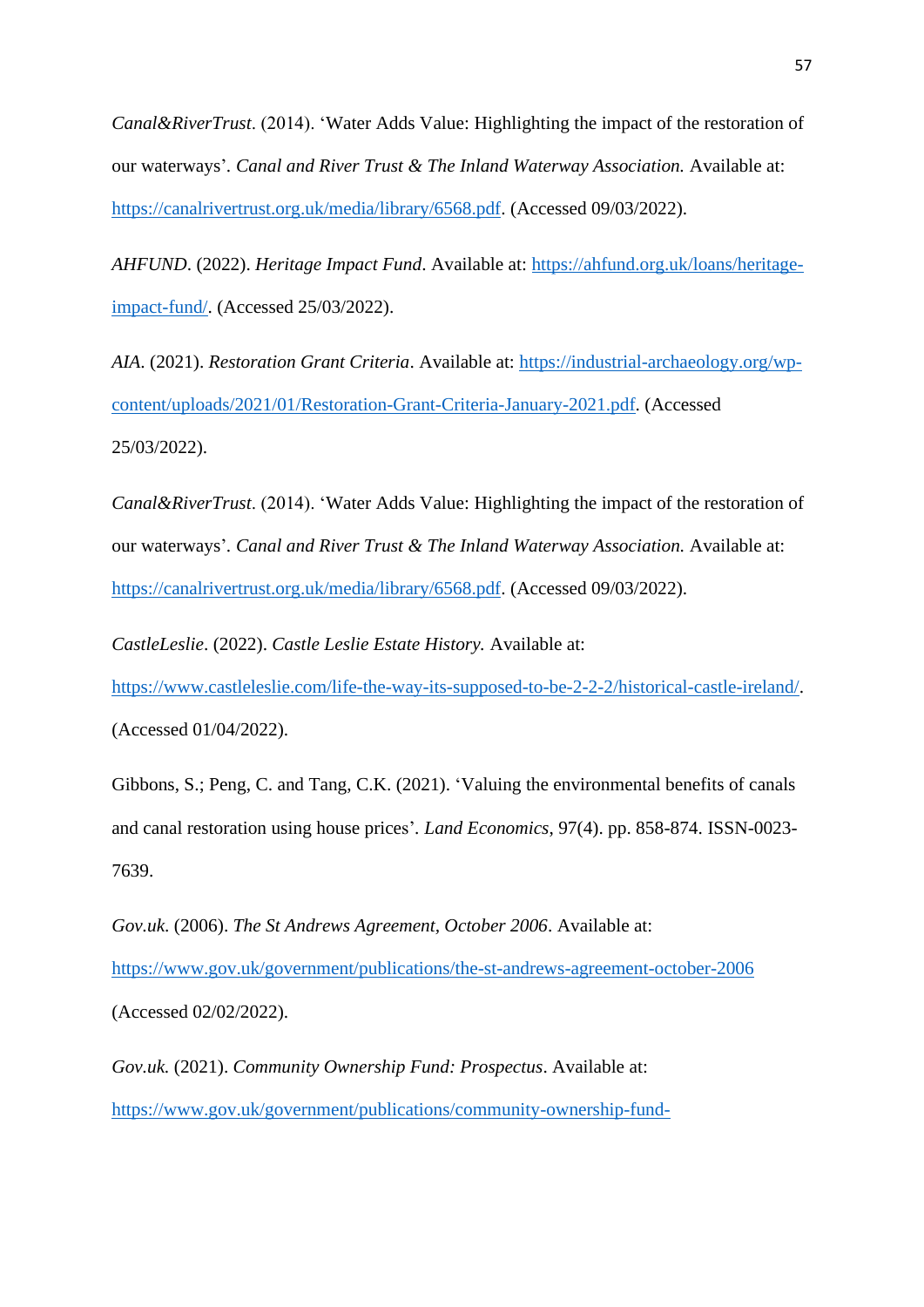*Canal&RiverTrust*. (2014). 'Water Adds Value: Highlighting the impact of the restoration of our waterways'. *Canal and River Trust & The Inland Waterway Association.* Available at: https://canalrivertrust.org.uk/media/library/6568.pdf. (Accessed 09/03/2022).

*AHFUND*. (2022). *Heritage Impact Fund*. Available at: https://ahfund.org.uk/loans/heritage-impact-fund/. (Accessed 25/03/2022).

*AIA*. (2021). *Restoration Grant Criteria*. Available at: https://industrial-archaeology.org/wp-content/uploads/2021/01/Restoration-Grant-Criteria-January-2021.pdf. (Accessed 25/03/2022).

*Canal&RiverTrust*. (2014). 'Water Adds Value: Highlighting the impact of the restoration of our waterways'. *Canal and River Trust & The Inland Waterway Association.* Available at: https://canalrivertrust.org.uk/media/library/6568.pdf. (Accessed 09/03/2022).

*CastleLeslie*. (2022). *Castle Leslie Estate History.* Available at: https://www.castleleslie.com/life-the-way-its-supposed-to-be-2-2-2/historical-castle-ireland/. (Accessed 01/04/2022).

Gibbons, S.; Peng, C. and Tang, C.K. (2021). 'Valuing the environmental benefits of canals and canal restoration using house prices'. *Land Economics*, 97(4). pp. 858-874. ISSN-0023-7639.

*Gov.uk.* (2006). *The St Andrews Agreement, October 2006*. Available at: https://www.gov.uk/government/publications/the-st-andrews-agreement-october-2006 (Accessed 02/02/2022).

*Gov.uk.* (2021). *Community Ownership Fund: Prospectus*. Available at: https://www.gov.uk/government/publications/community-ownership-fund-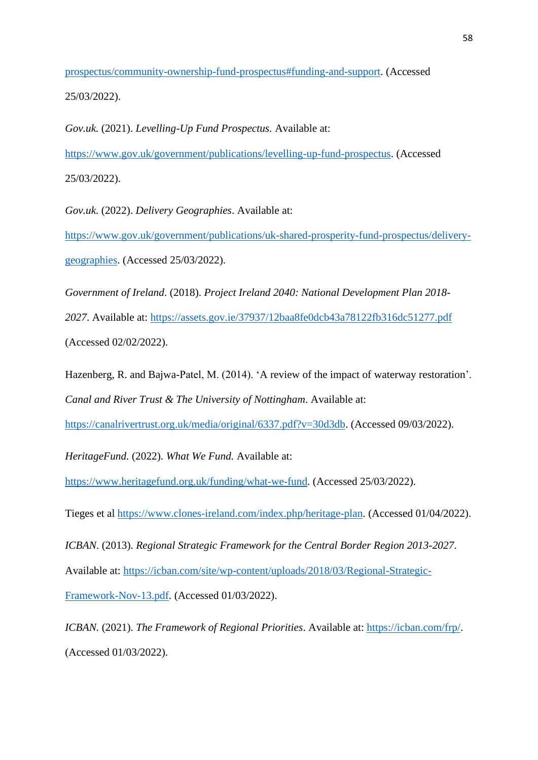prospectus/community-ownership-fund-prospectus#funding-and-support. (Accessed 25/03/2022).

*Gov.uk.* (2021). *Levelling-Up Fund Prospectus.* Available at: https://www.gov.uk/government/publications/levelling-up-fund-prospectus. (Accessed 25/03/2022).

*Gov.uk.* (2022). *Delivery Geographies*. Available at: https://www.gov.uk/government/publications/uk-shared-prosperity-fund-prospectus/delivery-geographies. (Accessed 25/03/2022).

*Government of Ireland*. (2018). *Project Ireland 2040: National Development Plan 2018-2027*. Available at: https://assets.gov.ie/37937/12baa8fe0dcb43a78122fb316dc51277.pdf (Accessed 02/02/2022).

Hazenberg, R. and Bajwa-Patel, M. (2014). 'A review of the impact of waterway restoration'. *Canal and River Trust & The University of Nottingham*. Available at: https://canalrivertrust.org.uk/media/original/6337.pdf?v=30d3db. (Accessed 09/03/2022).

*HeritageFund.* (2022). *What We Fund.* Available at: https://www.heritagefund.org.uk/funding/what-we-fund. (Accessed 25/03/2022).

Tieges et al https://www.clones-ireland.com/index.php/heritage-plan. (Accessed 01/04/2022).

*ICBAN*. (2013). *Regional Strategic Framework for the Central Border Region 2013-2027*. Available at: https://icban.com/site/wp-content/uploads/2018/03/Regional-Strategic-Framework-Nov-13.pdf. (Accessed 01/03/2022).

*ICBAN*. (2021). *The Framework of Regional Priorities*. Available at: https://icban.com/frp/. (Accessed 01/03/2022).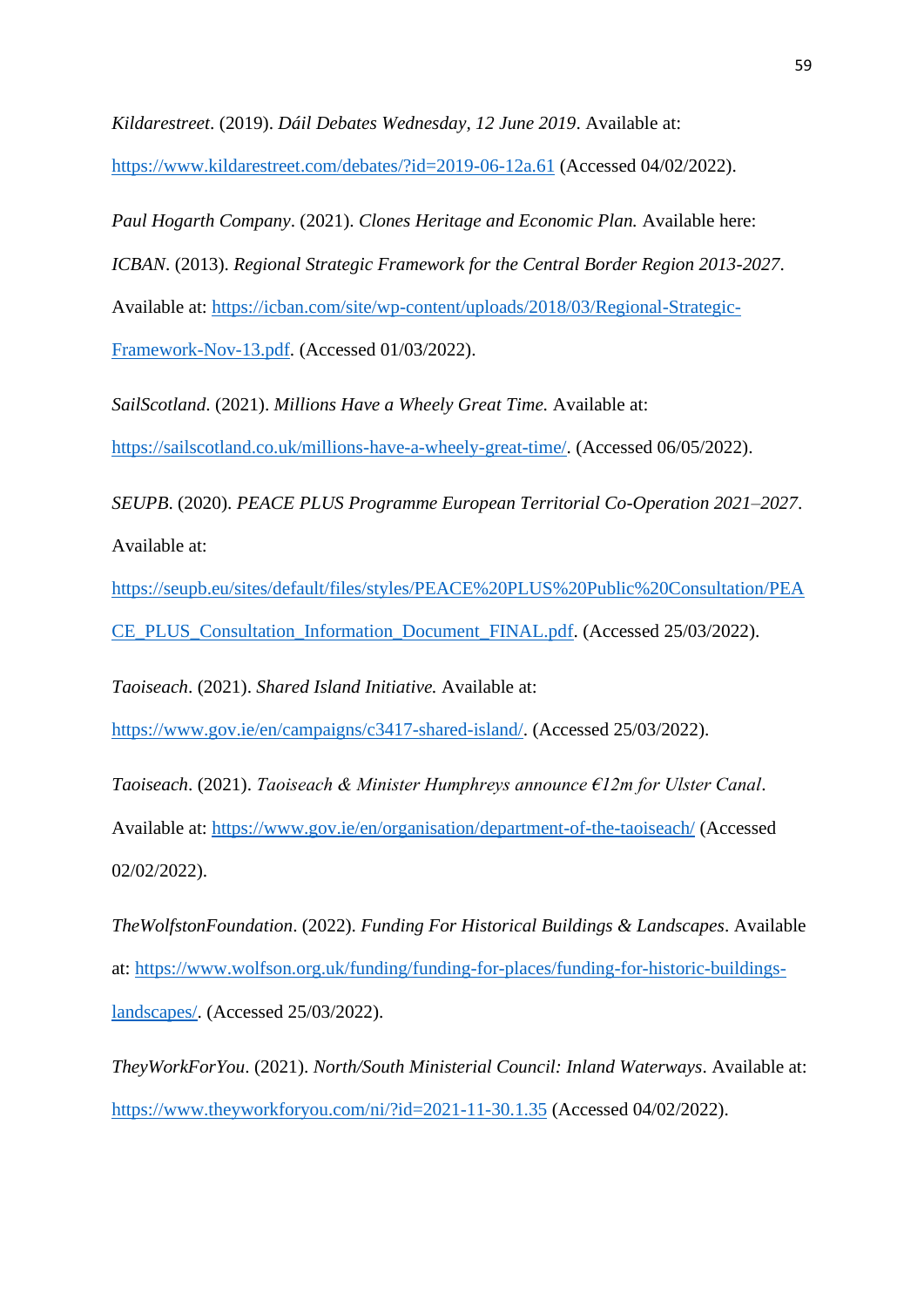*Kildarestreet*. (2019). *Dáil Debates Wednesday, 12 June 2019*. Available at: https://www.kildarestreet.com/debates/?id=2019-06-12a.61 (Accessed 04/02/2022).

*Paul Hogarth Company*. (2021). *Clones Heritage and Economic Plan.* Available here:

*ICBAN*. (2013). *Regional Strategic Framework for the Central Border Region 2013-2027*. Available at: https://icban.com/site/wp-content/uploads/2018/03/Regional-Strategic-Framework-Nov-13.pdf. (Accessed 01/03/2022).

*SailScotland*. (2021). *Millions Have a Wheely Great Time.* Available at: https://sailscotland.co.uk/millions-have-a-wheely-great-time/. (Accessed 06/05/2022).

*SEUPB*. (2020). *PEACE PLUS Programme European Territorial Co-Operation 2021–2027*. Available at: https://seupb.eu/sites/default/files/styles/PEACE%20PLUS%20Public%20Consultation/PEACE_PLUS_Consultation_Information_Document_FINAL.pdf. (Accessed 25/03/2022).

*Taoiseach*. (2021). *Shared Island Initiative.* Available at: https://www.gov.ie/en/campaigns/c3417-shared-island/. (Accessed 25/03/2022).

*Taoiseach*. (2021). *Taoiseach & Minister Humphreys announce €12m for Ulster Canal*. Available at: https://www.gov.ie/en/organisation/department-of-the-taoiseach/ (Accessed 02/02/2022).

*TheWolfstonFoundation*. (2022). *Funding For Historical Buildings & Landscapes*. Available at: https://www.wolfson.org.uk/funding/funding-for-places/funding-for-historic-buildings-landscapes/. (Accessed 25/03/2022).

*TheyWorkForYou*. (2021). *North/South Ministerial Council: Inland Waterways*. Available at: https://www.theyworkforyou.com/ni/?id=2021-11-30.1.35 (Accessed 04/02/2022).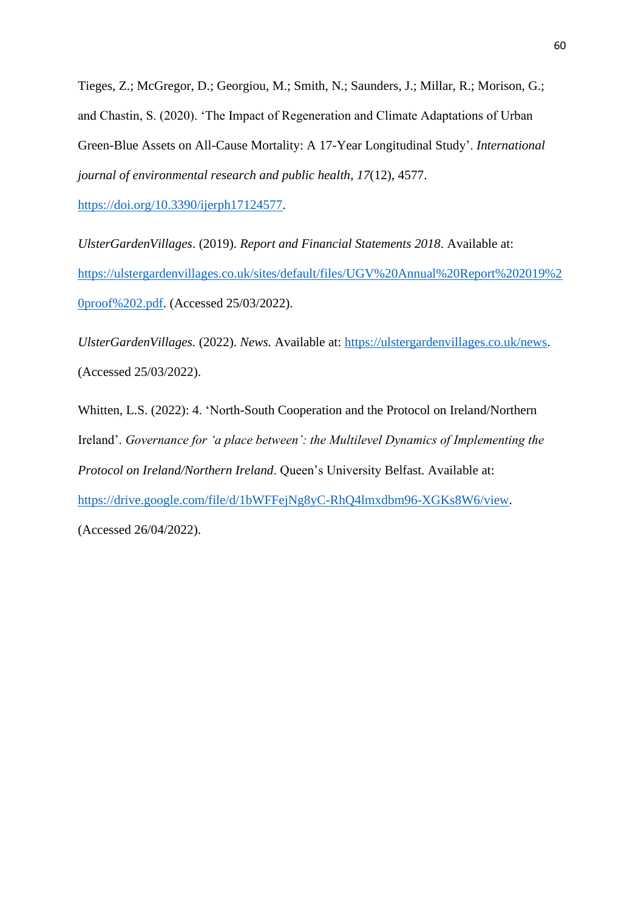Tieges, Z.; McGregor, D.; Georgiou, M.; Smith, N.; Saunders, J.; Millar, R.; Morison, G.; and Chastin, S. (2020). 'The Impact of Regeneration and Climate Adaptations of Urban Green-Blue Assets on All-Cause Mortality: A 17-Year Longitudinal Study'. *International journal of environmental research and public health*, *17*(12), 4577. https://doi.org/10.3390/ijerph17124577.

*UlsterGardenVillages*. (2019). *Report and Financial Statements 2018*. Available at: https://ulstergardenvillages.co.uk/sites/default/files/UGV%20Annual%20Report%202019%20proof%202.pdf. (Accessed 25/03/2022).

*UlsterGardenVillages.* (2022). *News.* Available at: https://ulstergardenvillages.co.uk/news. (Accessed 25/03/2022).

Whitten, L.S. (2022): 4. 'North-South Cooperation and the Protocol on Ireland/Northern Ireland'. *Governance for 'a place between': the Multilevel Dynamics of Implementing the Protocol on Ireland/Northern Ireland*. Queen's University Belfast. Available at: https://drive.google.com/file/d/1bWFFejNg8yC-RhQ4lmxdbm96-XGKs8W6/view. (Accessed 26/04/2022).